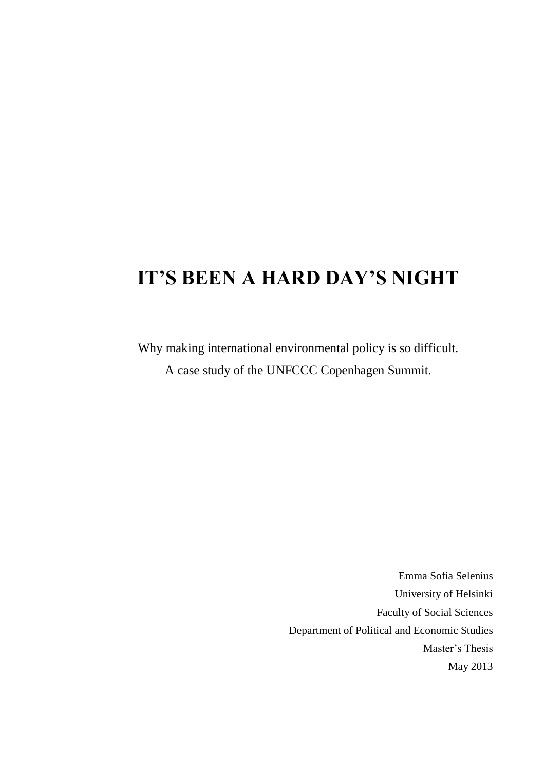# IT'S BEEN A HARD DAY'S NIGHT

Why making international environmental policy is so difficult.
A case study of the UNFCCC Copenhagen Summit.

Emma Sofia Selenius
University of Helsinki
Faculty of Social Sciences
Department of Political and Economic Studies
Master's Thesis
May 2013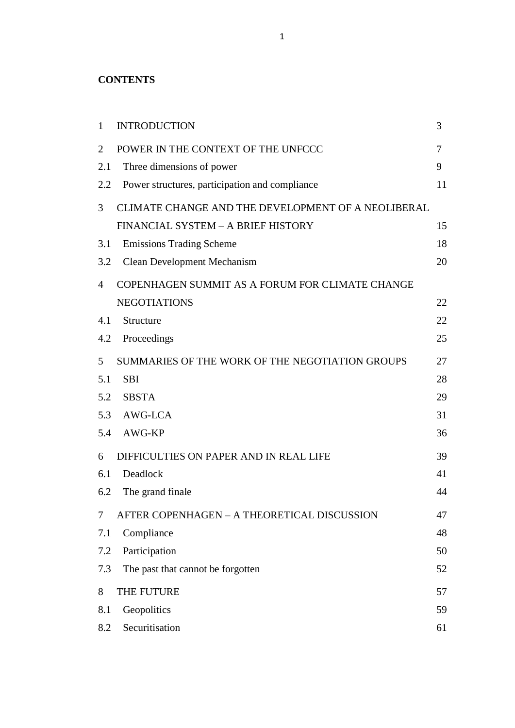**CONTENTS**

| | | |
|---|---|---|
| 1 | INTRODUCTION | 3 |
| 2 | POWER IN THE CONTEXT OF THE UNFCCC | 7 |
| 2.1 | Three dimensions of power | 9 |
| 2.2 | Power structures, participation and compliance | 11 |
| 3 | CLIMATE CHANGE AND THE DEVELOPMENT OF A NEOLIBERAL FINANCIAL SYSTEM – A BRIEF HISTORY | 15 |
| 3.1 | Emissions Trading Scheme | 18 |
| 3.2 | Clean Development Mechanism | 20 |
| 4 | COPENHAGEN SUMMIT AS A FORUM FOR CLIMATE CHANGE NEGOTIATIONS | 22 |
| 4.1 | Structure | 22 |
| 4.2 | Proceedings | 25 |
| 5 | SUMMARIES OF THE WORK OF THE NEGOTIATION GROUPS | 27 |
| 5.1 | SBI | 28 |
| 5.2 | SBSTA | 29 |
| 5.3 | AWG-LCA | 31 |
| 5.4 | AWG-KP | 36 |
| 6 | DIFFICULTIES ON PAPER AND IN REAL LIFE | 39 |
| 6.1 | Deadlock | 41 |
| 6.2 | The grand finale | 44 |
| 7 | AFTER COPENHAGEN – A THEORETICAL DISCUSSION | 47 |
| 7.1 | Compliance | 48 |
| 7.2 | Participation | 50 |
| 7.3 | The past that cannot be forgotten | 52 |
| 8 | THE FUTURE | 57 |
| 8.1 | Geopolitics | 59 |
| 8.2 | Securitisation | 61 |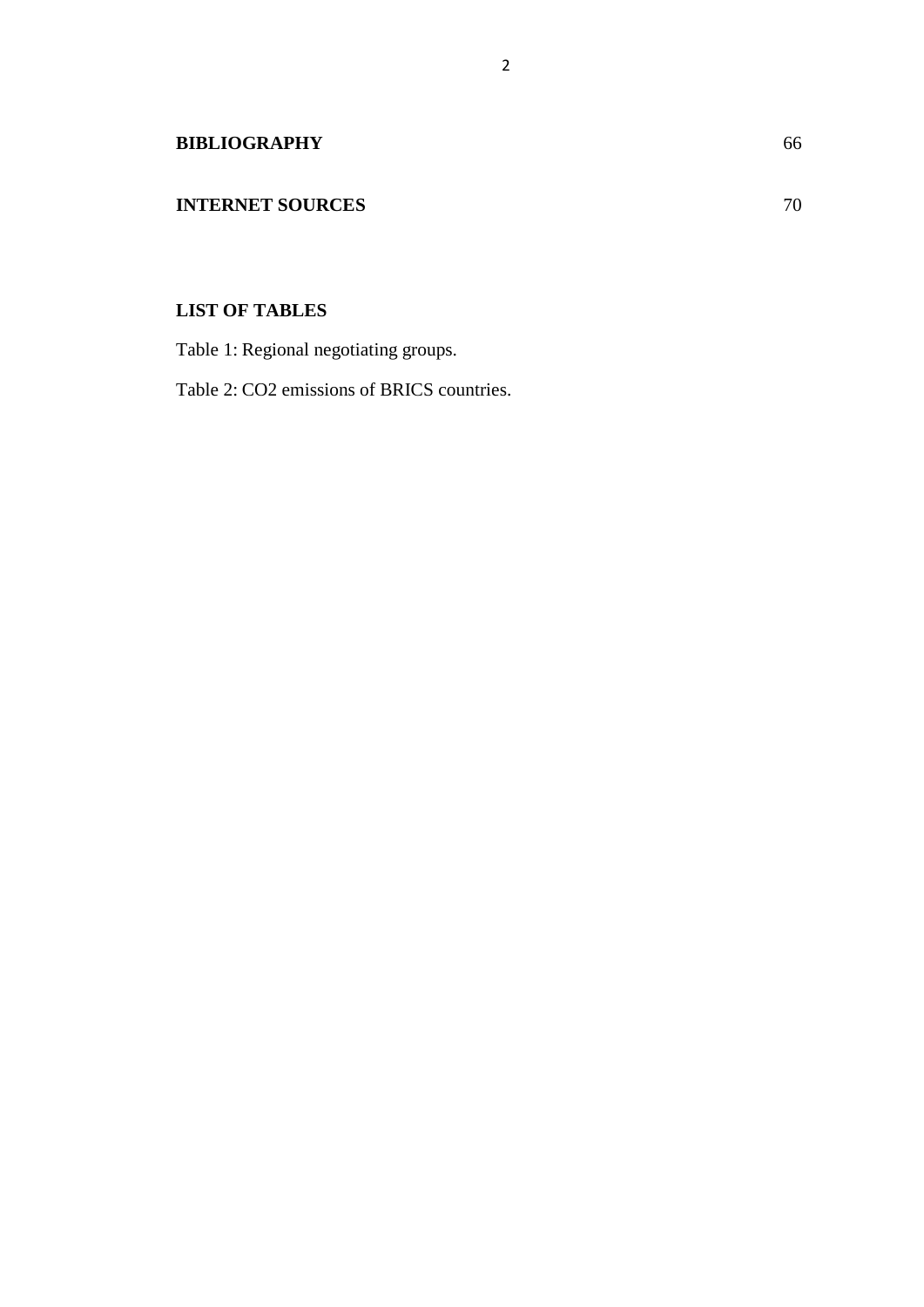**BIBLIOGRAPHY** 66

**INTERNET SOURCES** 70

**LIST OF TABLES**

Table 1: Regional negotiating groups.

Table 2: $CO_2$ emissions of BRICS countries.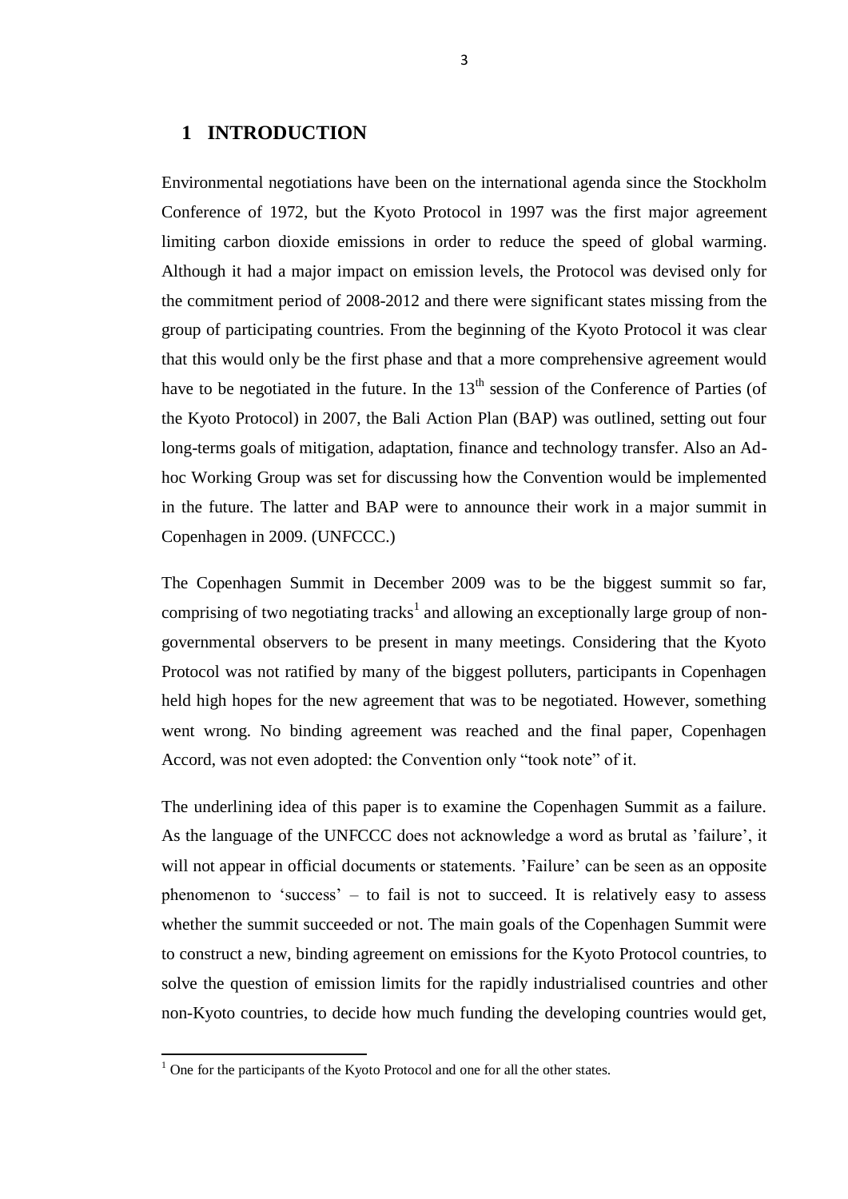# 1 INTRODUCTION

Environmental negotiations have been on the international agenda since the Stockholm Conference of 1972, but the Kyoto Protocol in 1997 was the first major agreement limiting carbon dioxide emissions in order to reduce the speed of global warming. Although it had a major impact on emission levels, the Protocol was devised only for the commitment period of 2008-2012 and there were significant states missing from the group of participating countries. From the beginning of the Kyoto Protocol it was clear that this would only be the first phase and that a more comprehensive agreement would have to be negotiated in the future. In the 13th session of the Conference of Parties (of the Kyoto Protocol) in 2007, the Bali Action Plan (BAP) was outlined, setting out four long-terms goals of mitigation, adaptation, finance and technology transfer. Also an Ad-hoc Working Group was set for discussing how the Convention would be implemented in the future. The latter and BAP were to announce their work in a major summit in Copenhagen in 2009. (UNFCCC.)

The Copenhagen Summit in December 2009 was to be the biggest summit so far, comprising of two negotiating tracks[1] and allowing an exceptionally large group of non-governmental observers to be present in many meetings. Considering that the Kyoto Protocol was not ratified by many of the biggest polluters, participants in Copenhagen held high hopes for the new agreement that was to be negotiated. However, something went wrong. No binding agreement was reached and the final paper, Copenhagen Accord, was not even adopted: the Convention only "took note" of it.

The underlining idea of this paper is to examine the Copenhagen Summit as a failure. As the language of the UNFCCC does not acknowledge a word as brutal as 'failure', it will not appear in official documents or statements. 'Failure' can be seen as an opposite phenomenon to 'success' – to fail is not to succeed. It is relatively easy to assess whether the summit succeeded or not. The main goals of the Copenhagen Summit were to construct a new, binding agreement on emissions for the Kyoto Protocol countries, to solve the question of emission limits for the rapidly industrialised countries and other non-Kyoto countries, to decide how much funding the developing countries would get,

[1] One for the participants of the Kyoto Protocol and one for all the other states.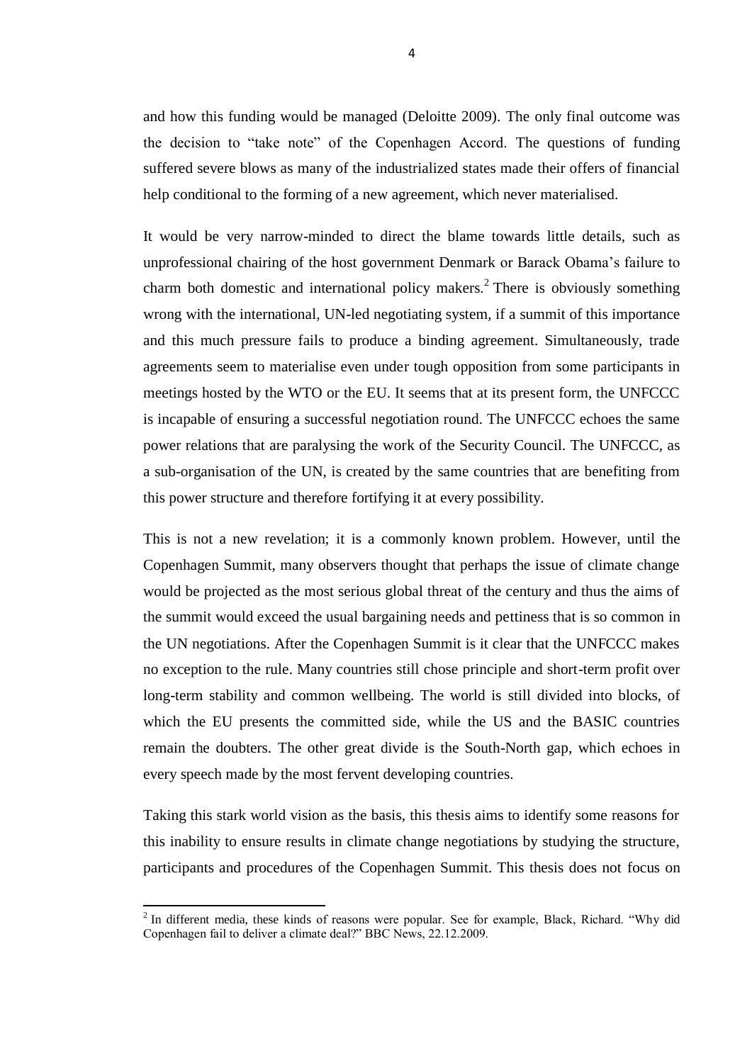and how this funding would be managed (Deloitte 2009). The only final outcome was the decision to "take note" of the Copenhagen Accord. The questions of funding suffered severe blows as many of the industrialized states made their offers of financial help conditional to the forming of a new agreement, which never materialised.

It would be very narrow-minded to direct the blame towards little details, such as unprofessional chairing of the host government Denmark or Barack Obama's failure to charm both domestic and international policy makers.[2] There is obviously something wrong with the international, UN-led negotiating system, if a summit of this importance and this much pressure fails to produce a binding agreement. Simultaneously, trade agreements seem to materialise even under tough opposition from some participants in meetings hosted by the WTO or the EU. It seems that at its present form, the UNFCCC is incapable of ensuring a successful negotiation round. The UNFCCC echoes the same power relations that are paralysing the work of the Security Council. The UNFCCC, as a sub-organisation of the UN, is created by the same countries that are benefiting from this power structure and therefore fortifying it at every possibility.

This is not a new revelation; it is a commonly known problem. However, until the Copenhagen Summit, many observers thought that perhaps the issue of climate change would be projected as the most serious global threat of the century and thus the aims of the summit would exceed the usual bargaining needs and pettiness that is so common in the UN negotiations. After the Copenhagen Summit is it clear that the UNFCCC makes no exception to the rule. Many countries still chose principle and short-term profit over long-term stability and common wellbeing. The world is still divided into blocks, of which the EU presents the committed side, while the US and the BASIC countries remain the doubters. The other great divide is the South-North gap, which echoes in every speech made by the most fervent developing countries.

Taking this stark world vision as the basis, this thesis aims to identify some reasons for this inability to ensure results in climate change negotiations by studying the structure, participants and procedures of the Copenhagen Summit. This thesis does not focus on

---

[2] In different media, these kinds of reasons were popular. See for example, Black, Richard. "Why did Copenhagen fail to deliver a climate deal?" BBC News, 22.12.2009.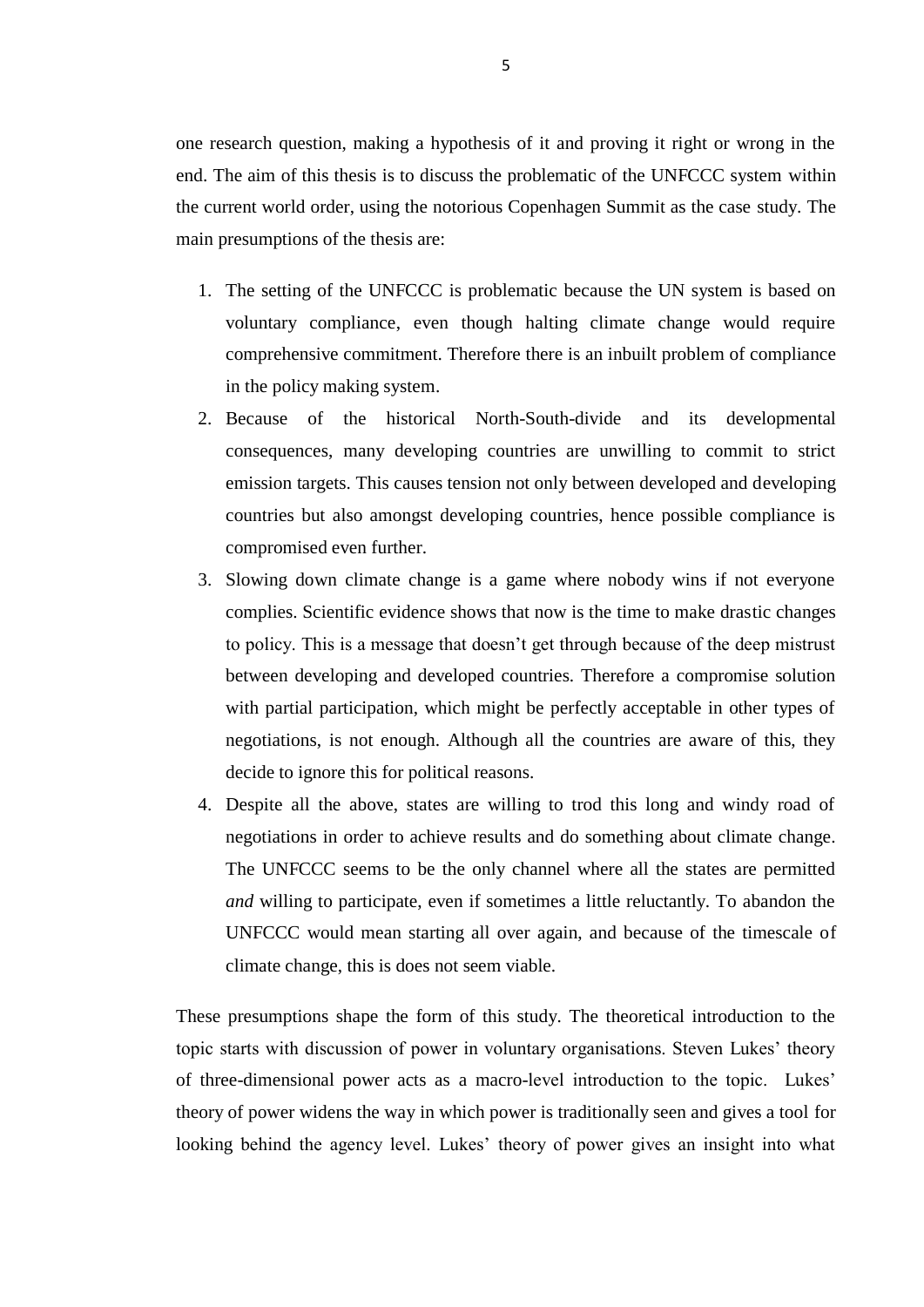one research question, making a hypothesis of it and proving it right or wrong in the end. The aim of this thesis is to discuss the problematic of the UNFCCC system within the current world order, using the notorious Copenhagen Summit as the case study. The main presumptions of the thesis are:

1. The setting of the UNFCCC is problematic because the UN system is based on voluntary compliance, even though halting climate change would require comprehensive commitment. Therefore there is an inbuilt problem of compliance in the policy making system.
2. Because of the historical North-South-divide and its developmental consequences, many developing countries are unwilling to commit to strict emission targets. This causes tension not only between developed and developing countries but also amongst developing countries, hence possible compliance is compromised even further.
3. Slowing down climate change is a game where nobody wins if not everyone complies. Scientific evidence shows that now is the time to make drastic changes to policy. This is a message that doesn't get through because of the deep mistrust between developing and developed countries. Therefore a compromise solution with partial participation, which might be perfectly acceptable in other types of negotiations, is not enough. Although all the countries are aware of this, they decide to ignore this for political reasons.
4. Despite all the above, states are willing to trod this long and windy road of negotiations in order to achieve results and do something about climate change. The UNFCCC seems to be the only channel where all the states are permitted *and* willing to participate, even if sometimes a little reluctantly. To abandon the UNFCCC would mean starting all over again, and because of the timescale of climate change, this is does not seem viable.

These presumptions shape the form of this study. The theoretical introduction to the topic starts with discussion of power in voluntary organisations. Steven Lukes' theory of three-dimensional power acts as a macro-level introduction to the topic. Lukes' theory of power widens the way in which power is traditionally seen and gives a tool for looking behind the agency level. Lukes' theory of power gives an insight into what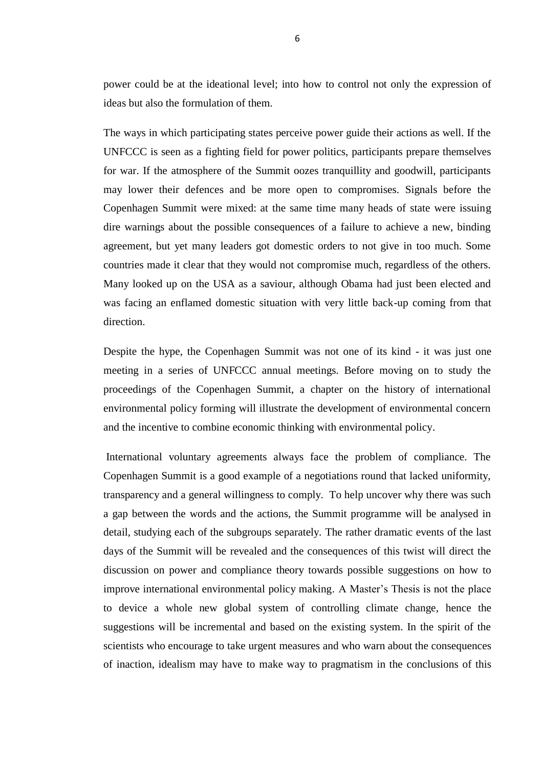power could be at the ideational level; into how to control not only the expression of ideas but also the formulation of them.

The ways in which participating states perceive power guide their actions as well. If the UNFCCC is seen as a fighting field for power politics, participants prepare themselves for war. If the atmosphere of the Summit oozes tranquillity and goodwill, participants may lower their defences and be more open to compromises. Signals before the Copenhagen Summit were mixed: at the same time many heads of state were issuing dire warnings about the possible consequences of a failure to achieve a new, binding agreement, but yet many leaders got domestic orders to not give in too much. Some countries made it clear that they would not compromise much, regardless of the others. Many looked up on the USA as a saviour, although Obama had just been elected and was facing an enflamed domestic situation with very little back-up coming from that direction.

Despite the hype, the Copenhagen Summit was not one of its kind - it was just one meeting in a series of UNFCCC annual meetings. Before moving on to study the proceedings of the Copenhagen Summit, a chapter on the history of international environmental policy forming will illustrate the development of environmental concern and the incentive to combine economic thinking with environmental policy.

International voluntary agreements always face the problem of compliance. The Copenhagen Summit is a good example of a negotiations round that lacked uniformity, transparency and a general willingness to comply. To help uncover why there was such a gap between the words and the actions, the Summit programme will be analysed in detail, studying each of the subgroups separately. The rather dramatic events of the last days of the Summit will be revealed and the consequences of this twist will direct the discussion on power and compliance theory towards possible suggestions on how to improve international environmental policy making. A Master's Thesis is not the place to device a whole new global system of controlling climate change, hence the suggestions will be incremental and based on the existing system. In the spirit of the scientists who encourage to take urgent measures and who warn about the consequences of inaction, idealism may have to make way to pragmatism in the conclusions of this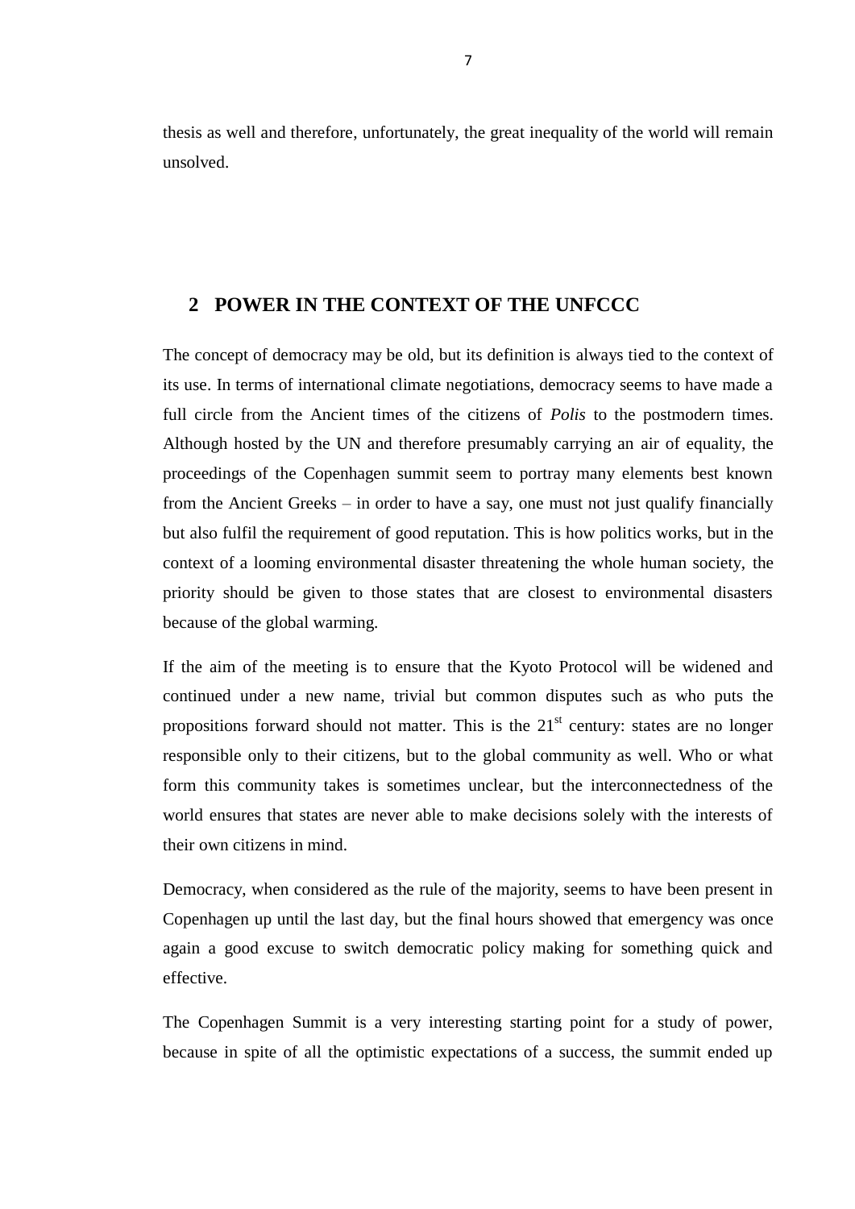thesis as well and therefore, unfortunately, the great inequality of the world will remain unsolved.

# 2 POWER IN THE CONTEXT OF THE UNFCCC

The concept of democracy may be old, but its definition is always tied to the context of its use. In terms of international climate negotiations, democracy seems to have made a full circle from the Ancient times of the citizens of *Polis* to the postmodern times. Although hosted by the UN and therefore presumably carrying an air of equality, the proceedings of the Copenhagen summit seem to portray many elements best known from the Ancient Greeks – in order to have a say, one must not just qualify financially but also fulfil the requirement of good reputation. This is how politics works, but in the context of a looming environmental disaster threatening the whole human society, the priority should be given to those states that are closest to environmental disasters because of the global warming.

If the aim of the meeting is to ensure that the Kyoto Protocol will be widened and continued under a new name, trivial but common disputes such as who puts the propositions forward should not matter. This is the 21st century: states are no longer responsible only to their citizens, but to the global community as well. Who or what form this community takes is sometimes unclear, but the interconnectedness of the world ensures that states are never able to make decisions solely with the interests of their own citizens in mind.

Democracy, when considered as the rule of the majority, seems to have been present in Copenhagen up until the last day, but the final hours showed that emergency was once again a good excuse to switch democratic policy making for something quick and effective.

The Copenhagen Summit is a very interesting starting point for a study of power, because in spite of all the optimistic expectations of a success, the summit ended up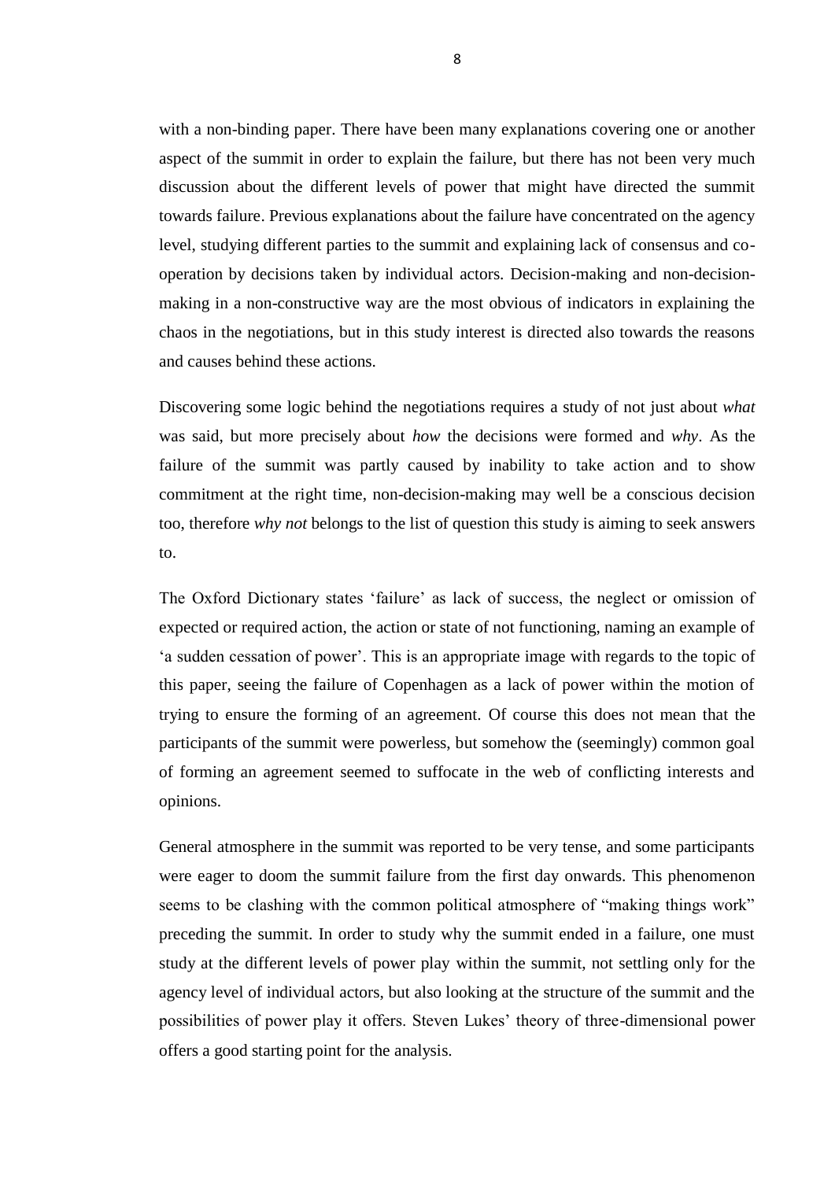with a non-binding paper. There have been many explanations covering one or another aspect of the summit in order to explain the failure, but there has not been very much discussion about the different levels of power that might have directed the summit towards failure. Previous explanations about the failure have concentrated on the agency level, studying different parties to the summit and explaining lack of consensus and co-operation by decisions taken by individual actors. Decision-making and non-decision-making in a non-constructive way are the most obvious of indicators in explaining the chaos in the negotiations, but in this study interest is directed also towards the reasons and causes behind these actions.

Discovering some logic behind the negotiations requires a study of not just about *what* was said, but more precisely about *how* the decisions were formed and *why*. As the failure of the summit was partly caused by inability to take action and to show commitment at the right time, non-decision-making may well be a conscious decision too, therefore *why not* belongs to the list of question this study is aiming to seek answers to.

The Oxford Dictionary states 'failure' as lack of success, the neglect or omission of expected or required action, the action or state of not functioning, naming an example of 'a sudden cessation of power'. This is an appropriate image with regards to the topic of this paper, seeing the failure of Copenhagen as a lack of power within the motion of trying to ensure the forming of an agreement. Of course this does not mean that the participants of the summit were powerless, but somehow the (seemingly) common goal of forming an agreement seemed to suffocate in the web of conflicting interests and opinions.

General atmosphere in the summit was reported to be very tense, and some participants were eager to doom the summit failure from the first day onwards. This phenomenon seems to be clashing with the common political atmosphere of "making things work" preceding the summit. In order to study why the summit ended in a failure, one must study at the different levels of power play within the summit, not settling only for the agency level of individual actors, but also looking at the structure of the summit and the possibilities of power play it offers. Steven Lukes' theory of three-dimensional power offers a good starting point for the analysis.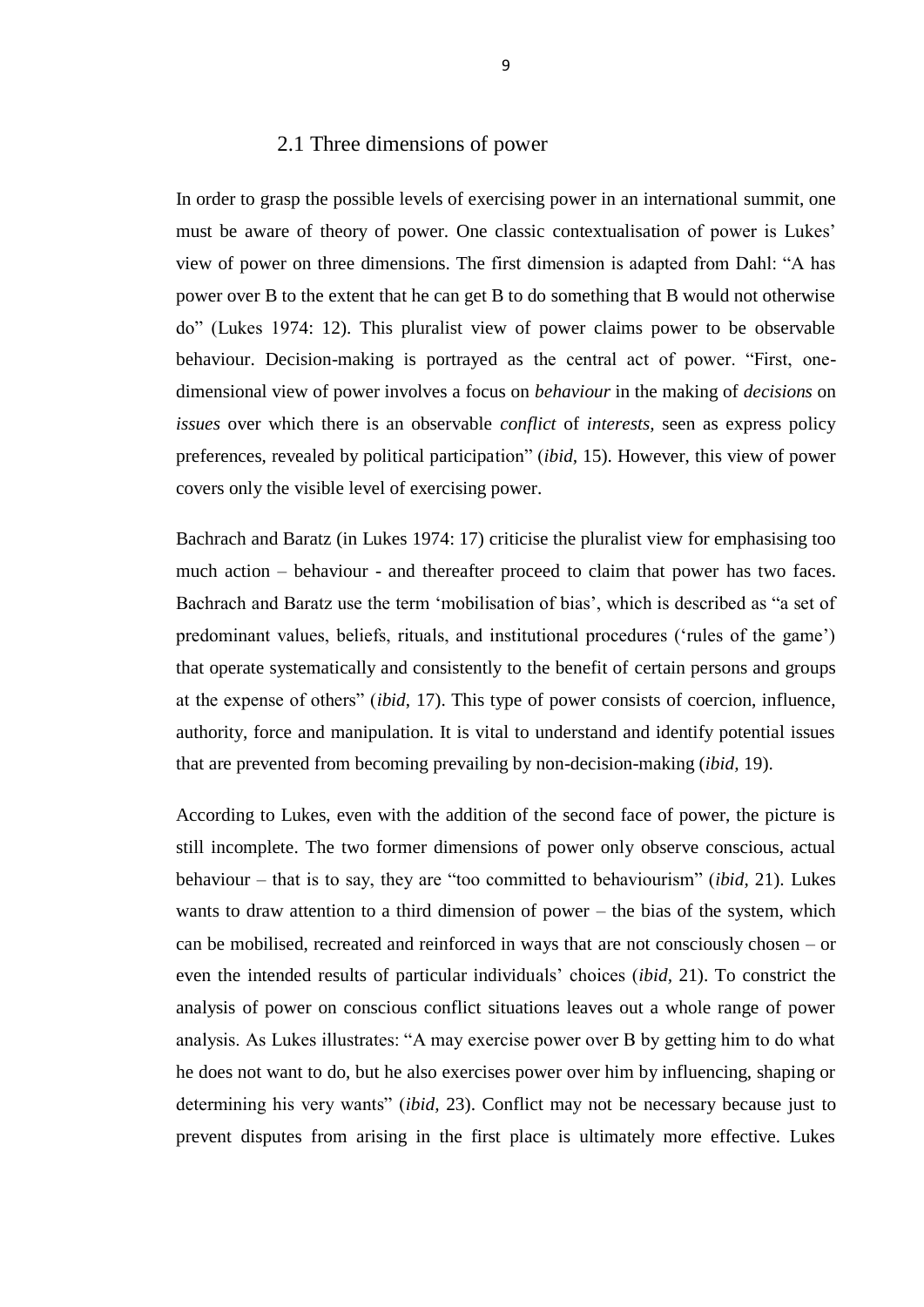## 2.1 Three dimensions of power

In order to grasp the possible levels of exercising power in an international summit, one must be aware of theory of power. One classic contextualisation of power is Lukes' view of power on three dimensions. The first dimension is adapted from Dahl: "A has power over B to the extent that he can get B to do something that B would not otherwise do" (Lukes 1974: 12). This pluralist view of power claims power to be observable behaviour. Decision-making is portrayed as the central act of power. "First, one-dimensional view of power involves a focus on *behaviour* in the making of *decisions* on *issues* over which there is an observable *conflict* of *interests,* seen as express policy preferences, revealed by political participation" (*ibid*, 15). However, this view of power covers only the visible level of exercising power.

Bachrach and Baratz (in Lukes 1974: 17) criticise the pluralist view for emphasising too much action – behaviour - and thereafter proceed to claim that power has two faces. Bachrach and Baratz use the term 'mobilisation of bias', which is described as "a set of predominant values, beliefs, rituals, and institutional procedures ('rules of the game') that operate systematically and consistently to the benefit of certain persons and groups at the expense of others" (*ibid*, 17). This type of power consists of coercion, influence, authority, force and manipulation. It is vital to understand and identify potential issues that are prevented from becoming prevailing by non-decision-making (*ibid,* 19).

According to Lukes, even with the addition of the second face of power, the picture is still incomplete. The two former dimensions of power only observe conscious, actual behaviour – that is to say, they are "too committed to behaviourism" (*ibid*, 21). Lukes wants to draw attention to a third dimension of power – the bias of the system, which can be mobilised, recreated and reinforced in ways that are not consciously chosen – or even the intended results of particular individuals' choices (*ibid,* 21). To constrict the analysis of power on conscious conflict situations leaves out a whole range of power analysis. As Lukes illustrates: "A may exercise power over B by getting him to do what he does not want to do, but he also exercises power over him by influencing, shaping or determining his very wants" (*ibid,* 23). Conflict may not be necessary because just to prevent disputes from arising in the first place is ultimately more effective. Lukes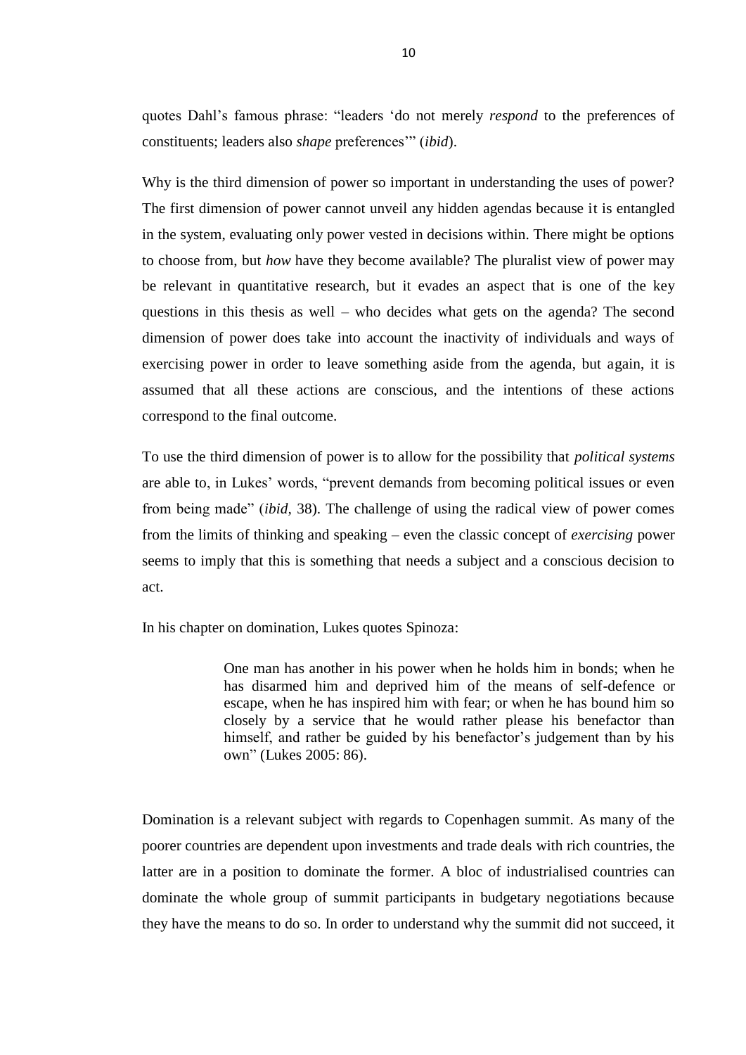quotes Dahl's famous phrase: "leaders 'do not merely *respond* to the preferences of constituents; leaders also *shape* preferences'" (*ibid*).

Why is the third dimension of power so important in understanding the uses of power? The first dimension of power cannot unveil any hidden agendas because it is entangled in the system, evaluating only power vested in decisions within. There might be options to choose from, but *how* have they become available? The pluralist view of power may be relevant in quantitative research, but it evades an aspect that is one of the key questions in this thesis as well – who decides what gets on the agenda? The second dimension of power does take into account the inactivity of individuals and ways of exercising power in order to leave something aside from the agenda, but again, it is assumed that all these actions are conscious, and the intentions of these actions correspond to the final outcome.

To use the third dimension of power is to allow for the possibility that *political systems* are able to, in Lukes' words, "prevent demands from becoming political issues or even from being made" (*ibid,* 38). The challenge of using the radical view of power comes from the limits of thinking and speaking – even the classic concept of *exercising* power seems to imply that this is something that needs a subject and a conscious decision to act.

In his chapter on domination, Lukes quotes Spinoza:

> One man has another in his power when he holds him in bonds; when he has disarmed him and deprived him of the means of self-defence or escape, when he has inspired him with fear; or when he has bound him so closely by a service that he would rather please his benefactor than himself, and rather be guided by his benefactor's judgement than by his own" (Lukes 2005: 86).

Domination is a relevant subject with regards to Copenhagen summit. As many of the poorer countries are dependent upon investments and trade deals with rich countries, the latter are in a position to dominate the former. A bloc of industrialised countries can dominate the whole group of summit participants in budgetary negotiations because they have the means to do so. In order to understand why the summit did not succeed, it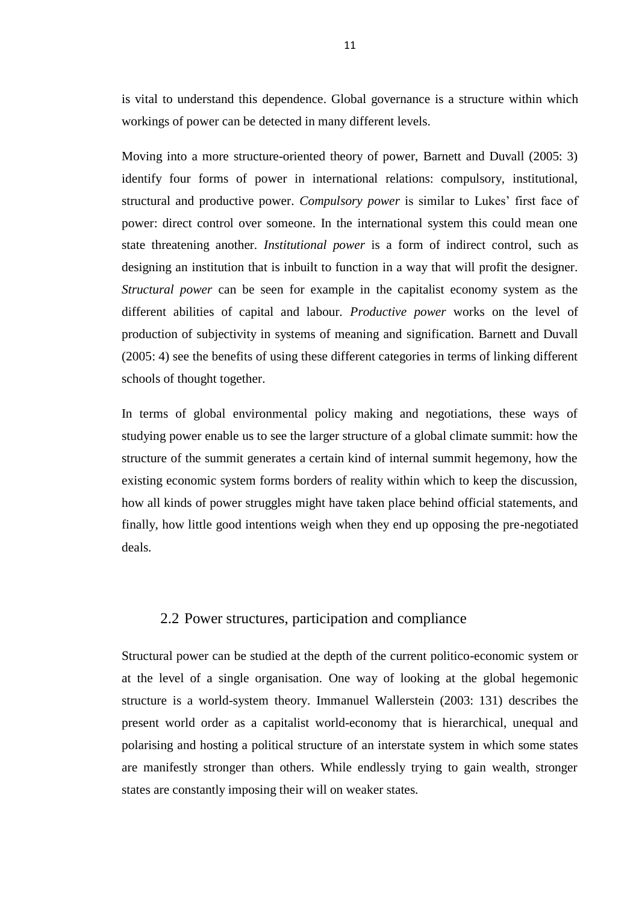is vital to understand this dependence. Global governance is a structure within which workings of power can be detected in many different levels.

Moving into a more structure-oriented theory of power, Barnett and Duvall (2005: 3) identify four forms of power in international relations: compulsory, institutional, structural and productive power. *Compulsory power* is similar to Lukes' first face of power: direct control over someone. In the international system this could mean one state threatening another. *Institutional power* is a form of indirect control, such as designing an institution that is inbuilt to function in a way that will profit the designer. *Structural power* can be seen for example in the capitalist economy system as the different abilities of capital and labour. *Productive power* works on the level of production of subjectivity in systems of meaning and signification. Barnett and Duvall (2005: 4) see the benefits of using these different categories in terms of linking different schools of thought together.

In terms of global environmental policy making and negotiations, these ways of studying power enable us to see the larger structure of a global climate summit: how the structure of the summit generates a certain kind of internal summit hegemony, how the existing economic system forms borders of reality within which to keep the discussion, how all kinds of power struggles might have taken place behind official statements, and finally, how little good intentions weigh when they end up opposing the pre-negotiated deals.

## 2.2 Power structures, participation and compliance

Structural power can be studied at the depth of the current politico-economic system or at the level of a single organisation. One way of looking at the global hegemonic structure is a world-system theory. Immanuel Wallerstein (2003: 131) describes the present world order as a capitalist world-economy that is hierarchical, unequal and polarising and hosting a political structure of an interstate system in which some states are manifestly stronger than others. While endlessly trying to gain wealth, stronger states are constantly imposing their will on weaker states.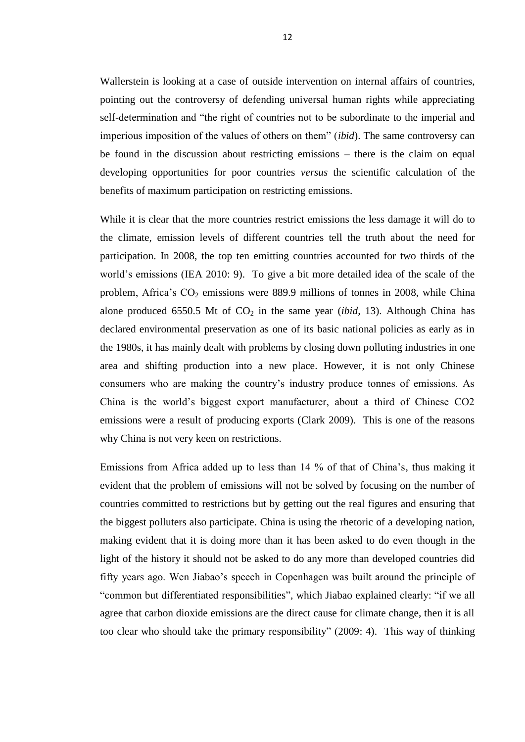Wallerstein is looking at a case of outside intervention on internal affairs of countries, pointing out the controversy of defending universal human rights while appreciating self-determination and "the right of countries not to be subordinate to the imperial and imperious imposition of the values of others on them" (*ibid*). The same controversy can be found in the discussion about restricting emissions – there is the claim on equal developing opportunities for poor countries *versus* the scientific calculation of the benefits of maximum participation on restricting emissions.

While it is clear that the more countries restrict emissions the less damage it will do to the climate, emission levels of different countries tell the truth about the need for participation. In 2008, the top ten emitting countries accounted for two thirds of the world's emissions (IEA 2010: 9). To give a bit more detailed idea of the scale of the problem, Africa's $CO_2$ emissions were 889.9 millions of tonnes in 2008, while China alone produced 6550.5 Mt of $CO_2$ in the same year (*ibid,* 13). Although China has declared environmental preservation as one of its basic national policies as early as in the 1980s, it has mainly dealt with problems by closing down polluting industries in one area and shifting production into a new place. However, it is not only Chinese consumers who are making the country's industry produce tonnes of emissions. As China is the world's biggest export manufacturer, about a third of Chinese CO2 emissions were a result of producing exports (Clark 2009). This is one of the reasons why China is not very keen on restrictions.

Emissions from Africa added up to less than 14 % of that of China's, thus making it evident that the problem of emissions will not be solved by focusing on the number of countries committed to restrictions but by getting out the real figures and ensuring that the biggest polluters also participate. China is using the rhetoric of a developing nation, making evident that it is doing more than it has been asked to do even though in the light of the history it should not be asked to do any more than developed countries did fifty years ago. Wen Jiabao's speech in Copenhagen was built around the principle of "common but differentiated responsibilities", which Jiabao explained clearly: "if we all agree that carbon dioxide emissions are the direct cause for climate change, then it is all too clear who should take the primary responsibility" (2009: 4). This way of thinking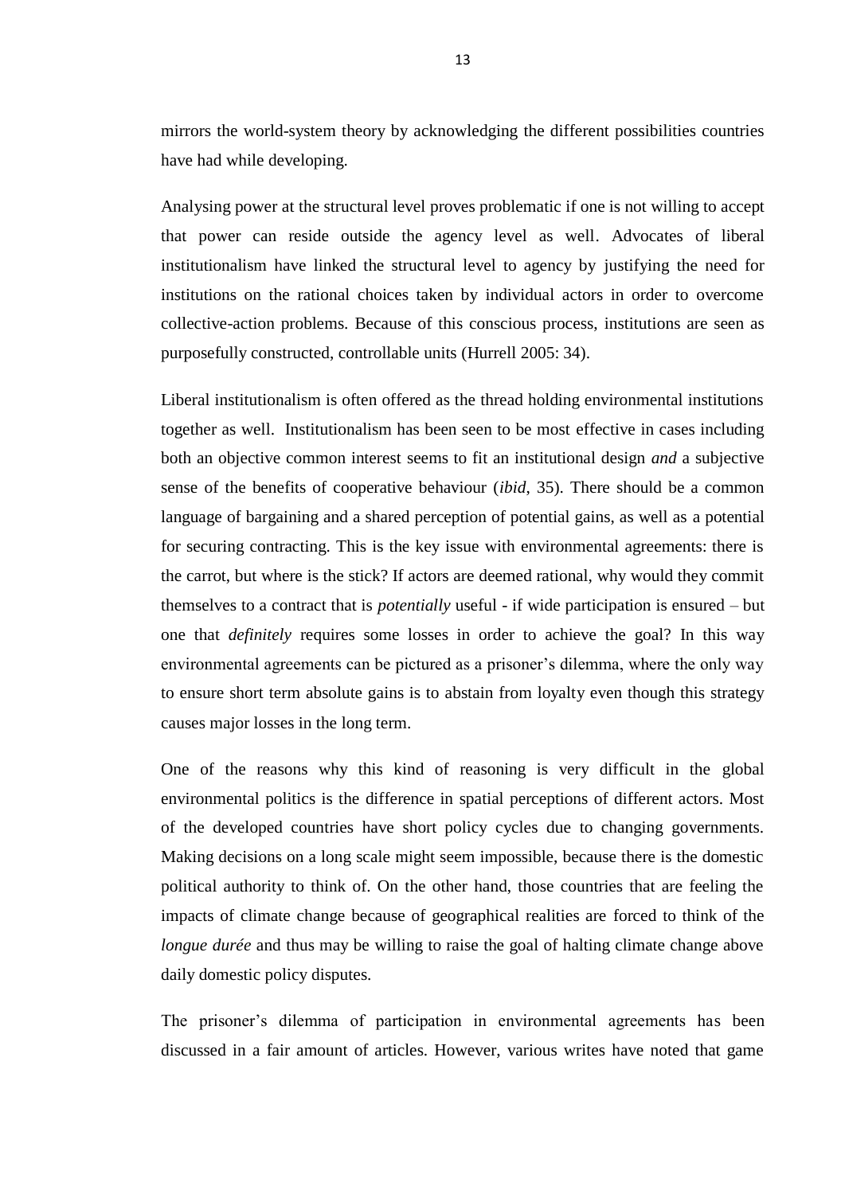mirrors the world-system theory by acknowledging the different possibilities countries have had while developing.

Analysing power at the structural level proves problematic if one is not willing to accept that power can reside outside the agency level as well. Advocates of liberal institutionalism have linked the structural level to agency by justifying the need for institutions on the rational choices taken by individual actors in order to overcome collective-action problems. Because of this conscious process, institutions are seen as purposefully constructed, controllable units (Hurrell 2005: 34).

Liberal institutionalism is often offered as the thread holding environmental institutions together as well. Institutionalism has been seen to be most effective in cases including both an objective common interest seems to fit an institutional design *and* a subjective sense of the benefits of cooperative behaviour (*ibid*, 35). There should be a common language of bargaining and a shared perception of potential gains, as well as a potential for securing contracting. This is the key issue with environmental agreements: there is the carrot, but where is the stick? If actors are deemed rational, why would they commit themselves to a contract that is *potentially* useful - if wide participation is ensured – but one that *definitely* requires some losses in order to achieve the goal? In this way environmental agreements can be pictured as a prisoner's dilemma, where the only way to ensure short term absolute gains is to abstain from loyalty even though this strategy causes major losses in the long term.

One of the reasons why this kind of reasoning is very difficult in the global environmental politics is the difference in spatial perceptions of different actors. Most of the developed countries have short policy cycles due to changing governments. Making decisions on a long scale might seem impossible, because there is the domestic political authority to think of. On the other hand, those countries that are feeling the impacts of climate change because of geographical realities are forced to think of the *longue durée* and thus may be willing to raise the goal of halting climate change above daily domestic policy disputes.

The prisoner's dilemma of participation in environmental agreements has been discussed in a fair amount of articles. However, various writes have noted that game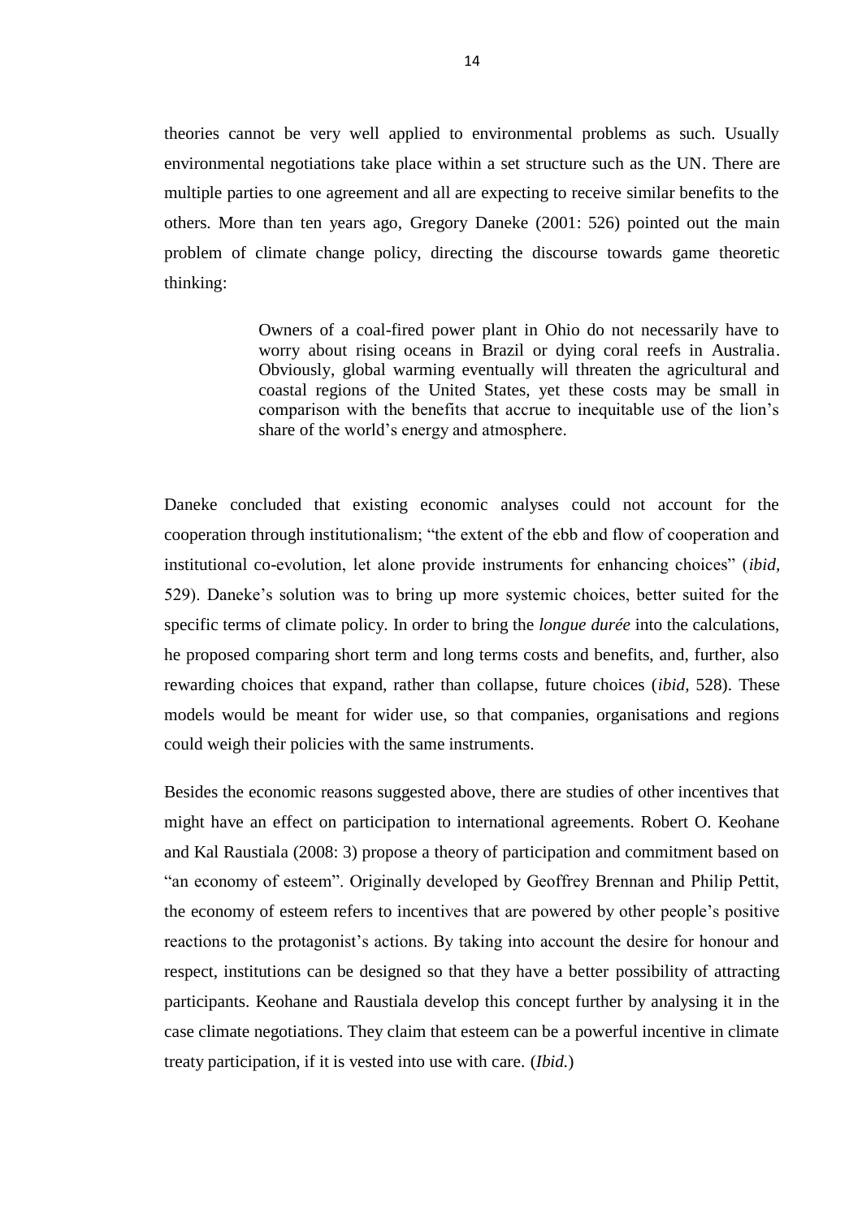theories cannot be very well applied to environmental problems as such. Usually environmental negotiations take place within a set structure such as the UN. There are multiple parties to one agreement and all are expecting to receive similar benefits to the others. More than ten years ago, Gregory Daneke (2001: 526) pointed out the main problem of climate change policy, directing the discourse towards game theoretic thinking:

> Owners of a coal-fired power plant in Ohio do not necessarily have to worry about rising oceans in Brazil or dying coral reefs in Australia. Obviously, global warming eventually will threaten the agricultural and coastal regions of the United States, yet these costs may be small in comparison with the benefits that accrue to inequitable use of the lion's share of the world's energy and atmosphere.

Daneke concluded that existing economic analyses could not account for the cooperation through institutionalism; "the extent of the ebb and flow of cooperation and institutional co-evolution, let alone provide instruments for enhancing choices" (*ibid,* 529). Daneke's solution was to bring up more systemic choices, better suited for the specific terms of climate policy. In order to bring the *longue durée* into the calculations, he proposed comparing short term and long terms costs and benefits, and, further, also rewarding choices that expand, rather than collapse, future choices (*ibid,* 528). These models would be meant for wider use, so that companies, organisations and regions could weigh their policies with the same instruments.

Besides the economic reasons suggested above, there are studies of other incentives that might have an effect on participation to international agreements. Robert O. Keohane and Kal Raustiala (2008: 3) propose a theory of participation and commitment based on "an economy of esteem". Originally developed by Geoffrey Brennan and Philip Pettit, the economy of esteem refers to incentives that are powered by other people's positive reactions to the protagonist's actions. By taking into account the desire for honour and respect, institutions can be designed so that they have a better possibility of attracting participants. Keohane and Raustiala develop this concept further by analysing it in the case climate negotiations. They claim that esteem can be a powerful incentive in climate treaty participation, if it is vested into use with care. (*Ibid.*)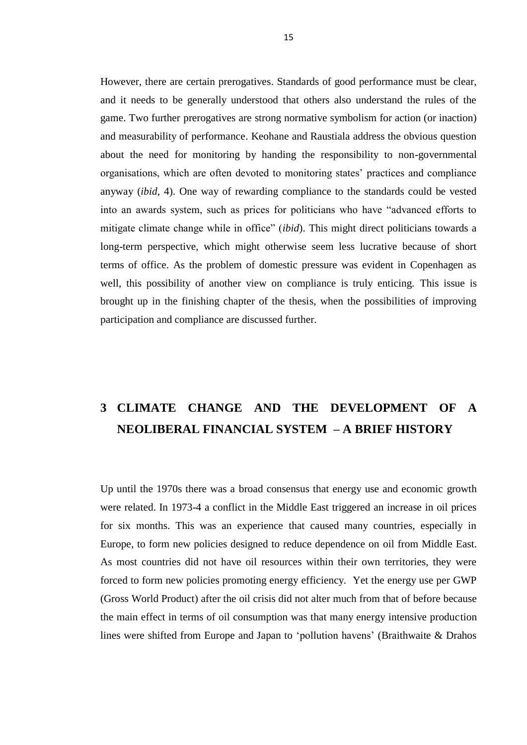However, there are certain prerogatives. Standards of good performance must be clear, and it needs to be generally understood that others also understand the rules of the game. Two further prerogatives are strong normative symbolism for action (or inaction) and measurability of performance. Keohane and Raustiala address the obvious question about the need for monitoring by handing the responsibility to non-governmental organisations, which are often devoted to monitoring states' practices and compliance anyway (*ibid*, 4). One way of rewarding compliance to the standards could be vested into an awards system, such as prices for politicians who have "advanced efforts to mitigate climate change while in office" (*ibid*). This might direct politicians towards a long-term perspective, which might otherwise seem less lucrative because of short terms of office. As the problem of domestic pressure was evident in Copenhagen as well, this possibility of another view on compliance is truly enticing. This issue is brought up in the finishing chapter of the thesis, when the possibilities of improving participation and compliance are discussed further.

# 3 CLIMATE CHANGE AND THE DEVELOPMENT OF A NEOLIBERAL FINANCIAL SYSTEM – A BRIEF HISTORY

Up until the 1970s there was a broad consensus that energy use and economic growth were related. In 1973-4 a conflict in the Middle East triggered an increase in oil prices for six months. This was an experience that caused many countries, especially in Europe, to form new policies designed to reduce dependence on oil from Middle East. As most countries did not have oil resources within their own territories, they were forced to form new policies promoting energy efficiency. Yet the energy use per GWP (Gross World Product) after the oil crisis did not alter much from that of before because the main effect in terms of oil consumption was that many energy intensive production lines were shifted from Europe and Japan to 'pollution havens' (Braithwaite & Drahos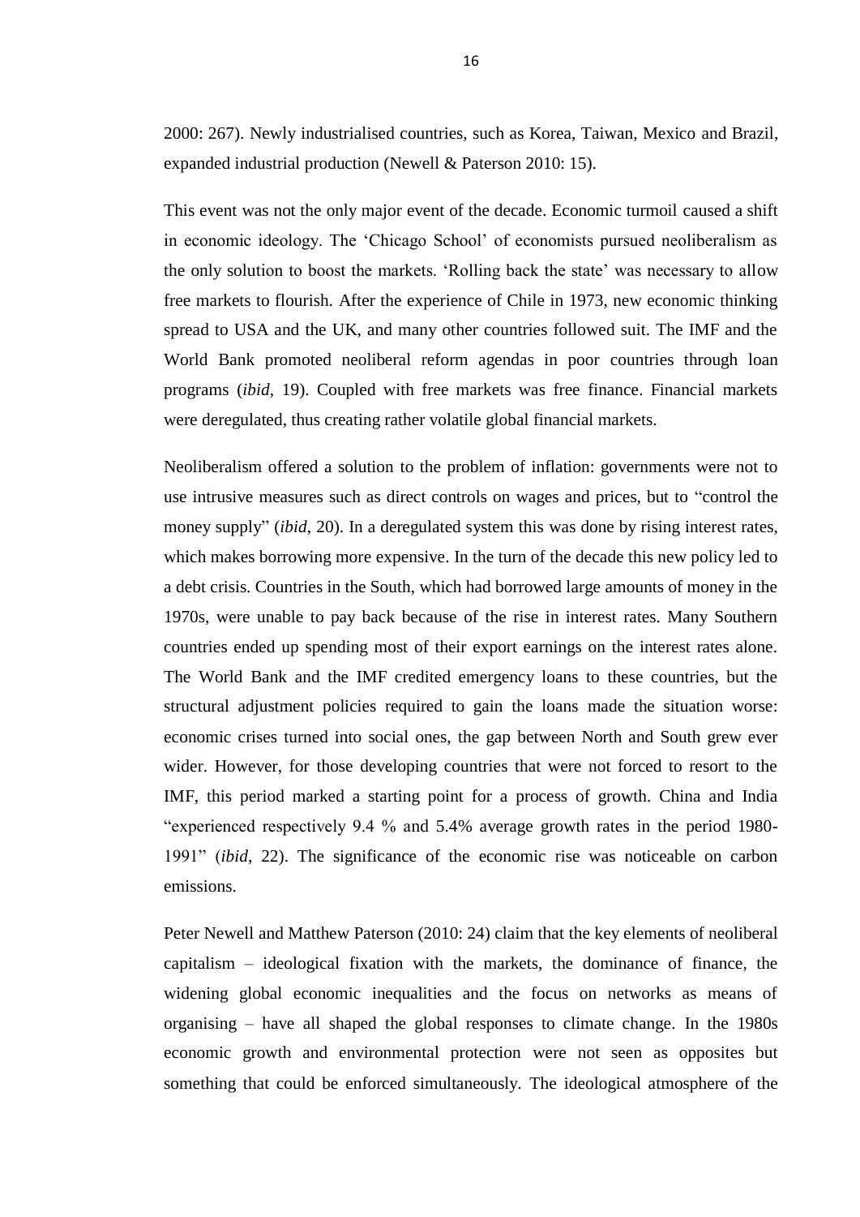2000: 267). Newly industrialised countries, such as Korea, Taiwan, Mexico and Brazil, expanded industrial production (Newell & Paterson 2010: 15).

This event was not the only major event of the decade. Economic turmoil caused a shift in economic ideology. The 'Chicago School' of economists pursued neoliberalism as the only solution to boost the markets. 'Rolling back the state' was necessary to allow free markets to flourish. After the experience of Chile in 1973, new economic thinking spread to USA and the UK, and many other countries followed suit. The IMF and the World Bank promoted neoliberal reform agendas in poor countries through loan programs (*ibid*, 19). Coupled with free markets was free finance. Financial markets were deregulated, thus creating rather volatile global financial markets.

Neoliberalism offered a solution to the problem of inflation: governments were not to use intrusive measures such as direct controls on wages and prices, but to "control the money supply" (*ibid*, 20). In a deregulated system this was done by rising interest rates, which makes borrowing more expensive. In the turn of the decade this new policy led to a debt crisis. Countries in the South, which had borrowed large amounts of money in the 1970s, were unable to pay back because of the rise in interest rates. Many Southern countries ended up spending most of their export earnings on the interest rates alone. The World Bank and the IMF credited emergency loans to these countries, but the structural adjustment policies required to gain the loans made the situation worse: economic crises turned into social ones, the gap between North and South grew ever wider. However, for those developing countries that were not forced to resort to the IMF, this period marked a starting point for a process of growth. China and India "experienced respectively 9.4 % and 5.4% average growth rates in the period 1980-1991" (*ibid*, 22). The significance of the economic rise was noticeable on carbon emissions.

Peter Newell and Matthew Paterson (2010: 24) claim that the key elements of neoliberal capitalism – ideological fixation with the markets, the dominance of finance, the widening global economic inequalities and the focus on networks as means of organising – have all shaped the global responses to climate change. In the 1980s economic growth and environmental protection were not seen as opposites but something that could be enforced simultaneously. The ideological atmosphere of the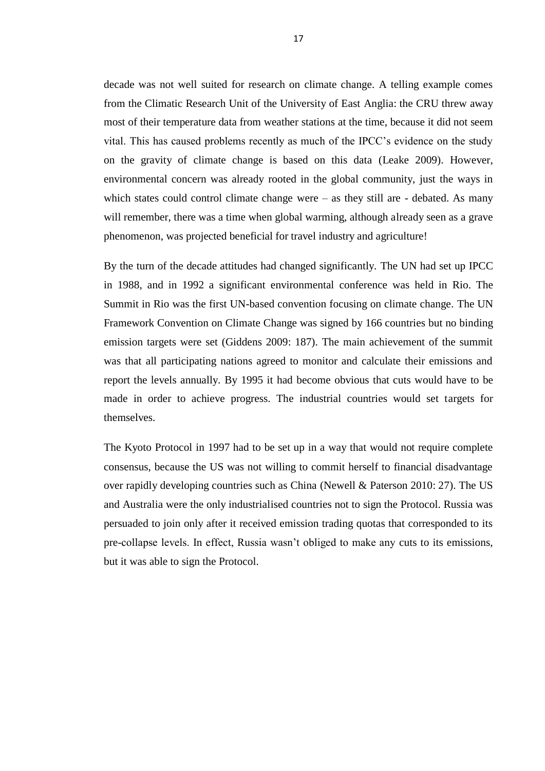decade was not well suited for research on climate change. A telling example comes from the Climatic Research Unit of the University of East Anglia: the CRU threw away most of their temperature data from weather stations at the time, because it did not seem vital. This has caused problems recently as much of the IPCC's evidence on the study on the gravity of climate change is based on this data (Leake 2009). However, environmental concern was already rooted in the global community, just the ways in which states could control climate change were – as they still are - debated. As many will remember, there was a time when global warming, although already seen as a grave phenomenon, was projected beneficial for travel industry and agriculture!

By the turn of the decade attitudes had changed significantly. The UN had set up IPCC in 1988, and in 1992 a significant environmental conference was held in Rio. The Summit in Rio was the first UN-based convention focusing on climate change. The UN Framework Convention on Climate Change was signed by 166 countries but no binding emission targets were set (Giddens 2009: 187). The main achievement of the summit was that all participating nations agreed to monitor and calculate their emissions and report the levels annually. By 1995 it had become obvious that cuts would have to be made in order to achieve progress. The industrial countries would set targets for themselves.

The Kyoto Protocol in 1997 had to be set up in a way that would not require complete consensus, because the US was not willing to commit herself to financial disadvantage over rapidly developing countries such as China (Newell & Paterson 2010: 27). The US and Australia were the only industrialised countries not to sign the Protocol. Russia was persuaded to join only after it received emission trading quotas that corresponded to its pre-collapse levels. In effect, Russia wasn't obliged to make any cuts to its emissions, but it was able to sign the Protocol.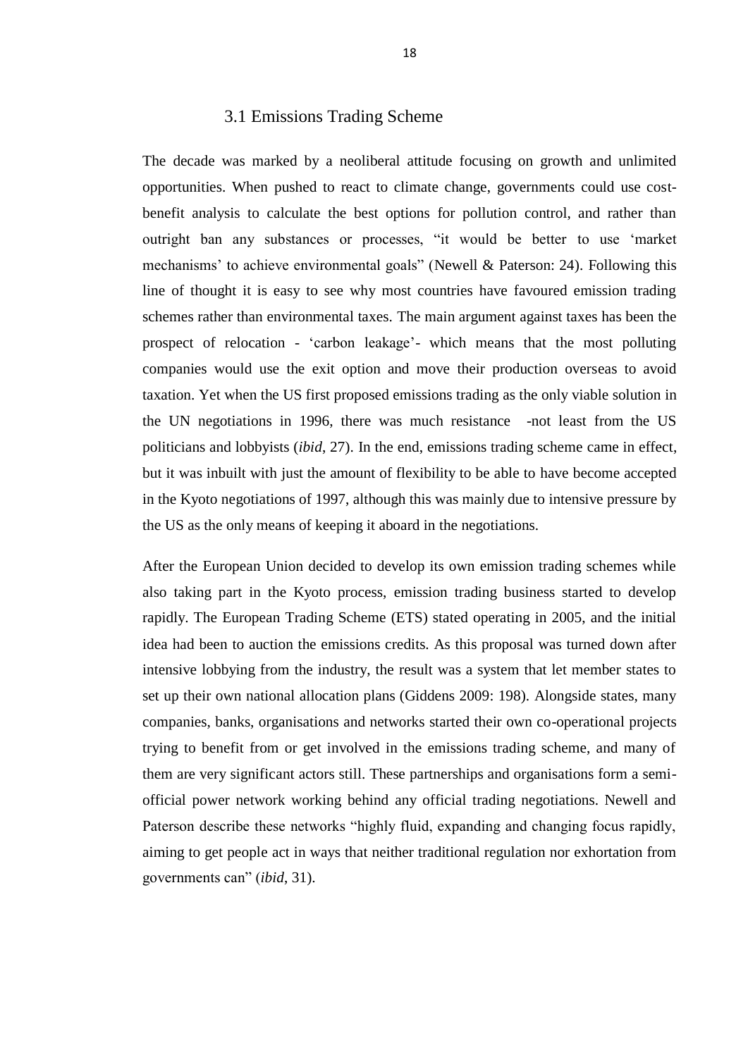## 3.1 Emissions Trading Scheme

The decade was marked by a neoliberal attitude focusing on growth and unlimited opportunities. When pushed to react to climate change, governments could use cost-benefit analysis to calculate the best options for pollution control, and rather than outright ban any substances or processes, "it would be better to use 'market mechanisms' to achieve environmental goals" (Newell & Paterson: 24). Following this line of thought it is easy to see why most countries have favoured emission trading schemes rather than environmental taxes. The main argument against taxes has been the prospect of relocation - 'carbon leakage'- which means that the most polluting companies would use the exit option and move their production overseas to avoid taxation. Yet when the US first proposed emissions trading as the only viable solution in the UN negotiations in 1996, there was much resistance -not least from the US politicians and lobbyists (*ibid*, 27). In the end, emissions trading scheme came in effect, but it was inbuilt with just the amount of flexibility to be able to have become accepted in the Kyoto negotiations of 1997, although this was mainly due to intensive pressure by the US as the only means of keeping it aboard in the negotiations.

After the European Union decided to develop its own emission trading schemes while also taking part in the Kyoto process, emission trading business started to develop rapidly. The European Trading Scheme (ETS) stated operating in 2005, and the initial idea had been to auction the emissions credits. As this proposal was turned down after intensive lobbying from the industry, the result was a system that let member states to set up their own national allocation plans (Giddens 2009: 198). Alongside states, many companies, banks, organisations and networks started their own co-operational projects trying to benefit from or get involved in the emissions trading scheme, and many of them are very significant actors still. These partnerships and organisations form a semi-official power network working behind any official trading negotiations. Newell and Paterson describe these networks "highly fluid, expanding and changing focus rapidly, aiming to get people act in ways that neither traditional regulation nor exhortation from governments can" (*ibid*, 31).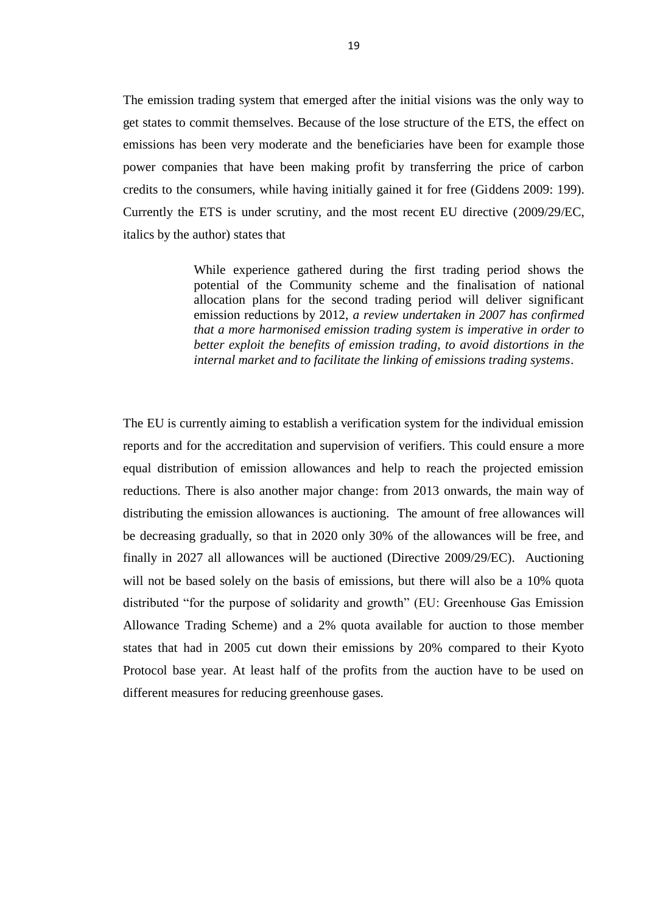The emission trading system that emerged after the initial visions was the only way to get states to commit themselves. Because of the lose structure of the ETS, the effect on emissions has been very moderate and the beneficiaries have been for example those power companies that have been making profit by transferring the price of carbon credits to the consumers, while having initially gained it for free (Giddens 2009: 199). Currently the ETS is under scrutiny, and the most recent EU directive (2009/29/EC, italics by the author) states that

> While experience gathered during the first trading period shows the potential of the Community scheme and the finalisation of national allocation plans for the second trading period will deliver significant emission reductions by 2012, *a review undertaken in 2007 has confirmed that a more harmonised emission trading system is imperative in order to better exploit the benefits of emission trading, to avoid distortions in the internal market and to facilitate the linking of emissions trading systems*.

The EU is currently aiming to establish a verification system for the individual emission reports and for the accreditation and supervision of verifiers. This could ensure a more equal distribution of emission allowances and help to reach the projected emission reductions. There is also another major change: from 2013 onwards, the main way of distributing the emission allowances is auctioning. The amount of free allowances will be decreasing gradually, so that in 2020 only 30% of the allowances will be free, and finally in 2027 all allowances will be auctioned (Directive 2009/29/EC). Auctioning will not be based solely on the basis of emissions, but there will also be a 10% quota distributed "for the purpose of solidarity and growth" (EU: Greenhouse Gas Emission Allowance Trading Scheme) and a 2% quota available for auction to those member states that had in 2005 cut down their emissions by 20% compared to their Kyoto Protocol base year. At least half of the profits from the auction have to be used on different measures for reducing greenhouse gases.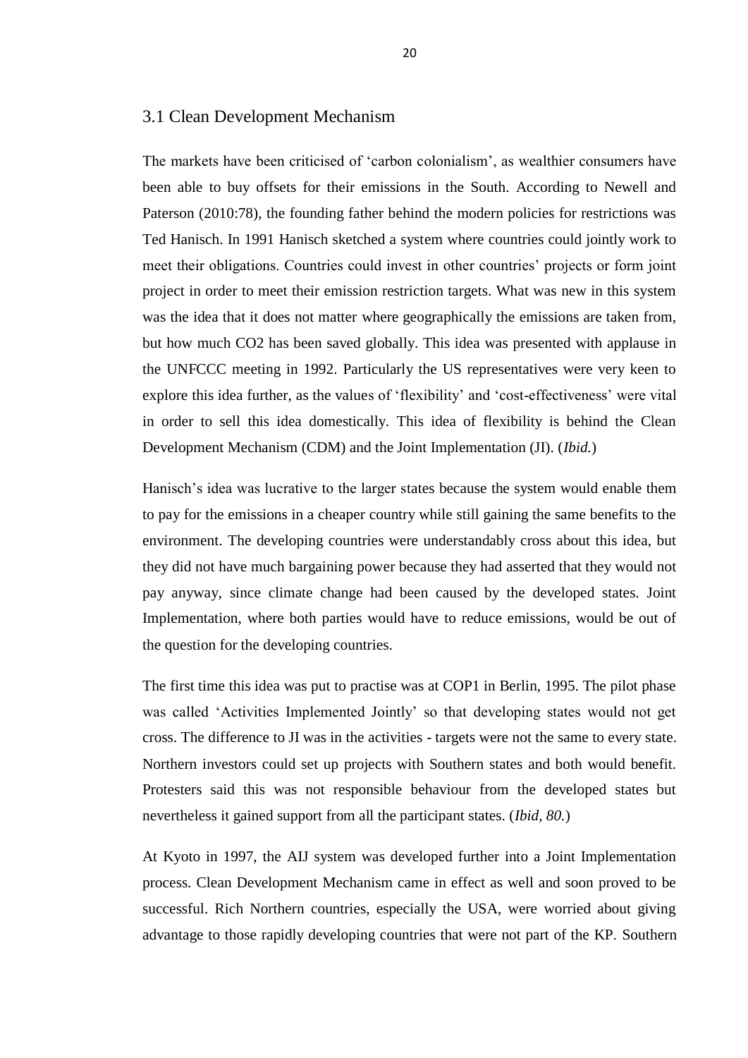## 3.1 Clean Development Mechanism

The markets have been criticised of 'carbon colonialism', as wealthier consumers have been able to buy offsets for their emissions in the South. According to Newell and Paterson (2010:78), the founding father behind the modern policies for restrictions was Ted Hanisch. In 1991 Hanisch sketched a system where countries could jointly work to meet their obligations. Countries could invest in other countries' projects or form joint project in order to meet their emission restriction targets. What was new in this system was the idea that it does not matter where geographically the emissions are taken from, but how much CO2 has been saved globally. This idea was presented with applause in the UNFCCC meeting in 1992. Particularly the US representatives were very keen to explore this idea further, as the values of 'flexibility' and 'cost-effectiveness' were vital in order to sell this idea domestically. This idea of flexibility is behind the Clean Development Mechanism (CDM) and the Joint Implementation (JI). (*Ibid.*)

Hanisch's idea was lucrative to the larger states because the system would enable them to pay for the emissions in a cheaper country while still gaining the same benefits to the environment. The developing countries were understandably cross about this idea, but they did not have much bargaining power because they had asserted that they would not pay anyway, since climate change had been caused by the developed states. Joint Implementation, where both parties would have to reduce emissions, would be out of the question for the developing countries.

The first time this idea was put to practise was at COP1 in Berlin, 1995. The pilot phase was called 'Activities Implemented Jointly' so that developing states would not get cross. The difference to JI was in the activities - targets were not the same to every state. Northern investors could set up projects with Southern states and both would benefit. Protesters said this was not responsible behaviour from the developed states but nevertheless it gained support from all the participant states. (*Ibid, 80.*)

At Kyoto in 1997, the AIJ system was developed further into a Joint Implementation process. Clean Development Mechanism came in effect as well and soon proved to be successful. Rich Northern countries, especially the USA, were worried about giving advantage to those rapidly developing countries that were not part of the KP. Southern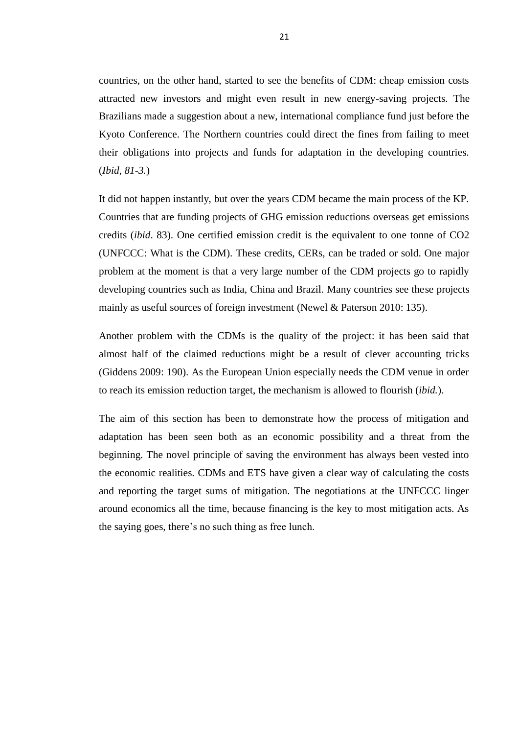countries, on the other hand, started to see the benefits of CDM: cheap emission costs attracted new investors and might even result in new energy-saving projects. The Brazilians made a suggestion about a new, international compliance fund just before the Kyoto Conference. The Northern countries could direct the fines from failing to meet their obligations into projects and funds for adaptation in the developing countries. (*Ibid, 81-3.*)

It did not happen instantly, but over the years CDM became the main process of the KP. Countries that are funding projects of GHG emission reductions overseas get emissions credits (*ibid*. 83). One certified emission credit is the equivalent to one tonne of $CO_2$ (UNFCCC: What is the CDM). These credits, CERs, can be traded or sold. One major problem at the moment is that a very large number of the CDM projects go to rapidly developing countries such as India, China and Brazil. Many countries see these projects mainly as useful sources of foreign investment (Newel & Paterson 2010: 135).

Another problem with the CDMs is the quality of the project: it has been said that almost half of the claimed reductions might be a result of clever accounting tricks (Giddens 2009: 190). As the European Union especially needs the CDM venue in order to reach its emission reduction target, the mechanism is allowed to flourish (*ibid.*).

The aim of this section has been to demonstrate how the process of mitigation and adaptation has been seen both as an economic possibility and a threat from the beginning. The novel principle of saving the environment has always been vested into the economic realities. CDMs and ETS have given a clear way of calculating the costs and reporting the target sums of mitigation. The negotiations at the UNFCCC linger around economics all the time, because financing is the key to most mitigation acts. As the saying goes, there's no such thing as free lunch.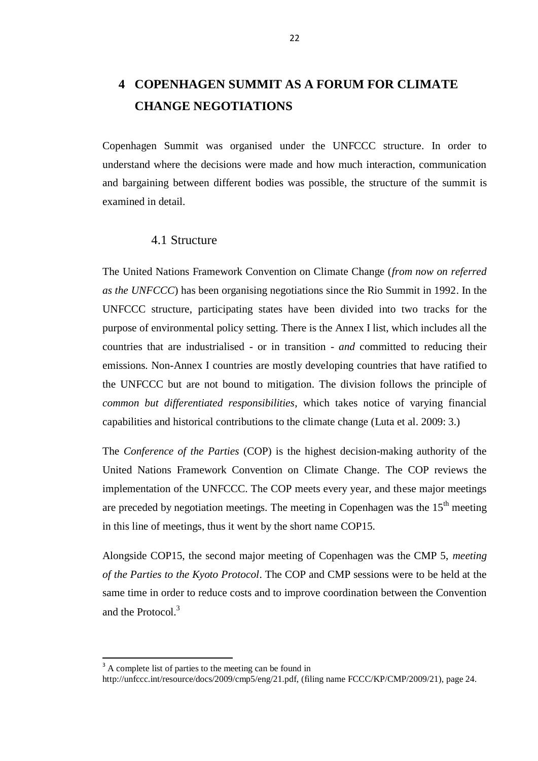# 4 COPENHAGEN SUMMIT AS A FORUM FOR CLIMATE CHANGE NEGOTIATIONS

Copenhagen Summit was organised under the UNFCCC structure. In order to understand where the decisions were made and how much interaction, communication and bargaining between different bodies was possible, the structure of the summit is examined in detail.

## 4.1 Structure

The United Nations Framework Convention on Climate Change (*from now on referred as the UNFCCC*) has been organising negotiations since the Rio Summit in 1992. In the UNFCCC structure, participating states have been divided into two tracks for the purpose of environmental policy setting. There is the Annex I list, which includes all the countries that are industrialised - or in transition - *and* committed to reducing their emissions. Non-Annex I countries are mostly developing countries that have ratified to the UNFCCC but are not bound to mitigation. The division follows the principle of *common but differentiated responsibilities*, which takes notice of varying financial capabilities and historical contributions to the climate change (Luta et al. 2009: 3.)

The *Conference of the Parties* (COP) is the highest decision-making authority of the United Nations Framework Convention on Climate Change. The COP reviews the implementation of the UNFCCC. The COP meets every year, and these major meetings are preceded by negotiation meetings. The meeting in Copenhagen was the 15th meeting in this line of meetings, thus it went by the short name COP15.

Alongside COP15, the second major meeting of Copenhagen was the CMP 5, *meeting of the Parties to the Kyoto Protocol*. The COP and CMP sessions were to be held at the same time in order to reduce costs and to improve coordination between the Convention and the Protocol.[3]

[3] A complete list of parties to the meeting can be found in http://unfccc.int/resource/docs/2009/cmp5/eng/21.pdf, (filing name FCCC/KP/CMP/2009/21), page 24.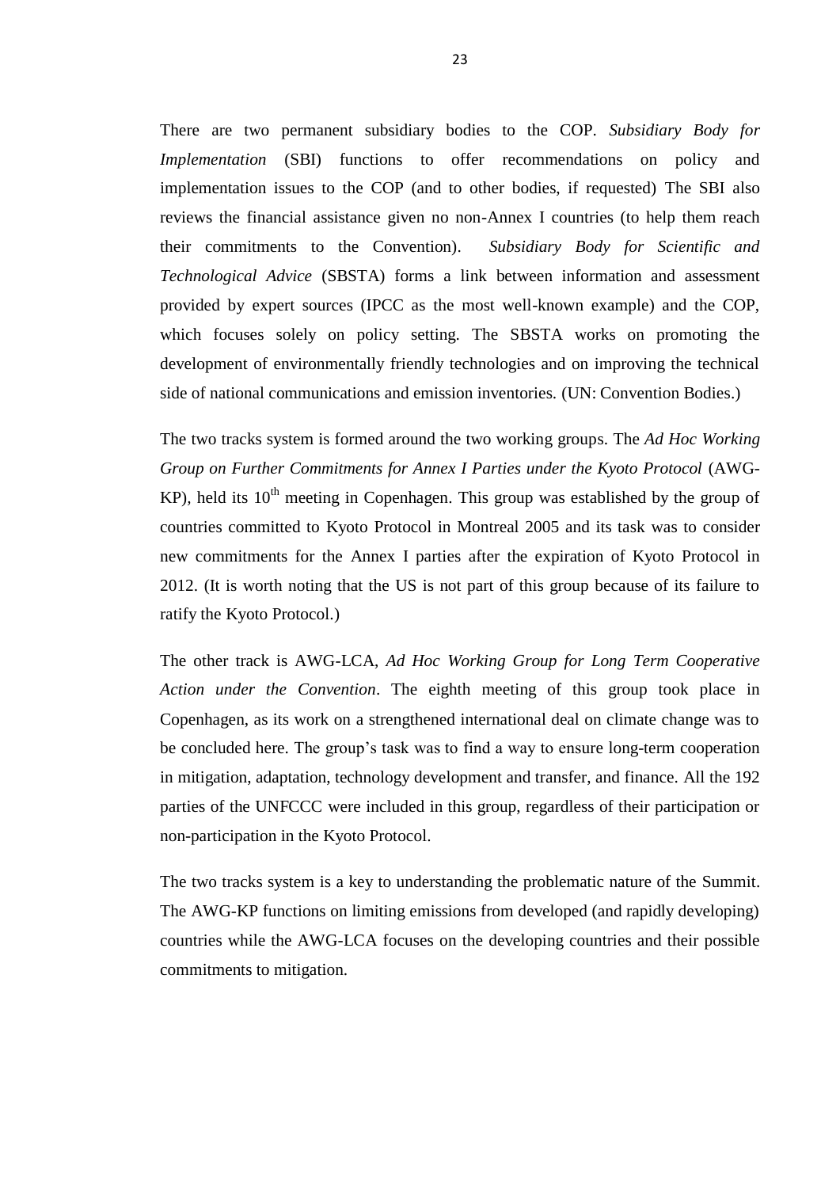There are two permanent subsidiary bodies to the COP. *Subsidiary Body for Implementation* (SBI) functions to offer recommendations on policy and implementation issues to the COP (and to other bodies, if requested) The SBI also reviews the financial assistance given no non-Annex I countries (to help them reach their commitments to the Convention). *Subsidiary Body for Scientific and Technological Advice* (SBSTA) forms a link between information and assessment provided by expert sources (IPCC as the most well-known example) and the COP, which focuses solely on policy setting. The SBSTA works on promoting the development of environmentally friendly technologies and on improving the technical side of national communications and emission inventories. (UN: Convention Bodies.)

The two tracks system is formed around the two working groups. The *Ad Hoc Working Group on Further Commitments for Annex I Parties under the Kyoto Protocol* (AWG-KP), held its 10th meeting in Copenhagen. This group was established by the group of countries committed to Kyoto Protocol in Montreal 2005 and its task was to consider new commitments for the Annex I parties after the expiration of Kyoto Protocol in 2012. (It is worth noting that the US is not part of this group because of its failure to ratify the Kyoto Protocol.)

The other track is AWG-LCA, *Ad Hoc Working Group for Long Term Cooperative Action under the Convention*. The eighth meeting of this group took place in Copenhagen, as its work on a strengthened international deal on climate change was to be concluded here. The group's task was to find a way to ensure long-term cooperation in mitigation, adaptation, technology development and transfer, and finance. All the 192 parties of the UNFCCC were included in this group, regardless of their participation or non-participation in the Kyoto Protocol.

The two tracks system is a key to understanding the problematic nature of the Summit. The AWG-KP functions on limiting emissions from developed (and rapidly developing) countries while the AWG-LCA focuses on the developing countries and their possible commitments to mitigation.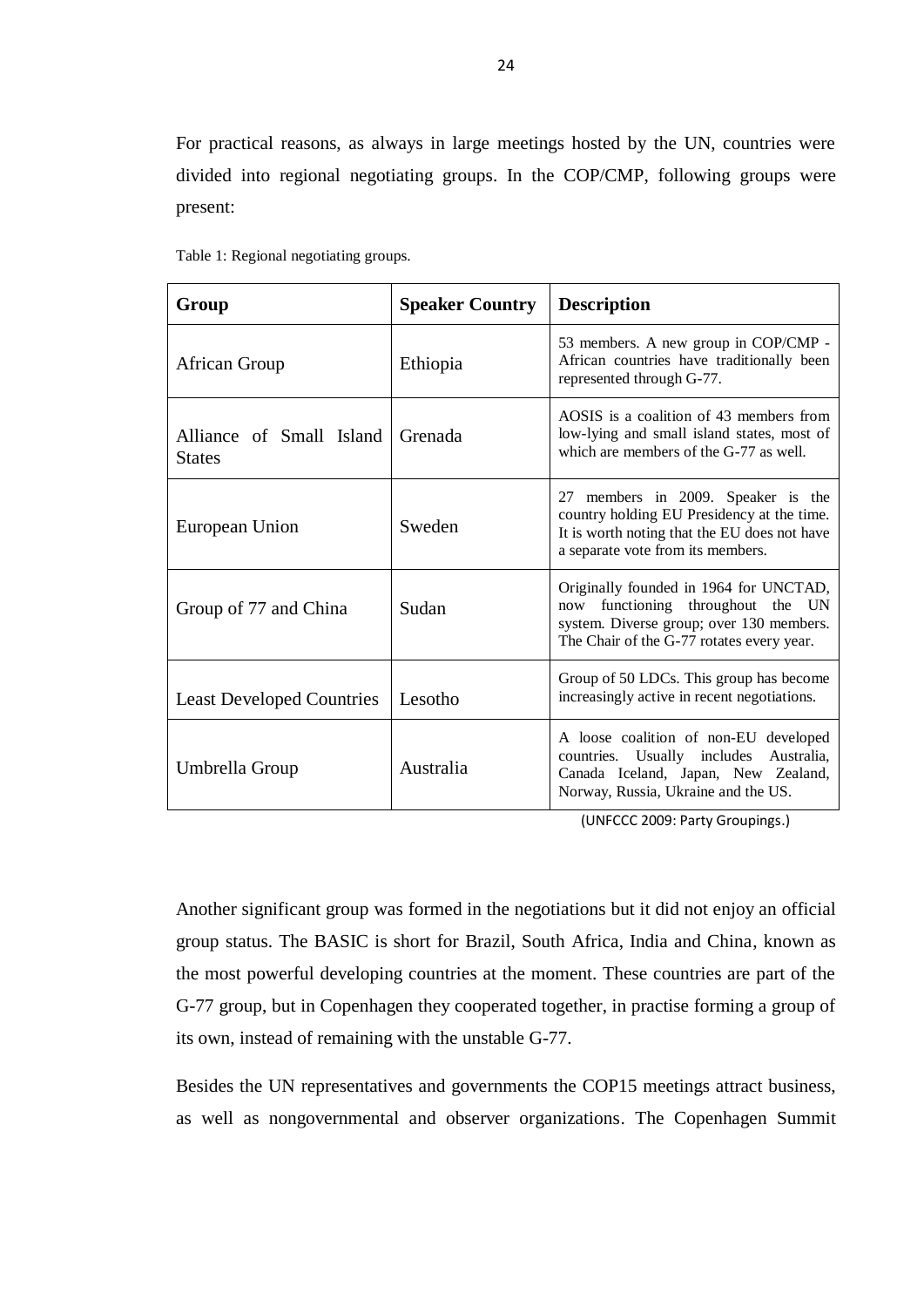For practical reasons, as always in large meetings hosted by the UN, countries were divided into regional negotiating groups. In the COP/CMP, following groups were present:

Table 1: Regional negotiating groups.

| Group | Speaker Country | Description |
|---|---|---|
| African Group | Ethiopia | 53 members. A new group in COP/CMP - African countries have traditionally been represented through G-77. |
| Alliance of Small Island States | Grenada | AOSIS is a coalition of 43 members from low-lying and small island states, most of which are members of the G-77 as well. |
| European Union | Sweden | 27 members in 2009. Speaker is the country holding EU Presidency at the time. It is worth noting that the EU does not have a separate vote from its members. |
| Group of 77 and China | Sudan | Originally founded in 1964 for UNCTAD, now functioning throughout the UN system. Diverse group; over 130 members. The Chair of the G-77 rotates every year. |
| Least Developed Countries | Lesotho | Group of 50 LDCs. This group has become increasingly active in recent negotiations. |
| Umbrella Group | Australia | A loose coalition of non-EU developed countries. Usually includes Australia, Canada Iceland, Japan, New Zealand, Norway, Russia, Ukraine and the US. |

(UNFCCC 2009: Party Groupings.)

Another significant group was formed in the negotiations but it did not enjoy an official group status. The BASIC is short for Brazil, South Africa, India and China, known as the most powerful developing countries at the moment. These countries are part of the G-77 group, but in Copenhagen they cooperated together, in practise forming a group of its own, instead of remaining with the unstable G-77.

Besides the UN representatives and governments the COP15 meetings attract business, as well as nongovernmental and observer organizations. The Copenhagen Summit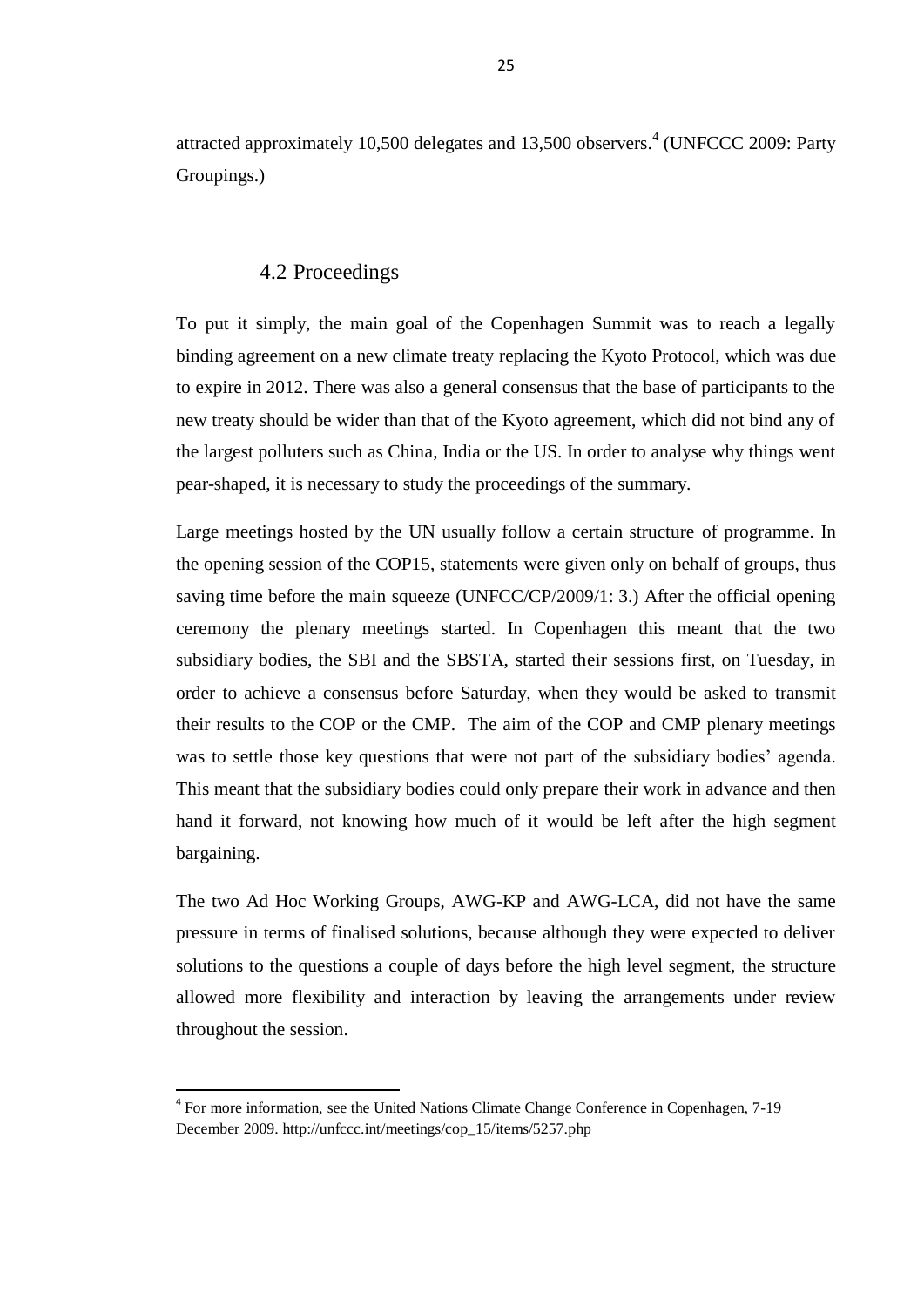attracted approximately 10,500 delegates and 13,500 observers.[4] (UNFCCC 2009: Party Groupings.)

## 4.2 Proceedings

To put it simply, the main goal of the Copenhagen Summit was to reach a legally binding agreement on a new climate treaty replacing the Kyoto Protocol, which was due to expire in 2012. There was also a general consensus that the base of participants to the new treaty should be wider than that of the Kyoto agreement, which did not bind any of the largest polluters such as China, India or the US. In order to analyse why things went pear-shaped, it is necessary to study the proceedings of the summary.

Large meetings hosted by the UN usually follow a certain structure of programme. In the opening session of the COP15, statements were given only on behalf of groups, thus saving time before the main squeeze (UNFCC/CP/2009/1: 3.) After the official opening ceremony the plenary meetings started. In Copenhagen this meant that the two subsidiary bodies, the SBI and the SBSTA, started their sessions first, on Tuesday, in order to achieve a consensus before Saturday, when they would be asked to transmit their results to the COP or the CMP. The aim of the COP and CMP plenary meetings was to settle those key questions that were not part of the subsidiary bodies' agenda. This meant that the subsidiary bodies could only prepare their work in advance and then hand it forward, not knowing how much of it would be left after the high segment bargaining.

The two Ad Hoc Working Groups, AWG-KP and AWG-LCA, did not have the same pressure in terms of finalised solutions, because although they were expected to deliver solutions to the questions a couple of days before the high level segment, the structure allowed more flexibility and interaction by leaving the arrangements under review throughout the session.

[4] For more information, see the United Nations Climate Change Conference in Copenhagen, 7-19 December 2009. http://unfccc.int/meetings/cop_15/items/5257.php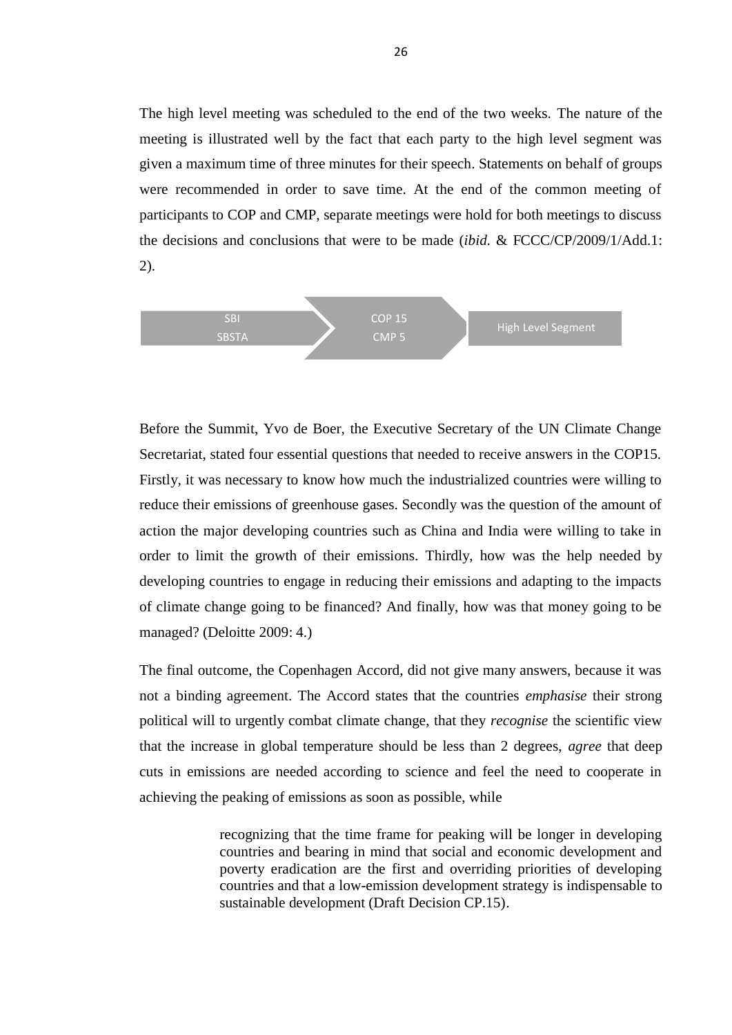The high level meeting was scheduled to the end of the two weeks. The nature of the meeting is illustrated well by the fact that each party to the high level segment was given a maximum time of three minutes for their speech. Statements on behalf of groups were recommended in order to save time. At the end of the common meeting of participants to COP and CMP, separate meetings were hold for both meetings to discuss the decisions and conclusions that were to be made (*ibid.* & FCCC/CP/2009/1/Add.1: 2).

SBI
SBSTA → COP 15
CMP 5 → High Level Segment

Before the Summit, Yvo de Boer, the Executive Secretary of the UN Climate Change Secretariat, stated four essential questions that needed to receive answers in the COP15. Firstly, it was necessary to know how much the industrialized countries were willing to reduce their emissions of greenhouse gases. Secondly was the question of the amount of action the major developing countries such as China and India were willing to take in order to limit the growth of their emissions. Thirdly, how was the help needed by developing countries to engage in reducing their emissions and adapting to the impacts of climate change going to be financed? And finally, how was that money going to be managed? (Deloitte 2009: 4.)

The final outcome, the Copenhagen Accord, did not give many answers, because it was not a binding agreement. The Accord states that the countries *emphasise* their strong political will to urgently combat climate change, that they *recognise* the scientific view that the increase in global temperature should be less than 2 degrees, *agree* that deep cuts in emissions are needed according to science and feel the need to cooperate in achieving the peaking of emissions as soon as possible, while

> recognizing that the time frame for peaking will be longer in developing countries and bearing in mind that social and economic development and poverty eradication are the first and overriding priorities of developing countries and that a low-emission development strategy is indispensable to sustainable development (Draft Decision CP.15).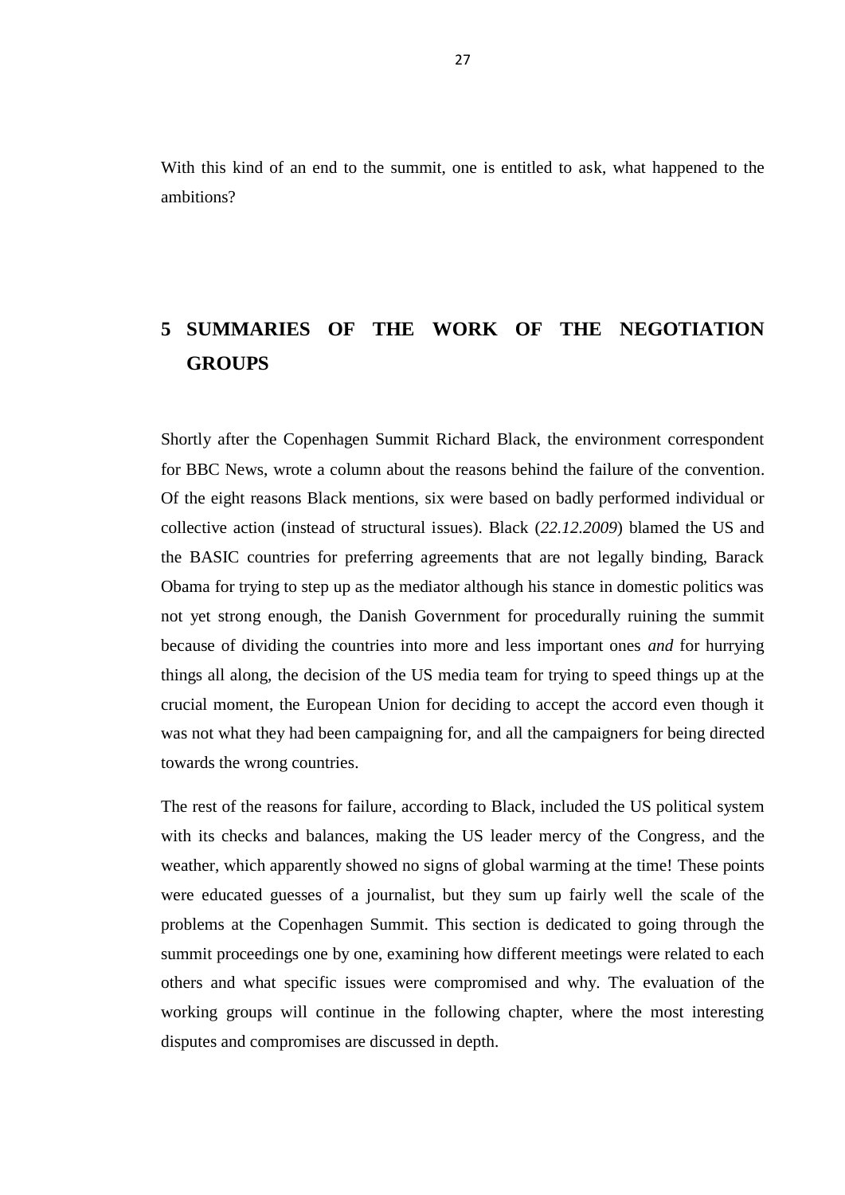With this kind of an end to the summit, one is entitled to ask, what happened to the ambitions?

# 5 SUMMARIES OF THE WORK OF THE NEGOTIATION GROUPS

Shortly after the Copenhagen Summit Richard Black, the environment correspondent for BBC News, wrote a column about the reasons behind the failure of the convention. Of the eight reasons Black mentions, six were based on badly performed individual or collective action (instead of structural issues). Black (*22.12.2009*) blamed the US and the BASIC countries for preferring agreements that are not legally binding, Barack Obama for trying to step up as the mediator although his stance in domestic politics was not yet strong enough, the Danish Government for procedurally ruining the summit because of dividing the countries into more and less important ones *and* for hurrying things all along, the decision of the US media team for trying to speed things up at the crucial moment, the European Union for deciding to accept the accord even though it was not what they had been campaigning for, and all the campaigners for being directed towards the wrong countries.

The rest of the reasons for failure, according to Black, included the US political system with its checks and balances, making the US leader mercy of the Congress, and the weather, which apparently showed no signs of global warming at the time! These points were educated guesses of a journalist, but they sum up fairly well the scale of the problems at the Copenhagen Summit. This section is dedicated to going through the summit proceedings one by one, examining how different meetings were related to each others and what specific issues were compromised and why. The evaluation of the working groups will continue in the following chapter, where the most interesting disputes and compromises are discussed in depth.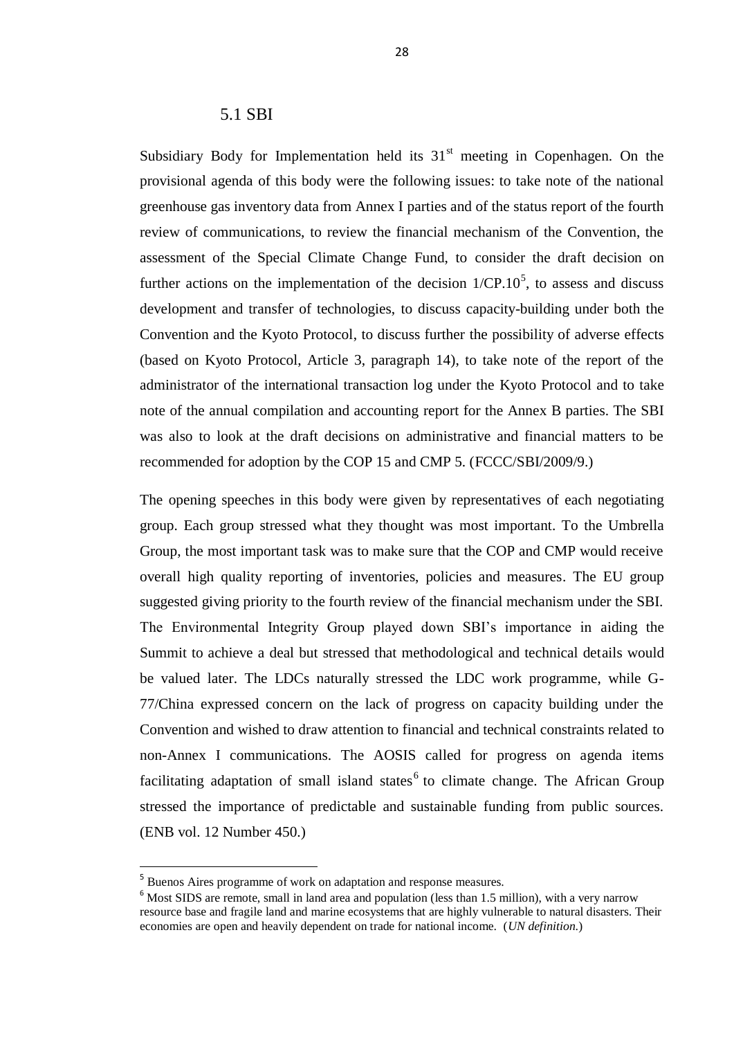## 5.1 SBI

Subsidiary Body for Implementation held its 31st meeting in Copenhagen. On the provisional agenda of this body were the following issues: to take note of the national greenhouse gas inventory data from Annex I parties and of the status report of the fourth review of communications, to review the financial mechanism of the Convention, the assessment of the Special Climate Change Fund, to consider the draft decision on further actions on the implementation of the decision 1/CP.10[5], to assess and discuss development and transfer of technologies, to discuss capacity-building under both the Convention and the Kyoto Protocol, to discuss further the possibility of adverse effects (based on Kyoto Protocol, Article 3, paragraph 14), to take note of the report of the administrator of the international transaction log under the Kyoto Protocol and to take note of the annual compilation and accounting report for the Annex B parties. The SBI was also to look at the draft decisions on administrative and financial matters to be recommended for adoption by the COP 15 and CMP 5. (FCCC/SBI/2009/9.)

The opening speeches in this body were given by representatives of each negotiating group. Each group stressed what they thought was most important. To the Umbrella Group, the most important task was to make sure that the COP and CMP would receive overall high quality reporting of inventories, policies and measures. The EU group suggested giving priority to the fourth review of the financial mechanism under the SBI. The Environmental Integrity Group played down SBI's importance in aiding the Summit to achieve a deal but stressed that methodological and technical details would be valued later. The LDCs naturally stressed the LDC work programme, while G-77/China expressed concern on the lack of progress on capacity building under the Convention and wished to draw attention to financial and technical constraints related to non-Annex I communications. The AOSIS called for progress on agenda items facilitating adaptation of small island states[6] to climate change. The African Group stressed the importance of predictable and sustainable funding from public sources. (ENB vol. 12 Number 450.)

---

[5] Buenos Aires programme of work on adaptation and response measures.

[6] Most SIDS are remote, small in land area and population (less than 1.5 million), with a very narrow resource base and fragile land and marine ecosystems that are highly vulnerable to natural disasters. Their economies are open and heavily dependent on trade for national income. (*UN definition.*)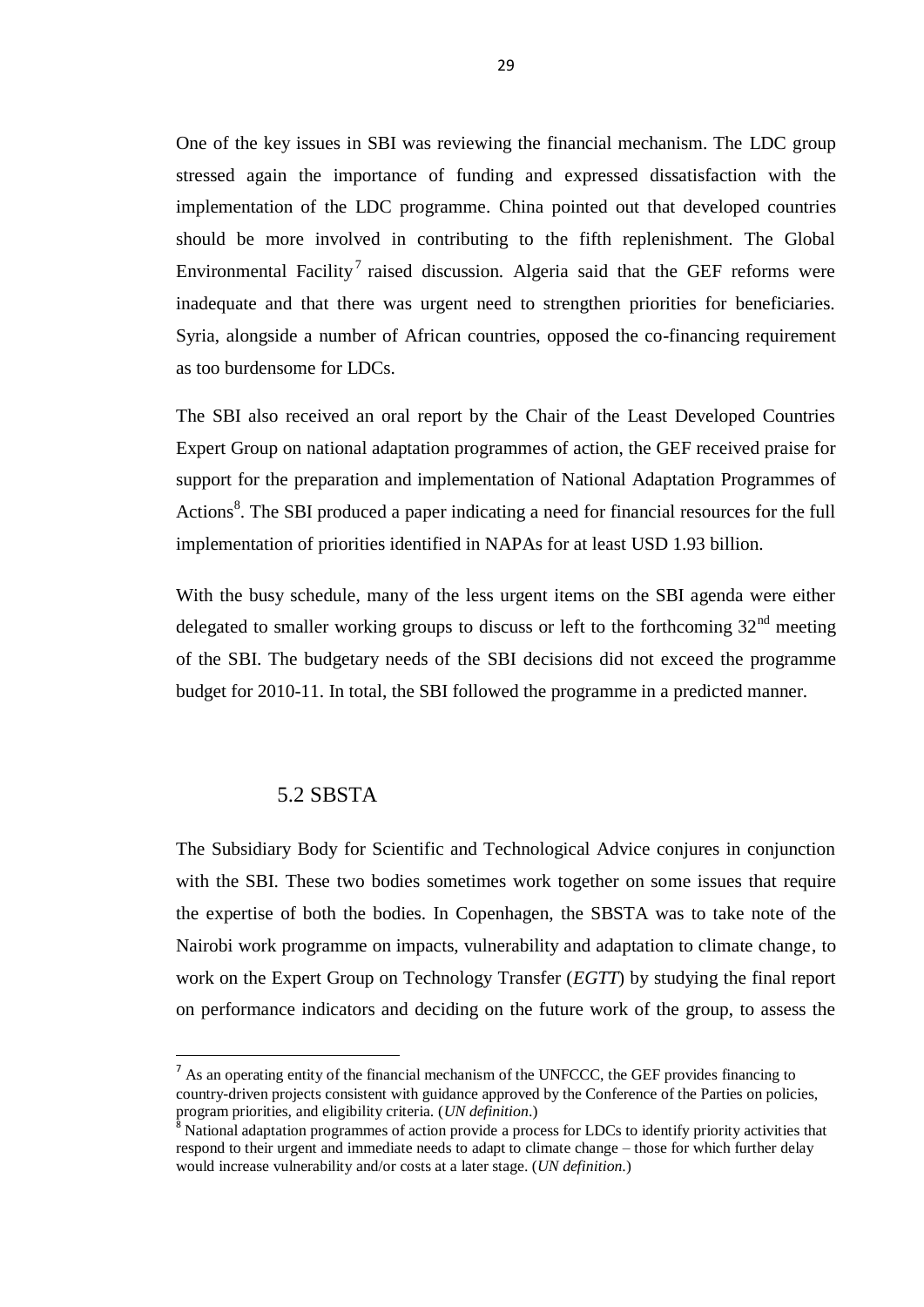One of the key issues in SBI was reviewing the financial mechanism. The LDC group stressed again the importance of funding and expressed dissatisfaction with the implementation of the LDC programme. China pointed out that developed countries should be more involved in contributing to the fifth replenishment. The Global Environmental Facility[7] raised discussion. Algeria said that the GEF reforms were inadequate and that there was urgent need to strengthen priorities for beneficiaries. Syria, alongside a number of African countries, opposed the co-financing requirement as too burdensome for LDCs.

The SBI also received an oral report by the Chair of the Least Developed Countries Expert Group on national adaptation programmes of action, the GEF received praise for support for the preparation and implementation of National Adaptation Programmes of Actions[8]. The SBI produced a paper indicating a need for financial resources for the full implementation of priorities identified in NAPAs for at least USD 1.93 billion.

With the busy schedule, many of the less urgent items on the SBI agenda were either delegated to smaller working groups to discuss or left to the forthcoming 32nd meeting of the SBI. The budgetary needs of the SBI decisions did not exceed the programme budget for 2010-11. In total, the SBI followed the programme in a predicted manner.

## 5.2 SBSTA

The Subsidiary Body for Scientific and Technological Advice conjures in conjunction with the SBI. These two bodies sometimes work together on some issues that require the expertise of both the bodies. In Copenhagen, the SBSTA was to take note of the Nairobi work programme on impacts, vulnerability and adaptation to climate change, to work on the Expert Group on Technology Transfer (*EGTT*) by studying the final report on performance indicators and deciding on the future work of the group, to assess the

---

[7] As an operating entity of the financial mechanism of the UNFCCC, the GEF provides financing to country-driven projects consistent with guidance approved by the Conference of the Parties on policies, program priorities, and eligibility criteria. (*UN definition*.)

[8] National adaptation programmes of action provide a process for LDCs to identify priority activities that respond to their urgent and immediate needs to adapt to climate change – those for which further delay would increase vulnerability and/or costs at a later stage. (*UN definition*.)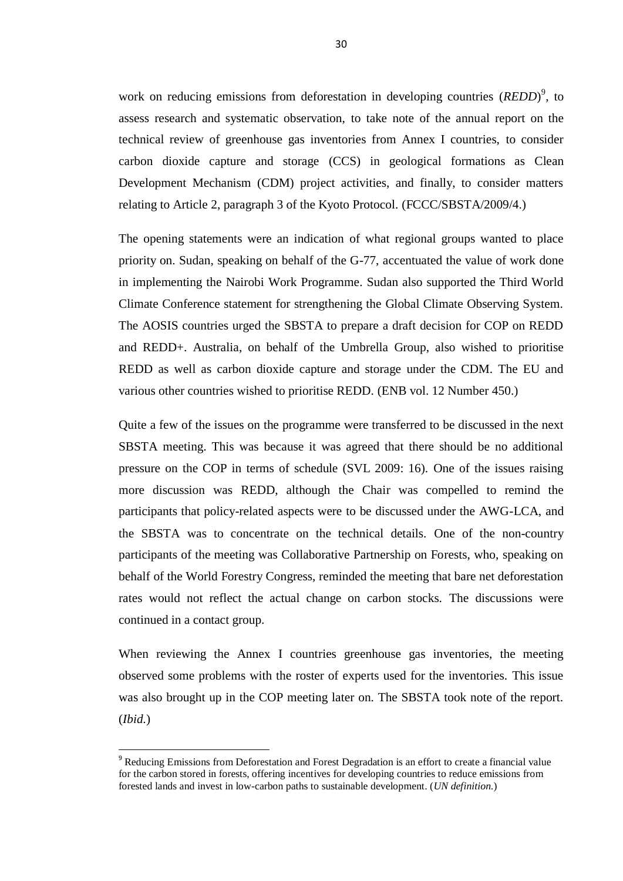work on reducing emissions from deforestation in developing countries (*REDD*)[9], to assess research and systematic observation, to take note of the annual report on the technical review of greenhouse gas inventories from Annex I countries, to consider carbon dioxide capture and storage (CCS) in geological formations as Clean Development Mechanism (CDM) project activities, and finally, to consider matters relating to Article 2, paragraph 3 of the Kyoto Protocol. (FCCC/SBSTA/2009/4.)

The opening statements were an indication of what regional groups wanted to place priority on. Sudan, speaking on behalf of the G-77, accentuated the value of work done in implementing the Nairobi Work Programme. Sudan also supported the Third World Climate Conference statement for strengthening the Global Climate Observing System. The AOSIS countries urged the SBSTA to prepare a draft decision for COP on REDD and REDD+. Australia, on behalf of the Umbrella Group, also wished to prioritise REDD as well as carbon dioxide capture and storage under the CDM. The EU and various other countries wished to prioritise REDD. (ENB vol. 12 Number 450.)

Quite a few of the issues on the programme were transferred to be discussed in the next SBSTA meeting. This was because it was agreed that there should be no additional pressure on the COP in terms of schedule (SVL 2009: 16). One of the issues raising more discussion was REDD, although the Chair was compelled to remind the participants that policy-related aspects were to be discussed under the AWG-LCA, and the SBSTA was to concentrate on the technical details. One of the non-country participants of the meeting was Collaborative Partnership on Forests, who, speaking on behalf of the World Forestry Congress, reminded the meeting that bare net deforestation rates would not reflect the actual change on carbon stocks. The discussions were continued in a contact group.

When reviewing the Annex I countries greenhouse gas inventories, the meeting observed some problems with the roster of experts used for the inventories. This issue was also brought up in the COP meeting later on. The SBSTA took note of the report. (*Ibid.*)

---

[9] Reducing Emissions from Deforestation and Forest Degradation is an effort to create a financial value for the carbon stored in forests, offering incentives for developing countries to reduce emissions from forested lands and invest in low-carbon paths to sustainable development. (*UN definition.*)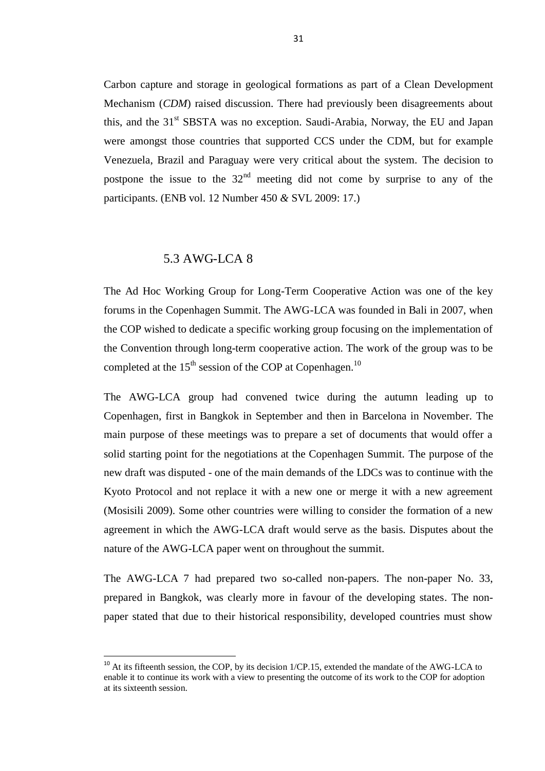Carbon capture and storage in geological formations as part of a Clean Development Mechanism (*CDM*) raised discussion. There had previously been disagreements about this, and the 31st SBSTA was no exception. Saudi-Arabia, Norway, the EU and Japan were amongst those countries that supported CCS under the CDM, but for example Venezuela, Brazil and Paraguay were very critical about the system. The decision to postpone the issue to the 32nd meeting did not come by surprise to any of the participants. (ENB vol. 12 Number 450 *&* SVL 2009: 17.)

## 5.3 AWG-LCA 8

The Ad Hoc Working Group for Long-Term Cooperative Action was one of the key forums in the Copenhagen Summit. The AWG-LCA was founded in Bali in 2007, when the COP wished to dedicate a specific working group focusing on the implementation of the Convention through long-term cooperative action. The work of the group was to be completed at the 15th session of the COP at Copenhagen.[10]

The AWG-LCA group had convened twice during the autumn leading up to Copenhagen, first in Bangkok in September and then in Barcelona in November. The main purpose of these meetings was to prepare a set of documents that would offer a solid starting point for the negotiations at the Copenhagen Summit. The purpose of the new draft was disputed - one of the main demands of the LDCs was to continue with the Kyoto Protocol and not replace it with a new one or merge it with a new agreement (Mosisili 2009). Some other countries were willing to consider the formation of a new agreement in which the AWG-LCA draft would serve as the basis. Disputes about the nature of the AWG-LCA paper went on throughout the summit.

The AWG-LCA 7 had prepared two so-called non-papers. The non-paper No. 33, prepared in Bangkok, was clearly more in favour of the developing states. The non-paper stated that due to their historical responsibility, developed countries must show

[10] At its fifteenth session, the COP, by its decision 1/CP.15, extended the mandate of the AWG-LCA to enable it to continue its work with a view to presenting the outcome of its work to the COP for adoption at its sixteenth session.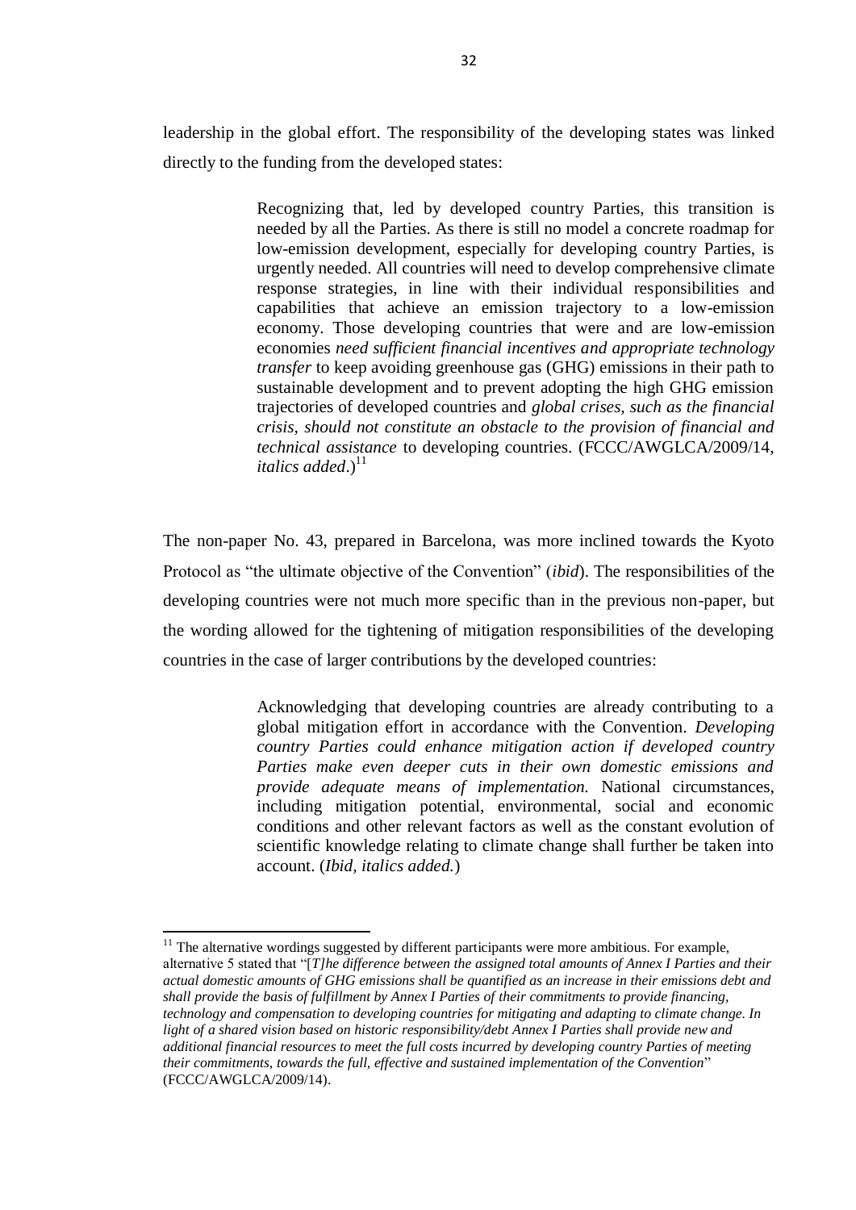leadership in the global effort. The responsibility of the developing states was linked directly to the funding from the developed states:

> Recognizing that, led by developed country Parties, this transition is needed by all the Parties. As there is still no model a concrete roadmap for low-emission development, especially for developing country Parties, is urgently needed. All countries will need to develop comprehensive climate response strategies, in line with their individual responsibilities and capabilities that achieve an emission trajectory to a low-emission economy. Those developing countries that were and are low-emission economies *need sufficient financial incentives and appropriate technology transfer* to keep avoiding greenhouse gas (GHG) emissions in their path to sustainable development and to prevent adopting the high GHG emission trajectories of developed countries and *global crises, such as the financial crisis, should not constitute an obstacle to the provision of financial and technical assistance* to developing countries. (FCCC/AWGLCA/2009/14, *italics added*.)[11]

The non-paper No. 43, prepared in Barcelona, was more inclined towards the Kyoto Protocol as "the ultimate objective of the Convention" (*ibid*). The responsibilities of the developing countries were not much more specific than in the previous non-paper, but the wording allowed for the tightening of mitigation responsibilities of the developing countries in the case of larger contributions by the developed countries:

> Acknowledging that developing countries are already contributing to a global mitigation effort in accordance with the Convention. *Developing country Parties could enhance mitigation action if developed country Parties make even deeper cuts in their own domestic emissions and provide adequate means of implementation.* National circumstances, including mitigation potential, environmental, social and economic conditions and other relevant factors as well as the constant evolution of scientific knowledge relating to climate change shall further be taken into account. (*Ibid, italics added.*)

---

[11] The alternative wordings suggested by different participants were more ambitious. For example, alternative 5 stated that "[*T*]*he difference between the assigned total amounts of Annex I Parties and their actual domestic amounts of GHG emissions shall be quantified as an increase in their emissions debt and shall provide the basis of fulfillment by Annex I Parties of their commitments to provide financing, technology and compensation to developing countries for mitigating and adapting to climate change. In light of a shared vision based on historic responsibility/debt Annex I Parties shall provide new and additional financial resources to meet the full costs incurred by developing country Parties of meeting their commitments, towards the full, effective and sustained implementation of the Convention*" (FCCC/AWGLCA/2009/14).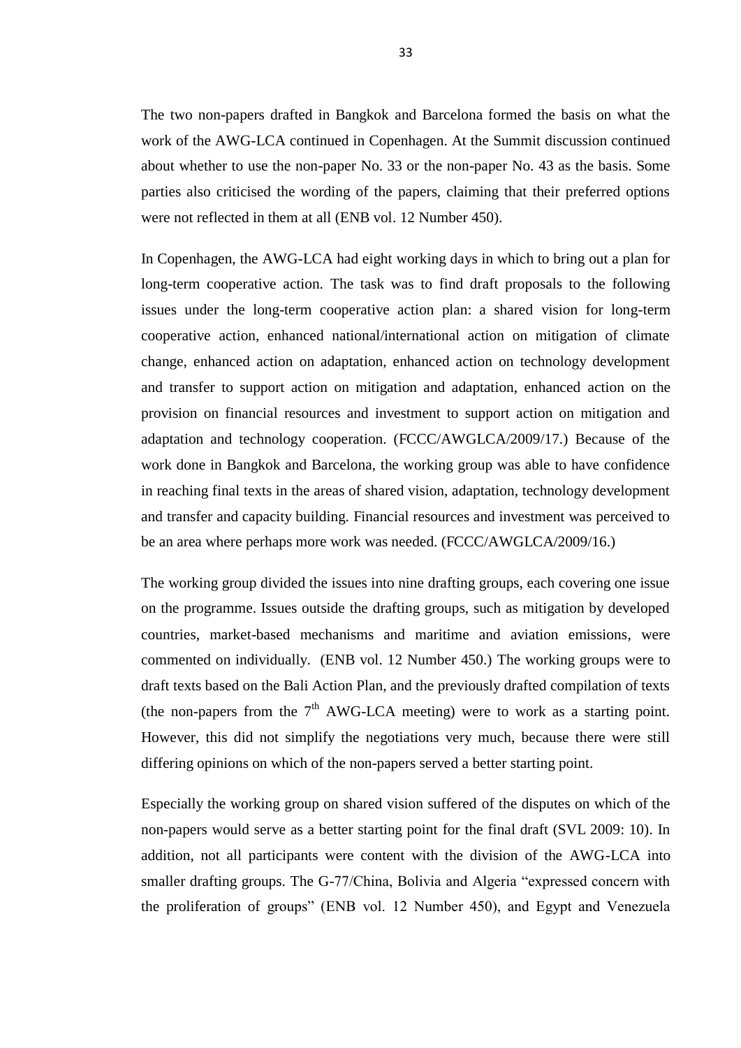The two non-papers drafted in Bangkok and Barcelona formed the basis on what the work of the AWG-LCA continued in Copenhagen. At the Summit discussion continued about whether to use the non-paper No. 33 or the non-paper No. 43 as the basis. Some parties also criticised the wording of the papers, claiming that their preferred options were not reflected in them at all (ENB vol. 12 Number 450).

In Copenhagen, the AWG-LCA had eight working days in which to bring out a plan for long-term cooperative action. The task was to find draft proposals to the following issues under the long-term cooperative action plan: a shared vision for long-term cooperative action, enhanced national/international action on mitigation of climate change, enhanced action on adaptation, enhanced action on technology development and transfer to support action on mitigation and adaptation, enhanced action on the provision on financial resources and investment to support action on mitigation and adaptation and technology cooperation. (FCCC/AWGLCA/2009/17.) Because of the work done in Bangkok and Barcelona, the working group was able to have confidence in reaching final texts in the areas of shared vision, adaptation, technology development and transfer and capacity building. Financial resources and investment was perceived to be an area where perhaps more work was needed. (FCCC/AWGLCA/2009/16.)

The working group divided the issues into nine drafting groups, each covering one issue on the programme. Issues outside the drafting groups, such as mitigation by developed countries, market-based mechanisms and maritime and aviation emissions, were commented on individually. (ENB vol. 12 Number 450.) The working groups were to draft texts based on the Bali Action Plan, and the previously drafted compilation of texts (the non-papers from the 7th AWG-LCA meeting) were to work as a starting point. However, this did not simplify the negotiations very much, because there were still differing opinions on which of the non-papers served a better starting point.

Especially the working group on shared vision suffered of the disputes on which of the non-papers would serve as a better starting point for the final draft (SVL 2009: 10). In addition, not all participants were content with the division of the AWG-LCA into smaller drafting groups. The G-77/China, Bolivia and Algeria "expressed concern with the proliferation of groups" (ENB vol. 12 Number 450), and Egypt and Venezuela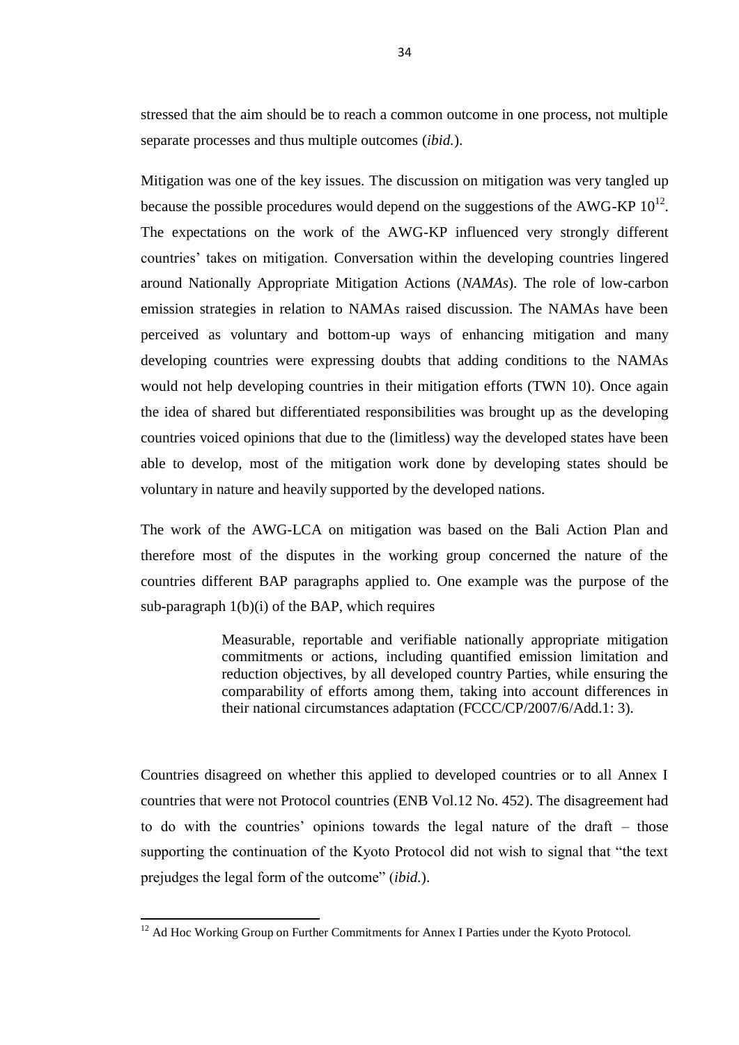stressed that the aim should be to reach a common outcome in one process, not multiple separate processes and thus multiple outcomes (*ibid.*).

Mitigation was one of the key issues. The discussion on mitigation was very tangled up because the possible procedures would depend on the suggestions of the AWG-KP 10[12]. The expectations on the work of the AWG-KP influenced very strongly different countries' takes on mitigation. Conversation within the developing countries lingered around Nationally Appropriate Mitigation Actions (*NAMAs*). The role of low-carbon emission strategies in relation to NAMAs raised discussion. The NAMAs have been perceived as voluntary and bottom-up ways of enhancing mitigation and many developing countries were expressing doubts that adding conditions to the NAMAs would not help developing countries in their mitigation efforts (TWN 10). Once again the idea of shared but differentiated responsibilities was brought up as the developing countries voiced opinions that due to the (limitless) way the developed states have been able to develop, most of the mitigation work done by developing states should be voluntary in nature and heavily supported by the developed nations.

The work of the AWG-LCA on mitigation was based on the Bali Action Plan and therefore most of the disputes in the working group concerned the nature of the countries different BAP paragraphs applied to. One example was the purpose of the sub-paragraph 1(b)(i) of the BAP, which requires

> Measurable, reportable and verifiable nationally appropriate mitigation commitments or actions, including quantified emission limitation and reduction objectives, by all developed country Parties, while ensuring the comparability of efforts among them, taking into account differences in their national circumstances adaptation (FCCC/CP/2007/6/Add.1: 3).

Countries disagreed on whether this applied to developed countries or to all Annex I countries that were not Protocol countries (ENB Vol.12 No. 452). The disagreement had to do with the countries' opinions towards the legal nature of the draft – those supporting the continuation of the Kyoto Protocol did not wish to signal that "the text prejudges the legal form of the outcome" (*ibid.*).

---

[12] Ad Hoc Working Group on Further Commitments for Annex I Parties under the Kyoto Protocol.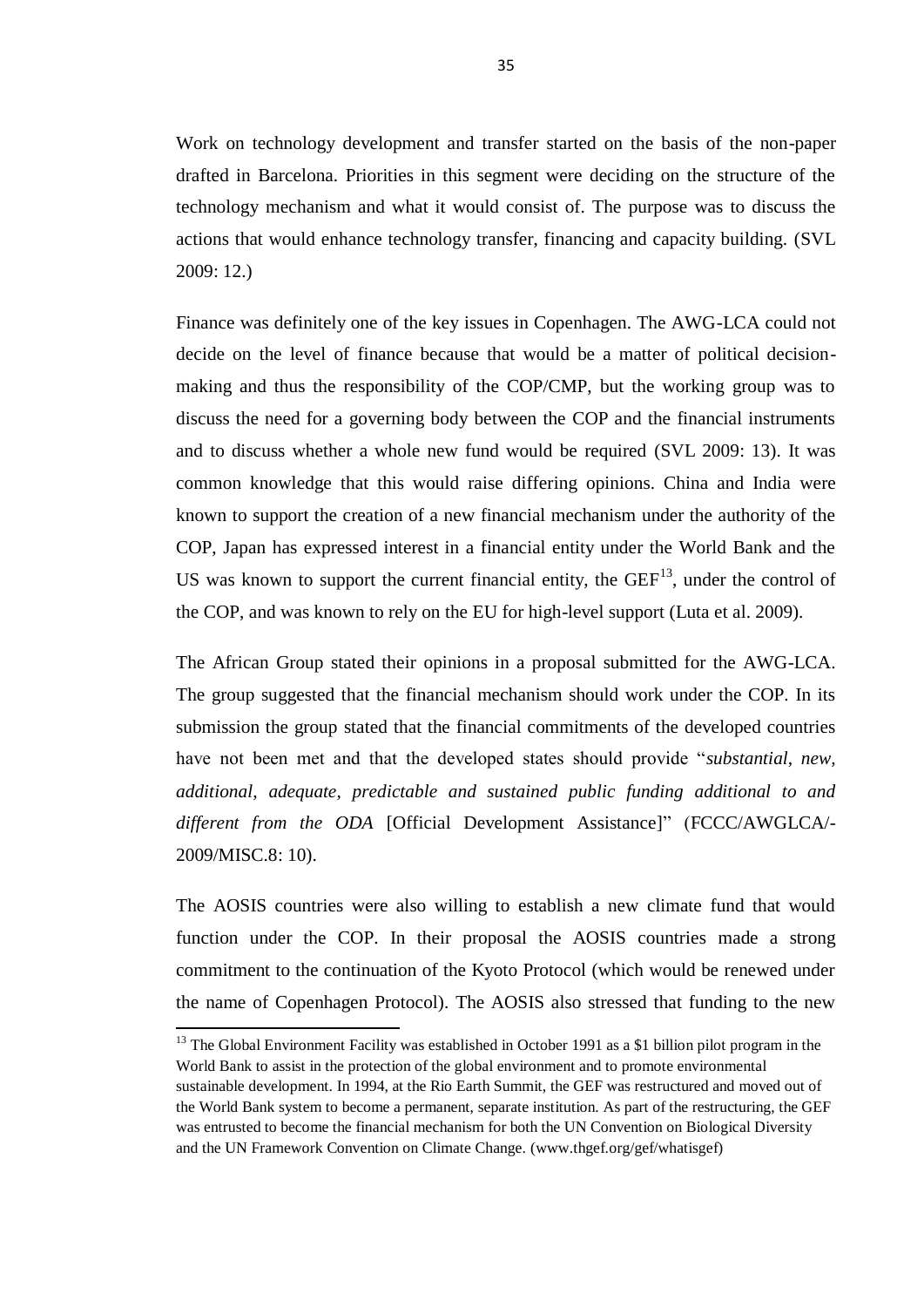Work on technology development and transfer started on the basis of the non-paper drafted in Barcelona. Priorities in this segment were deciding on the structure of the technology mechanism and what it would consist of. The purpose was to discuss the actions that would enhance technology transfer, financing and capacity building. (SVL 2009: 12.)

Finance was definitely one of the key issues in Copenhagen. The AWG-LCA could not decide on the level of finance because that would be a matter of political decision-making and thus the responsibility of the COP/CMP, but the working group was to discuss the need for a governing body between the COP and the financial instruments and to discuss whether a whole new fund would be required (SVL 2009: 13). It was common knowledge that this would raise differing opinions. China and India were known to support the creation of a new financial mechanism under the authority of the COP, Japan has expressed interest in a financial entity under the World Bank and the US was known to support the current financial entity, the GEF[13], under the control of the COP, and was known to rely on the EU for high-level support (Luta et al. 2009).

The African Group stated their opinions in a proposal submitted for the AWG-LCA. The group suggested that the financial mechanism should work under the COP. In its submission the group stated that the financial commitments of the developed countries have not been met and that the developed states should provide "*substantial, new, additional, adequate, predictable and sustained public funding additional to and different from the ODA* [Official Development Assistance]" (FCCC/AWGLCA/-2009/MISC.8: 10).

The AOSIS countries were also willing to establish a new climate fund that would function under the COP. In their proposal the AOSIS countries made a strong commitment to the continuation of the Kyoto Protocol (which would be renewed under the name of Copenhagen Protocol). The AOSIS also stressed that funding to the new

---

[13] The Global Environment Facility was established in October 1991 as a $1 billion pilot program in the World Bank to assist in the protection of the global environment and to promote environmental sustainable development. In 1994, at the Rio Earth Summit, the GEF was restructured and moved out of the World Bank system to become a permanent, separate institution. As part of the restructuring, the GEF was entrusted to become the financial mechanism for both the UN Convention on Biological Diversity and the UN Framework Convention on Climate Change. (www.thgef.org/gef/whatisgef)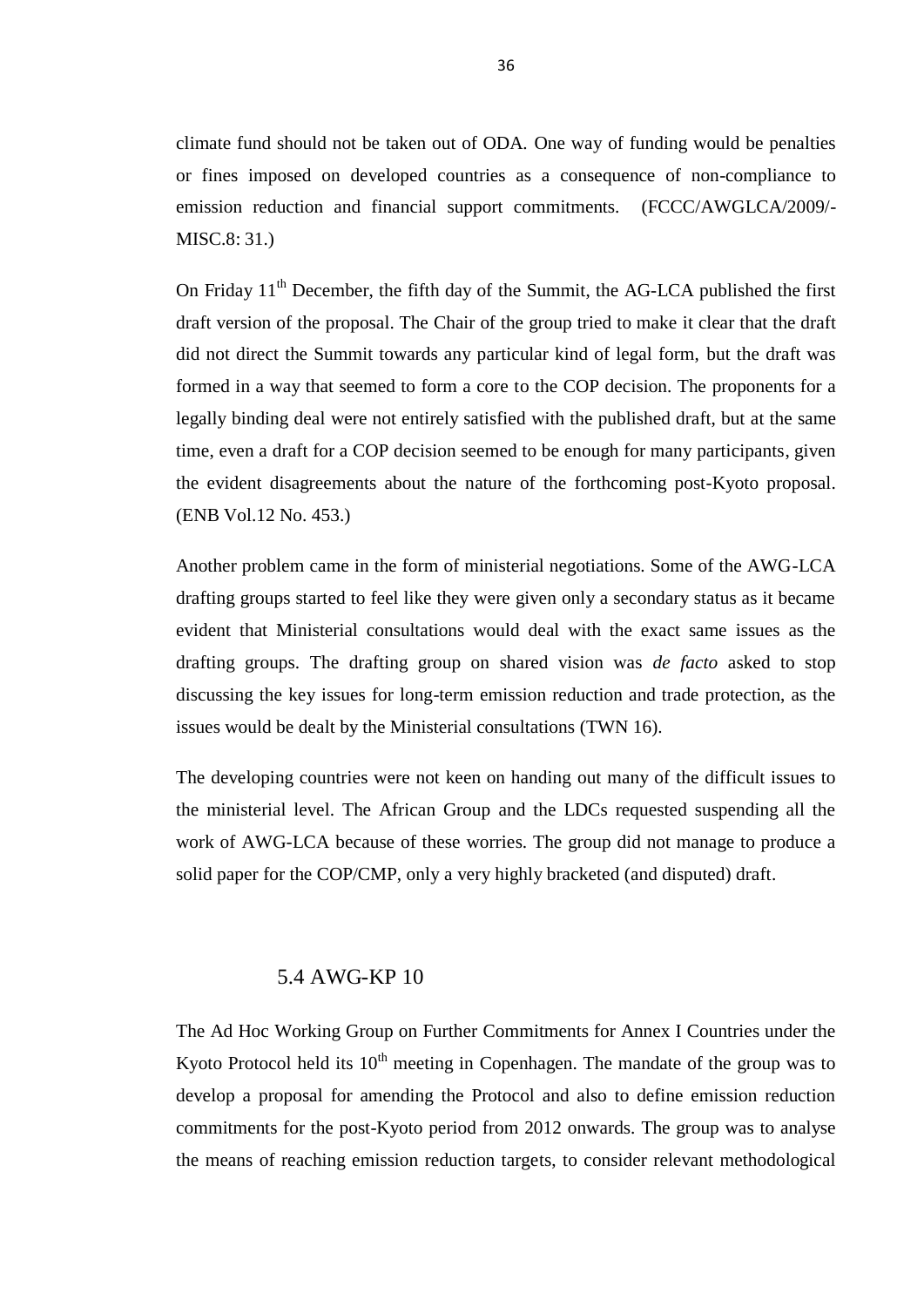climate fund should not be taken out of ODA. One way of funding would be penalties or fines imposed on developed countries as a consequence of non-compliance to emission reduction and financial support commitments. (FCCC/AWGLCA/2009/-MISC.8: 31.)

On Friday 11[th] December, the fifth day of the Summit, the AG-LCA published the first draft version of the proposal. The Chair of the group tried to make it clear that the draft did not direct the Summit towards any particular kind of legal form, but the draft was formed in a way that seemed to form a core to the COP decision. The proponents for a legally binding deal were not entirely satisfied with the published draft, but at the same time, even a draft for a COP decision seemed to be enough for many participants, given the evident disagreements about the nature of the forthcoming post-Kyoto proposal. (ENB Vol.12 No. 453.)

Another problem came in the form of ministerial negotiations. Some of the AWG-LCA drafting groups started to feel like they were given only a secondary status as it became evident that Ministerial consultations would deal with the exact same issues as the drafting groups. The drafting group on shared vision was *de facto* asked to stop discussing the key issues for long-term emission reduction and trade protection, as the issues would be dealt by the Ministerial consultations (TWN 16).

The developing countries were not keen on handing out many of the difficult issues to the ministerial level. The African Group and the LDCs requested suspending all the work of AWG-LCA because of these worries. The group did not manage to produce a solid paper for the COP/CMP, only a very highly bracketed (and disputed) draft.

## 5.4 AWG-KP 10

The Ad Hoc Working Group on Further Commitments for Annex I Countries under the Kyoto Protocol held its 10[th] meeting in Copenhagen. The mandate of the group was to develop a proposal for amending the Protocol and also to define emission reduction commitments for the post-Kyoto period from 2012 onwards. The group was to analyse the means of reaching emission reduction targets, to consider relevant methodological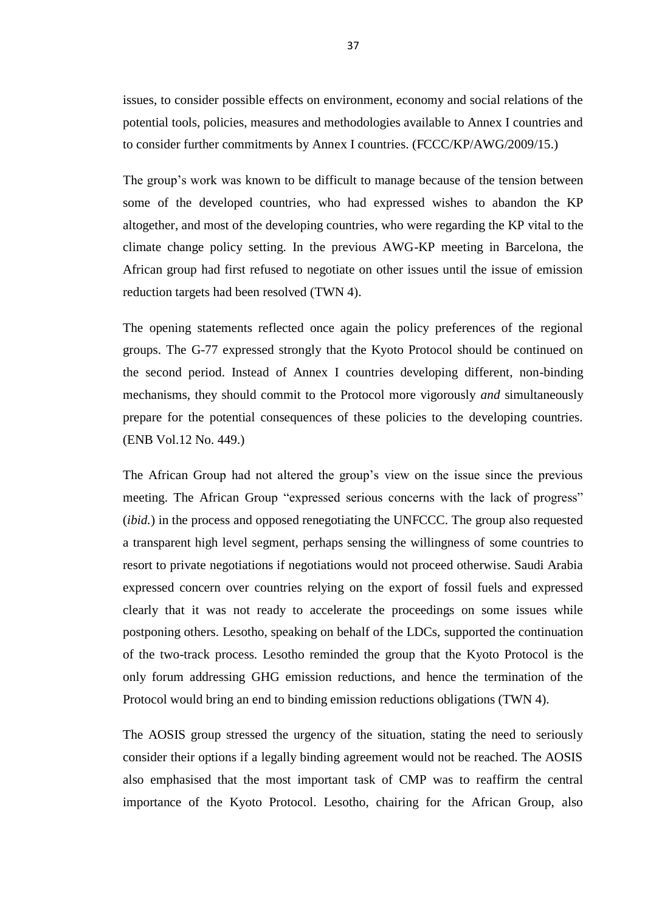issues, to consider possible effects on environment, economy and social relations of the potential tools, policies, measures and methodologies available to Annex I countries and to consider further commitments by Annex I countries. (FCCC/KP/AWG/2009/15.)

The group's work was known to be difficult to manage because of the tension between some of the developed countries, who had expressed wishes to abandon the KP altogether, and most of the developing countries, who were regarding the KP vital to the climate change policy setting. In the previous AWG-KP meeting in Barcelona, the African group had first refused to negotiate on other issues until the issue of emission reduction targets had been resolved (TWN 4).

The opening statements reflected once again the policy preferences of the regional groups. The G-77 expressed strongly that the Kyoto Protocol should be continued on the second period. Instead of Annex I countries developing different, non-binding mechanisms, they should commit to the Protocol more vigorously *and* simultaneously prepare for the potential consequences of these policies to the developing countries. (ENB Vol.12 No. 449.)

The African Group had not altered the group's view on the issue since the previous meeting. The African Group "expressed serious concerns with the lack of progress" (*ibid.*) in the process and opposed renegotiating the UNFCCC. The group also requested a transparent high level segment, perhaps sensing the willingness of some countries to resort to private negotiations if negotiations would not proceed otherwise. Saudi Arabia expressed concern over countries relying on the export of fossil fuels and expressed clearly that it was not ready to accelerate the proceedings on some issues while postponing others. Lesotho, speaking on behalf of the LDCs, supported the continuation of the two-track process. Lesotho reminded the group that the Kyoto Protocol is the only forum addressing GHG emission reductions, and hence the termination of the Protocol would bring an end to binding emission reductions obligations (TWN 4).

The AOSIS group stressed the urgency of the situation, stating the need to seriously consider their options if a legally binding agreement would not be reached. The AOSIS also emphasised that the most important task of CMP was to reaffirm the central importance of the Kyoto Protocol. Lesotho, chairing for the African Group, also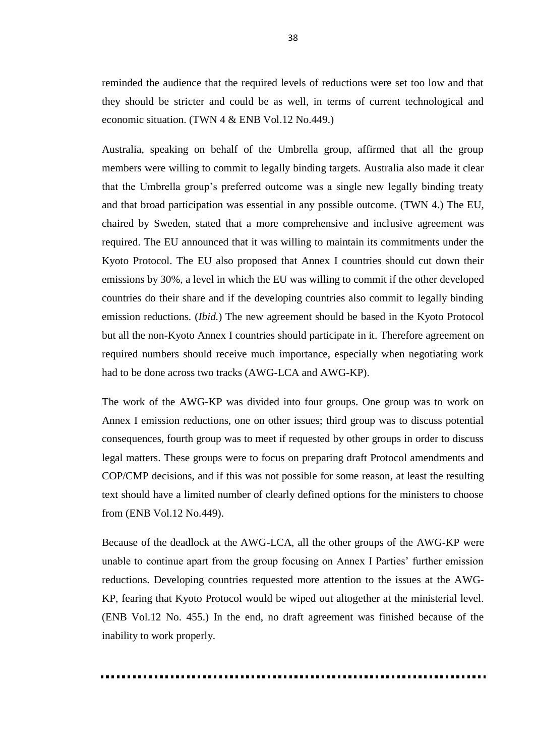reminded the audience that the required levels of reductions were set too low and that they should be stricter and could be as well, in terms of current technological and economic situation. (TWN 4 & ENB Vol.12 No.449.)

Australia, speaking on behalf of the Umbrella group, affirmed that all the group members were willing to commit to legally binding targets. Australia also made it clear that the Umbrella group's preferred outcome was a single new legally binding treaty and that broad participation was essential in any possible outcome. (TWN 4.) The EU, chaired by Sweden, stated that a more comprehensive and inclusive agreement was required. The EU announced that it was willing to maintain its commitments under the Kyoto Protocol. The EU also proposed that Annex I countries should cut down their emissions by 30%, a level in which the EU was willing to commit if the other developed countries do their share and if the developing countries also commit to legally binding emission reductions. (*Ibid.*) The new agreement should be based in the Kyoto Protocol but all the non-Kyoto Annex I countries should participate in it. Therefore agreement on required numbers should receive much importance, especially when negotiating work had to be done across two tracks (AWG-LCA and AWG-KP).

The work of the AWG-KP was divided into four groups. One group was to work on Annex I emission reductions, one on other issues; third group was to discuss potential consequences, fourth group was to meet if requested by other groups in order to discuss legal matters. These groups were to focus on preparing draft Protocol amendments and COP/CMP decisions, and if this was not possible for some reason, at least the resulting text should have a limited number of clearly defined options for the ministers to choose from (ENB Vol.12 No.449).

Because of the deadlock at the AWG-LCA, all the other groups of the AWG-KP were unable to continue apart from the group focusing on Annex I Parties' further emission reductions. Developing countries requested more attention to the issues at the AWG-KP, fearing that Kyoto Protocol would be wiped out altogether at the ministerial level. (ENB Vol.12 No. 455.) In the end, no draft agreement was finished because of the inability to work properly.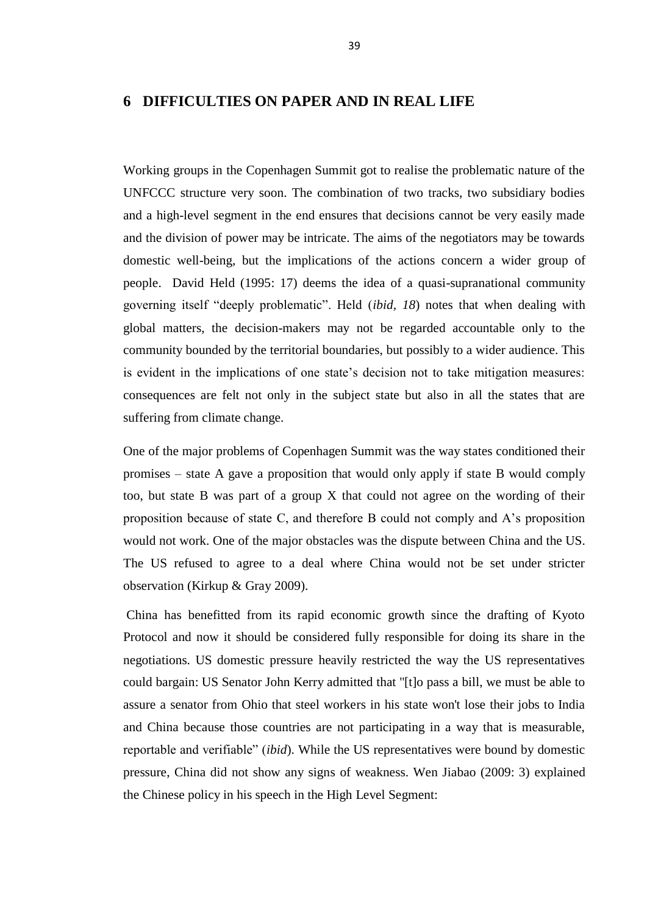# 6 DIFFICULTIES ON PAPER AND IN REAL LIFE

Working groups in the Copenhagen Summit got to realise the problematic nature of the UNFCCC structure very soon. The combination of two tracks, two subsidiary bodies and a high-level segment in the end ensures that decisions cannot be very easily made and the division of power may be intricate. The aims of the negotiators may be towards domestic well-being, but the implications of the actions concern a wider group of people. David Held (1995: 17) deems the idea of a quasi-supranational community governing itself "deeply problematic". Held (*ibid, 18*) notes that when dealing with global matters, the decision-makers may not be regarded accountable only to the community bounded by the territorial boundaries, but possibly to a wider audience. This is evident in the implications of one state's decision not to take mitigation measures: consequences are felt not only in the subject state but also in all the states that are suffering from climate change.

One of the major problems of Copenhagen Summit was the way states conditioned their promises – state A gave a proposition that would only apply if state B would comply too, but state B was part of a group X that could not agree on the wording of their proposition because of state C, and therefore B could not comply and A's proposition would not work. One of the major obstacles was the dispute between China and the US. The US refused to agree to a deal where China would not be set under stricter observation (Kirkup & Gray 2009).

China has benefitted from its rapid economic growth since the drafting of Kyoto Protocol and now it should be considered fully responsible for doing its share in the negotiations. US domestic pressure heavily restricted the way the US representatives could bargain: US Senator John Kerry admitted that "[t]o pass a bill, we must be able to assure a senator from Ohio that steel workers in his state won't lose their jobs to India and China because those countries are not participating in a way that is measurable, reportable and verifiable" (*ibid*). While the US representatives were bound by domestic pressure, China did not show any signs of weakness. Wen Jiabao (2009: 3) explained the Chinese policy in his speech in the High Level Segment: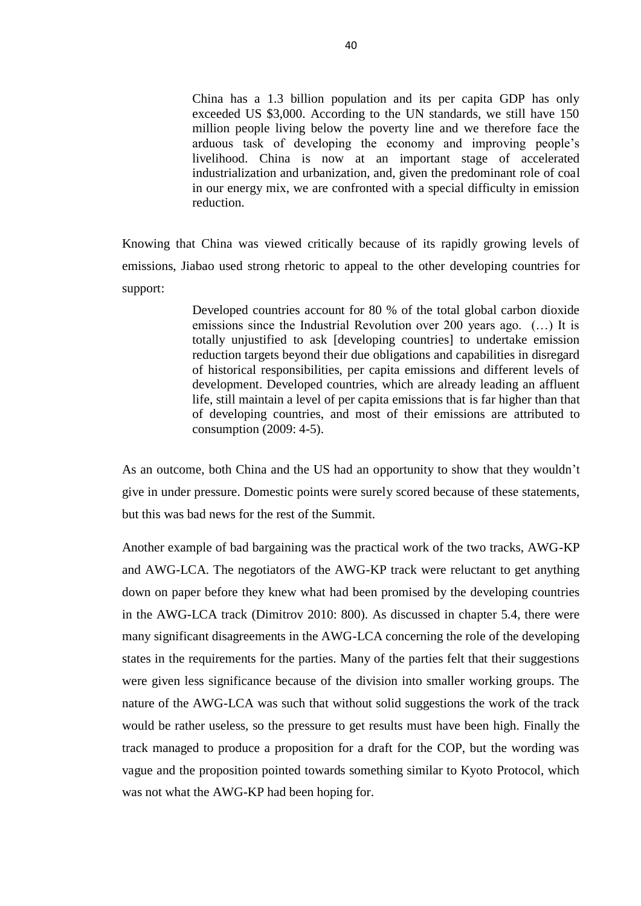> China has a 1.3 billion population and its per capita GDP has only exceeded US $3,000. According to the UN standards, we still have 150 million people living below the poverty line and we therefore face the arduous task of developing the economy and improving people's livelihood. China is now at an important stage of accelerated industrialization and urbanization, and, given the predominant role of coal in our energy mix, we are confronted with a special difficulty in emission reduction.

Knowing that China was viewed critically because of its rapidly growing levels of emissions, Jiabao used strong rhetoric to appeal to the other developing countries for support:

> Developed countries account for 80 % of the total global carbon dioxide emissions since the Industrial Revolution over 200 years ago. (…) It is totally unjustified to ask [developing countries] to undertake emission reduction targets beyond their due obligations and capabilities in disregard of historical responsibilities, per capita emissions and different levels of development. Developed countries, which are already leading an affluent life, still maintain a level of per capita emissions that is far higher than that of developing countries, and most of their emissions are attributed to consumption (2009: 4-5).

As an outcome, both China and the US had an opportunity to show that they wouldn't give in under pressure. Domestic points were surely scored because of these statements, but this was bad news for the rest of the Summit.

Another example of bad bargaining was the practical work of the two tracks, AWG-KP and AWG-LCA. The negotiators of the AWG-KP track were reluctant to get anything down on paper before they knew what had been promised by the developing countries in the AWG-LCA track (Dimitrov 2010: 800). As discussed in chapter 5.4, there were many significant disagreements in the AWG-LCA concerning the role of the developing states in the requirements for the parties. Many of the parties felt that their suggestions were given less significance because of the division into smaller working groups. The nature of the AWG-LCA was such that without solid suggestions the work of the track would be rather useless, so the pressure to get results must have been high. Finally the track managed to produce a proposition for a draft for the COP, but the wording was vague and the proposition pointed towards something similar to Kyoto Protocol, which was not what the AWG-KP had been hoping for.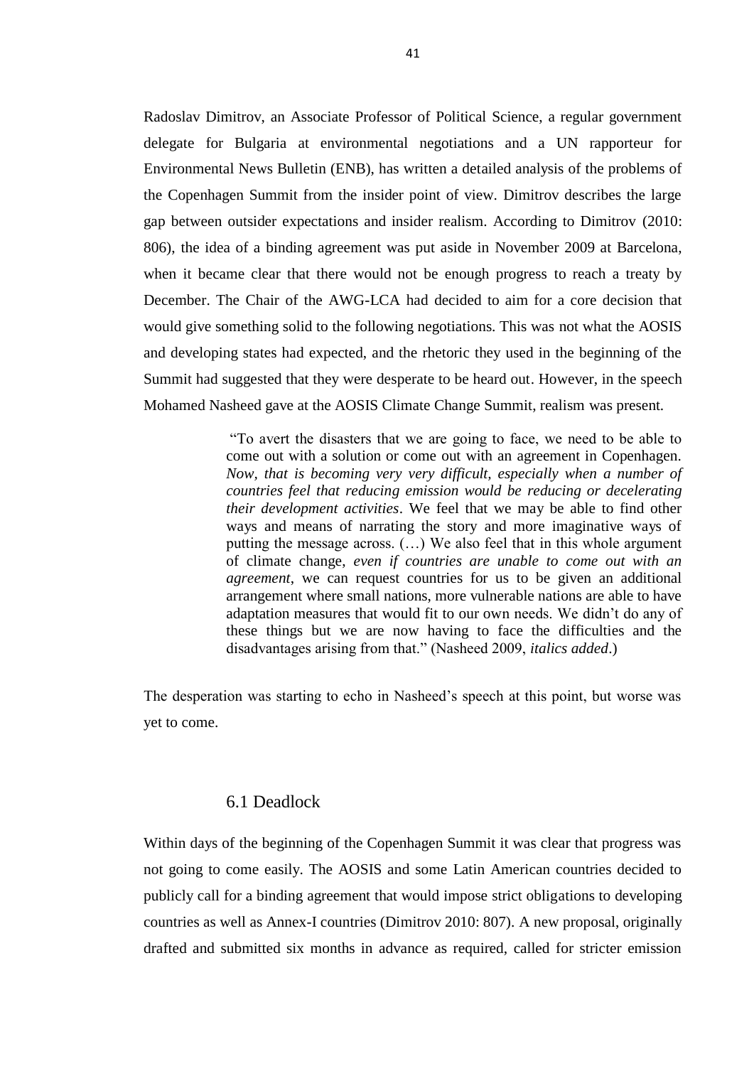Radoslav Dimitrov, an Associate Professor of Political Science, a regular government delegate for Bulgaria at environmental negotiations and a UN rapporteur for Environmental News Bulletin (ENB), has written a detailed analysis of the problems of the Copenhagen Summit from the insider point of view. Dimitrov describes the large gap between outsider expectations and insider realism. According to Dimitrov (2010: 806), the idea of a binding agreement was put aside in November 2009 at Barcelona, when it became clear that there would not be enough progress to reach a treaty by December. The Chair of the AWG-LCA had decided to aim for a core decision that would give something solid to the following negotiations. This was not what the AOSIS and developing states had expected, and the rhetoric they used in the beginning of the Summit had suggested that they were desperate to be heard out. However, in the speech Mohamed Nasheed gave at the AOSIS Climate Change Summit, realism was present.

> "To avert the disasters that we are going to face, we need to be able to come out with a solution or come out with an agreement in Copenhagen. *Now, that is becoming very very difficult, especially when a number of countries feel that reducing emission would be reducing or decelerating their development activities*. We feel that we may be able to find other ways and means of narrating the story and more imaginative ways of putting the message across. (…) We also feel that in this whole argument of climate change, *even if countries are unable to come out with an agreement*, we can request countries for us to be given an additional arrangement where small nations, more vulnerable nations are able to have adaptation measures that would fit to our own needs. We didn't do any of these things but we are now having to face the difficulties and the disadvantages arising from that." (Nasheed 2009, *italics added*.)

The desperation was starting to echo in Nasheed's speech at this point, but worse was yet to come.

## 6.1 Deadlock

Within days of the beginning of the Copenhagen Summit it was clear that progress was not going to come easily. The AOSIS and some Latin American countries decided to publicly call for a binding agreement that would impose strict obligations to developing countries as well as Annex-I countries (Dimitrov 2010: 807). A new proposal, originally drafted and submitted six months in advance as required, called for stricter emission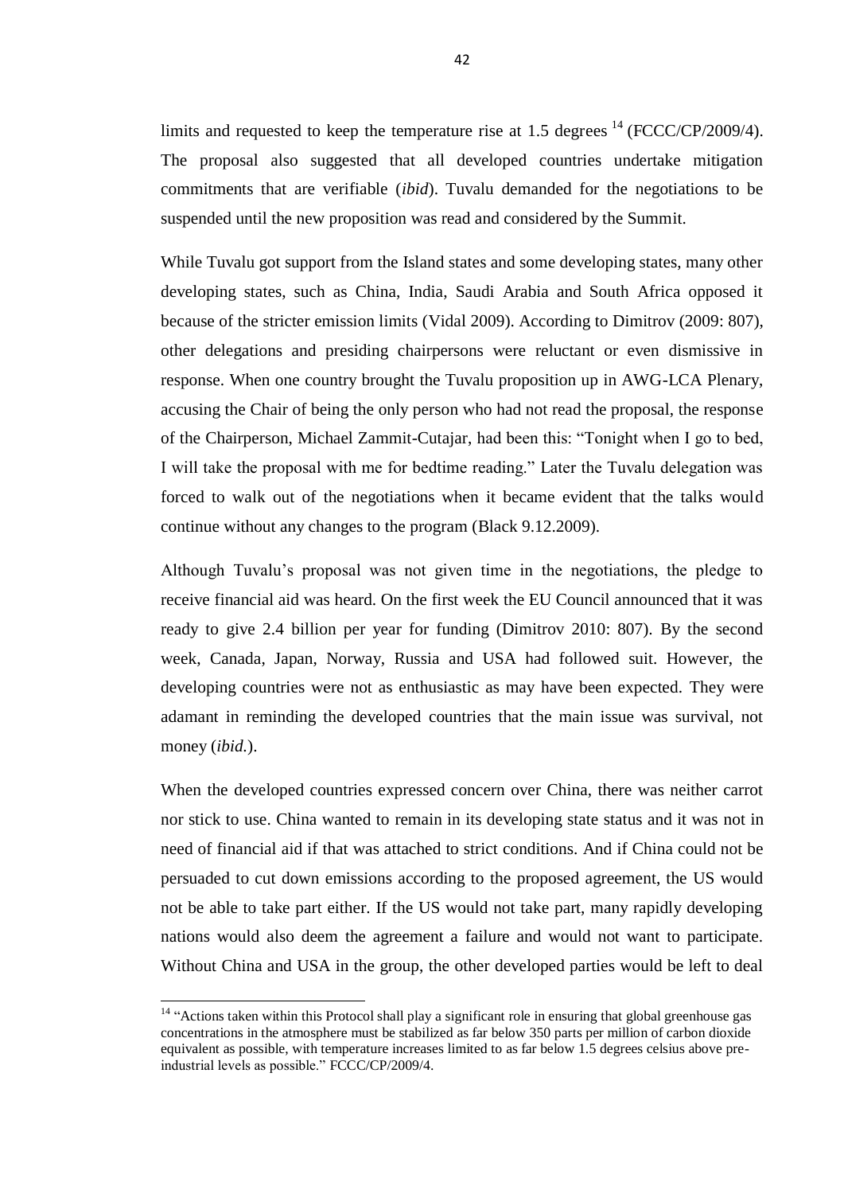limits and requested to keep the temperature rise at 1.5 degrees [14] (FCCC/CP/2009/4). The proposal also suggested that all developed countries undertake mitigation commitments that are verifiable (*ibid*). Tuvalu demanded for the negotiations to be suspended until the new proposition was read and considered by the Summit.

While Tuvalu got support from the Island states and some developing states, many other developing states, such as China, India, Saudi Arabia and South Africa opposed it because of the stricter emission limits (Vidal 2009). According to Dimitrov (2009: 807), other delegations and presiding chairpersons were reluctant or even dismissive in response. When one country brought the Tuvalu proposition up in AWG-LCA Plenary, accusing the Chair of being the only person who had not read the proposal, the response of the Chairperson, Michael Zammit-Cutajar, had been this: "Tonight when I go to bed, I will take the proposal with me for bedtime reading." Later the Tuvalu delegation was forced to walk out of the negotiations when it became evident that the talks would continue without any changes to the program (Black 9.12.2009).

Although Tuvalu's proposal was not given time in the negotiations, the pledge to receive financial aid was heard. On the first week the EU Council announced that it was ready to give 2.4 billion per year for funding (Dimitrov 2010: 807). By the second week, Canada, Japan, Norway, Russia and USA had followed suit. However, the developing countries were not as enthusiastic as may have been expected. They were adamant in reminding the developed countries that the main issue was survival, not money (*ibid.*).

When the developed countries expressed concern over China, there was neither carrot nor stick to use. China wanted to remain in its developing state status and it was not in need of financial aid if that was attached to strict conditions. And if China could not be persuaded to cut down emissions according to the proposed agreement, the US would not be able to take part either. If the US would not take part, many rapidly developing nations would also deem the agreement a failure and would not want to participate. Without China and USA in the group, the other developed parties would be left to deal

[14] "Actions taken within this Protocol shall play a significant role in ensuring that global greenhouse gas concentrations in the atmosphere must be stabilized as far below 350 parts per million of carbon dioxide equivalent as possible, with temperature increases limited to as far below 1.5 degrees celsius above pre-industrial levels as possible." FCCC/CP/2009/4.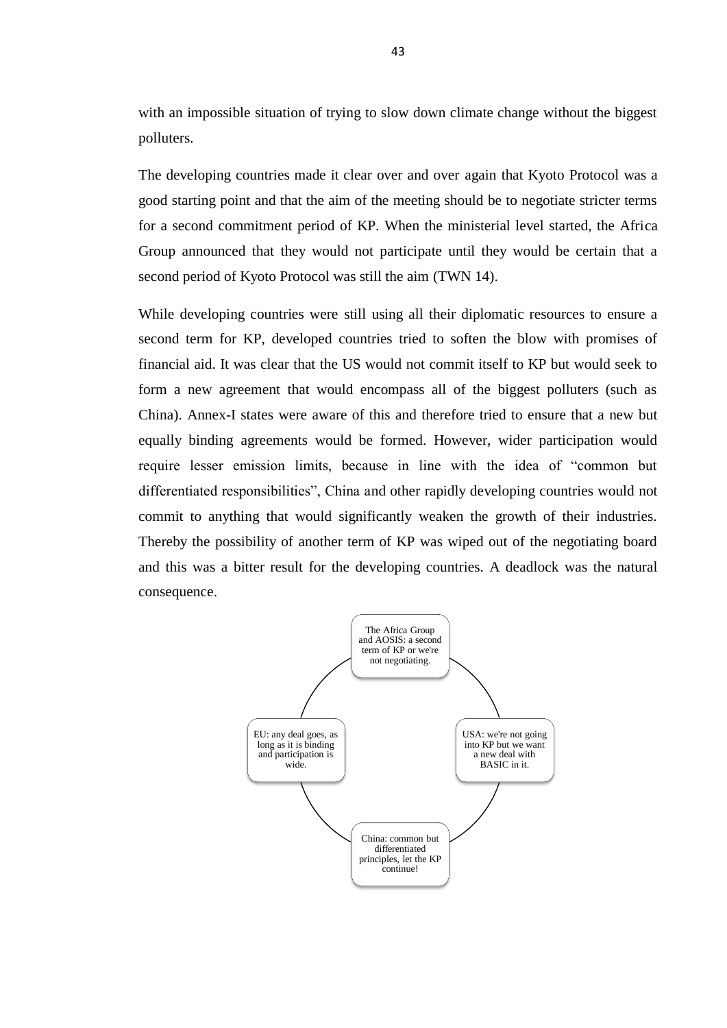with an impossible situation of trying to slow down climate change without the biggest polluters.

The developing countries made it clear over and over again that Kyoto Protocol was a good starting point and that the aim of the meeting should be to negotiate stricter terms for a second commitment period of KP. When the ministerial level started, the Africa Group announced that they would not participate until they would be certain that a second period of Kyoto Protocol was still the aim (TWN 14).

While developing countries were still using all their diplomatic resources to ensure a second term for KP, developed countries tried to soften the blow with promises of financial aid. It was clear that the US would not commit itself to KP but would seek to form a new agreement that would encompass all of the biggest polluters (such as China). Annex-I states were aware of this and therefore tried to ensure that a new but equally binding agreements would be formed. However, wider participation would require lesser emission limits, because in line with the idea of "common but differentiated responsibilities", China and other rapidly developing countries would not commit to anything that would significantly weaken the growth of their industries. Thereby the possibility of another term of KP was wiped out of the negotiating board and this was a bitter result for the developing countries. A deadlock was the natural consequence.

The Africa Group and AOSIS: a second term of KP or we're not negotiating.

USA: we're not going into KP but we want a new deal with BASIC in it.

China: common but differentiated principles, let the KP continue!

EU: any deal goes, as long as it is binding and participation is wide.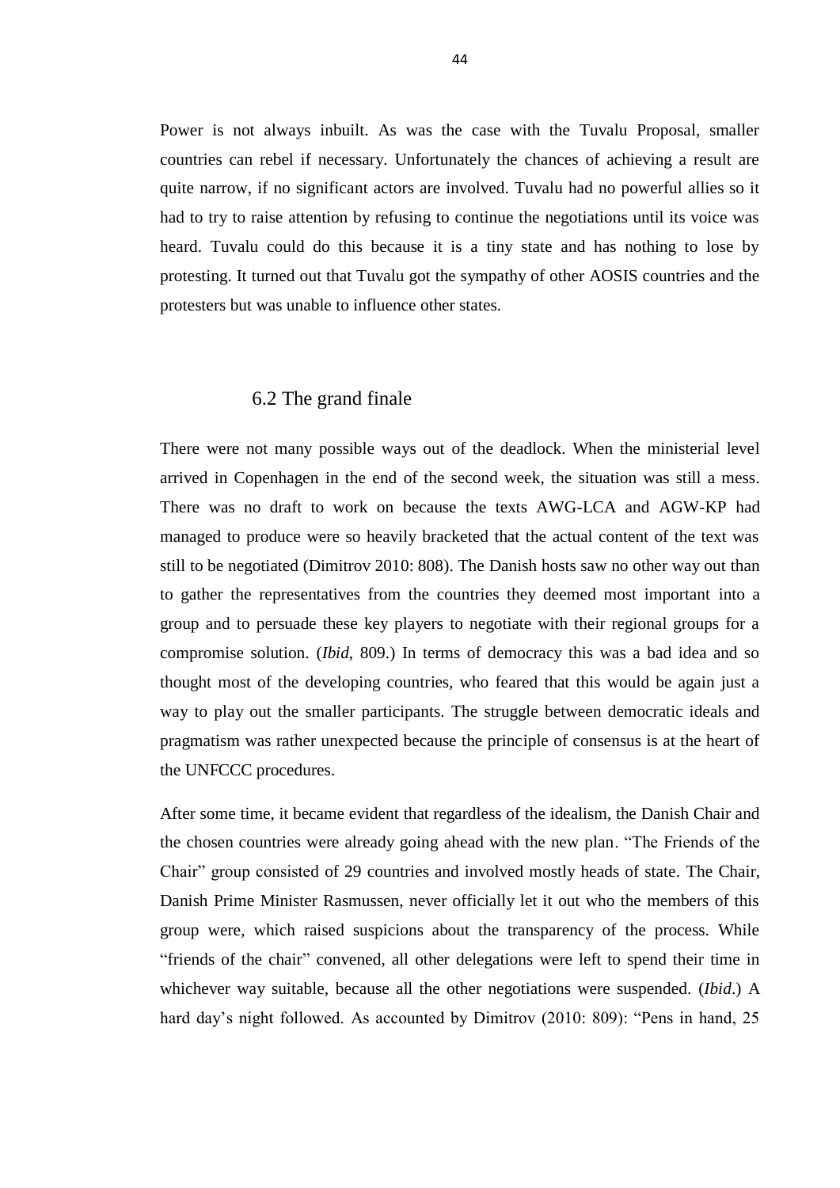Power is not always inbuilt. As was the case with the Tuvalu Proposal, smaller countries can rebel if necessary. Unfortunately the chances of achieving a result are quite narrow, if no significant actors are involved. Tuvalu had no powerful allies so it had to try to raise attention by refusing to continue the negotiations until its voice was heard. Tuvalu could do this because it is a tiny state and has nothing to lose by protesting. It turned out that Tuvalu got the sympathy of other AOSIS countries and the protesters but was unable to influence other states.

## 6.2 The grand finale

There were not many possible ways out of the deadlock. When the ministerial level arrived in Copenhagen in the end of the second week, the situation was still a mess. There was no draft to work on because the texts AWG-LCA and AGW-KP had managed to produce were so heavily bracketed that the actual content of the text was still to be negotiated (Dimitrov 2010: 808). The Danish hosts saw no other way out than to gather the representatives from the countries they deemed most important into a group and to persuade these key players to negotiate with their regional groups for a compromise solution. (*Ibid*, 809.) In terms of democracy this was a bad idea and so thought most of the developing countries, who feared that this would be again just a way to play out the smaller participants. The struggle between democratic ideals and pragmatism was rather unexpected because the principle of consensus is at the heart of the UNFCCC procedures.

After some time, it became evident that regardless of the idealism, the Danish Chair and the chosen countries were already going ahead with the new plan. "The Friends of the Chair" group consisted of 29 countries and involved mostly heads of state. The Chair, Danish Prime Minister Rasmussen, never officially let it out who the members of this group were, which raised suspicions about the transparency of the process. While "friends of the chair" convened, all other delegations were left to spend their time in whichever way suitable, because all the other negotiations were suspended. (*Ibid*.) A hard day's night followed. As accounted by Dimitrov (2010: 809): "Pens in hand, 25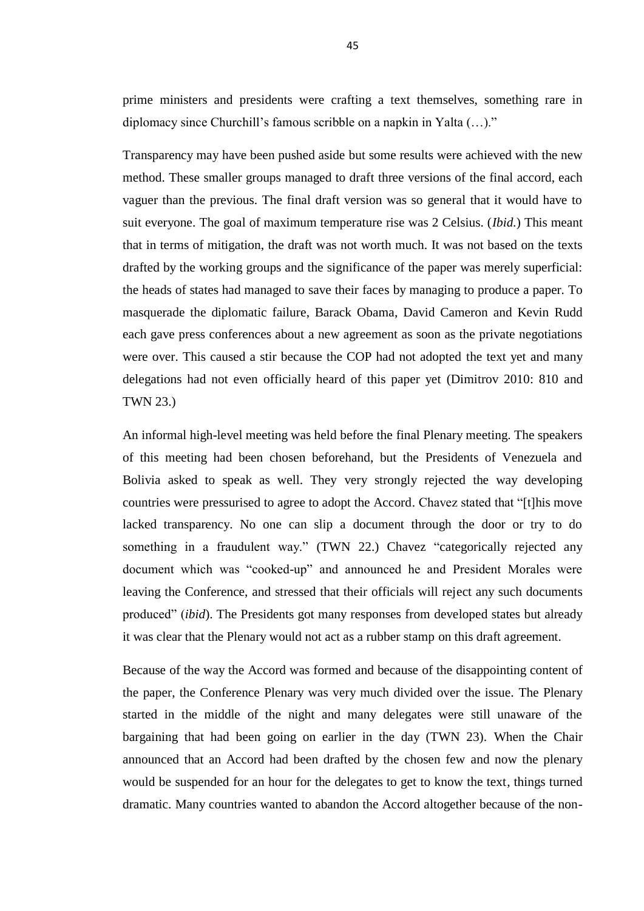prime ministers and presidents were crafting a text themselves, something rare in diplomacy since Churchill's famous scribble on a napkin in Yalta (…)."

Transparency may have been pushed aside but some results were achieved with the new method. These smaller groups managed to draft three versions of the final accord, each vaguer than the previous. The final draft version was so general that it would have to suit everyone. The goal of maximum temperature rise was 2 Celsius. (*Ibid.*) This meant that in terms of mitigation, the draft was not worth much. It was not based on the texts drafted by the working groups and the significance of the paper was merely superficial: the heads of states had managed to save their faces by managing to produce a paper. To masquerade the diplomatic failure, Barack Obama, David Cameron and Kevin Rudd each gave press conferences about a new agreement as soon as the private negotiations were over. This caused a stir because the COP had not adopted the text yet and many delegations had not even officially heard of this paper yet (Dimitrov 2010: 810 and TWN 23.)

An informal high-level meeting was held before the final Plenary meeting. The speakers of this meeting had been chosen beforehand, but the Presidents of Venezuela and Bolivia asked to speak as well. They very strongly rejected the way developing countries were pressurised to agree to adopt the Accord. Chavez stated that "[t]his move lacked transparency. No one can slip a document through the door or try to do something in a fraudulent way." (TWN 22.) Chavez "categorically rejected any document which was "cooked-up" and announced he and President Morales were leaving the Conference, and stressed that their officials will reject any such documents produced" (*ibid*). The Presidents got many responses from developed states but already it was clear that the Plenary would not act as a rubber stamp on this draft agreement.

Because of the way the Accord was formed and because of the disappointing content of the paper, the Conference Plenary was very much divided over the issue. The Plenary started in the middle of the night and many delegates were still unaware of the bargaining that had been going on earlier in the day (TWN 23). When the Chair announced that an Accord had been drafted by the chosen few and now the plenary would be suspended for an hour for the delegates to get to know the text, things turned dramatic. Many countries wanted to abandon the Accord altogether because of the non-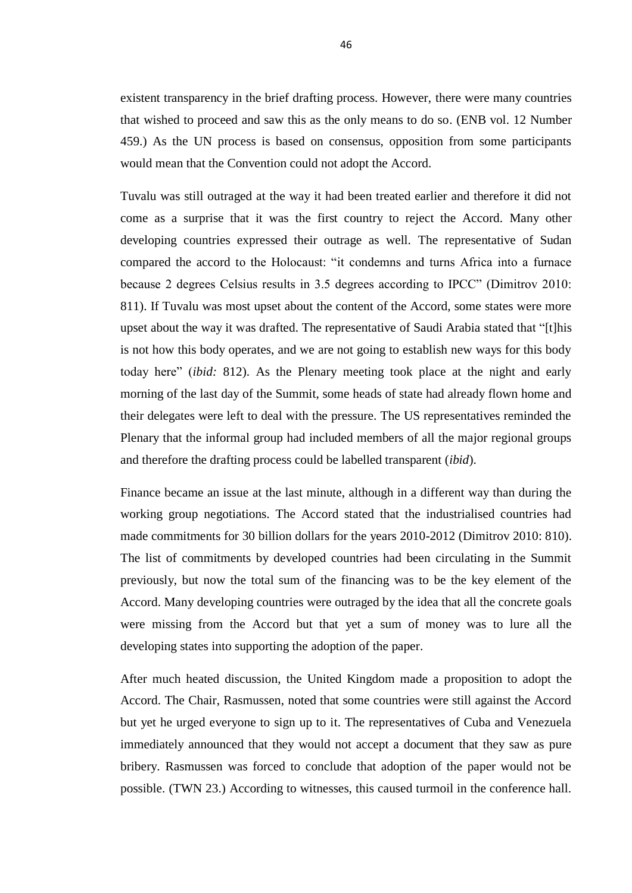existent transparency in the brief drafting process. However, there were many countries that wished to proceed and saw this as the only means to do so. (ENB vol. 12 Number 459.) As the UN process is based on consensus, opposition from some participants would mean that the Convention could not adopt the Accord.

Tuvalu was still outraged at the way it had been treated earlier and therefore it did not come as a surprise that it was the first country to reject the Accord. Many other developing countries expressed their outrage as well. The representative of Sudan compared the accord to the Holocaust: "it condemns and turns Africa into a furnace because 2 degrees Celsius results in 3.5 degrees according to IPCC" (Dimitrov 2010: 811). If Tuvalu was most upset about the content of the Accord, some states were more upset about the way it was drafted. The representative of Saudi Arabia stated that "[t]his is not how this body operates, and we are not going to establish new ways for this body today here" (*ibid:* 812). As the Plenary meeting took place at the night and early morning of the last day of the Summit, some heads of state had already flown home and their delegates were left to deal with the pressure. The US representatives reminded the Plenary that the informal group had included members of all the major regional groups and therefore the drafting process could be labelled transparent (*ibid*).

Finance became an issue at the last minute, although in a different way than during the working group negotiations. The Accord stated that the industrialised countries had made commitments for 30 billion dollars for the years 2010-2012 (Dimitrov 2010: 810). The list of commitments by developed countries had been circulating in the Summit previously, but now the total sum of the financing was to be the key element of the Accord. Many developing countries were outraged by the idea that all the concrete goals were missing from the Accord but that yet a sum of money was to lure all the developing states into supporting the adoption of the paper.

After much heated discussion, the United Kingdom made a proposition to adopt the Accord. The Chair, Rasmussen, noted that some countries were still against the Accord but yet he urged everyone to sign up to it. The representatives of Cuba and Venezuela immediately announced that they would not accept a document that they saw as pure bribery. Rasmussen was forced to conclude that adoption of the paper would not be possible. (TWN 23.) According to witnesses, this caused turmoil in the conference hall.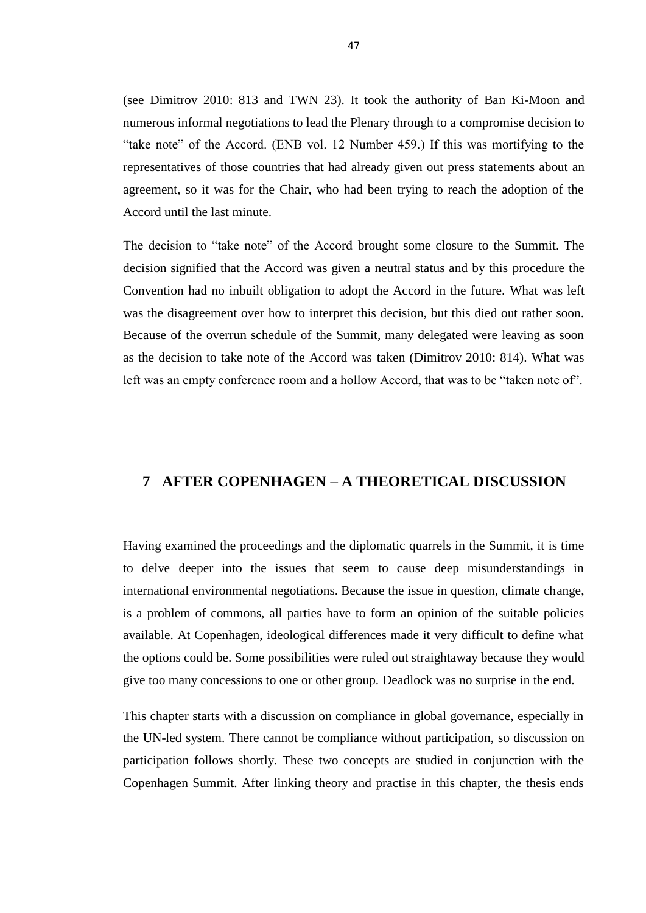(see Dimitrov 2010: 813 and TWN 23). It took the authority of Ban Ki-Moon and numerous informal negotiations to lead the Plenary through to a compromise decision to "take note" of the Accord. (ENB vol. 12 Number 459.) If this was mortifying to the representatives of those countries that had already given out press statements about an agreement, so it was for the Chair, who had been trying to reach the adoption of the Accord until the last minute.

The decision to "take note" of the Accord brought some closure to the Summit. The decision signified that the Accord was given a neutral status and by this procedure the Convention had no inbuilt obligation to adopt the Accord in the future. What was left was the disagreement over how to interpret this decision, but this died out rather soon. Because of the overrun schedule of the Summit, many delegated were leaving as soon as the decision to take note of the Accord was taken (Dimitrov 2010: 814). What was left was an empty conference room and a hollow Accord, that was to be "taken note of".

# 7 AFTER COPENHAGEN – A THEORETICAL DISCUSSION

Having examined the proceedings and the diplomatic quarrels in the Summit, it is time to delve deeper into the issues that seem to cause deep misunderstandings in international environmental negotiations. Because the issue in question, climate change, is a problem of commons, all parties have to form an opinion of the suitable policies available. At Copenhagen, ideological differences made it very difficult to define what the options could be. Some possibilities were ruled out straightaway because they would give too many concessions to one or other group. Deadlock was no surprise in the end.

This chapter starts with a discussion on compliance in global governance, especially in the UN-led system. There cannot be compliance without participation, so discussion on participation follows shortly. These two concepts are studied in conjunction with the Copenhagen Summit. After linking theory and practise in this chapter, the thesis ends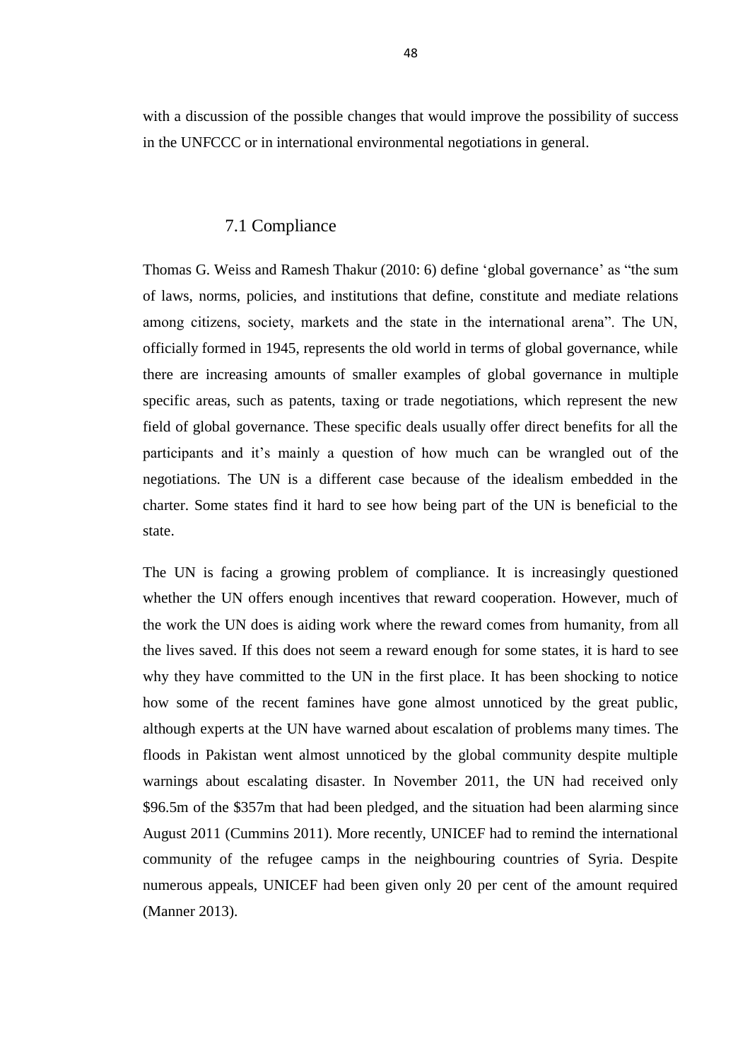with a discussion of the possible changes that would improve the possibility of success in the UNFCCC or in international environmental negotiations in general.

## 7.1 Compliance

Thomas G. Weiss and Ramesh Thakur (2010: 6) define 'global governance' as "the sum of laws, norms, policies, and institutions that define, constitute and mediate relations among citizens, society, markets and the state in the international arena". The UN, officially formed in 1945, represents the old world in terms of global governance, while there are increasing amounts of smaller examples of global governance in multiple specific areas, such as patents, taxing or trade negotiations, which represent the new field of global governance. These specific deals usually offer direct benefits for all the participants and it's mainly a question of how much can be wrangled out of the negotiations. The UN is a different case because of the idealism embedded in the charter. Some states find it hard to see how being part of the UN is beneficial to the state.

The UN is facing a growing problem of compliance. It is increasingly questioned whether the UN offers enough incentives that reward cooperation. However, much of the work the UN does is aiding work where the reward comes from humanity, from all the lives saved. If this does not seem a reward enough for some states, it is hard to see why they have committed to the UN in the first place. It has been shocking to notice how some of the recent famines have gone almost unnoticed by the great public, although experts at the UN have warned about escalation of problems many times. The floods in Pakistan went almost unnoticed by the global community despite multiple warnings about escalating disaster. In November 2011, the UN had received only \$96.5m of the \$357m that had been pledged, and the situation had been alarming since August 2011 (Cummins 2011). More recently, UNICEF had to remind the international community of the refugee camps in the neighbouring countries of Syria. Despite numerous appeals, UNICEF had been given only 20 per cent of the amount required (Manner 2013).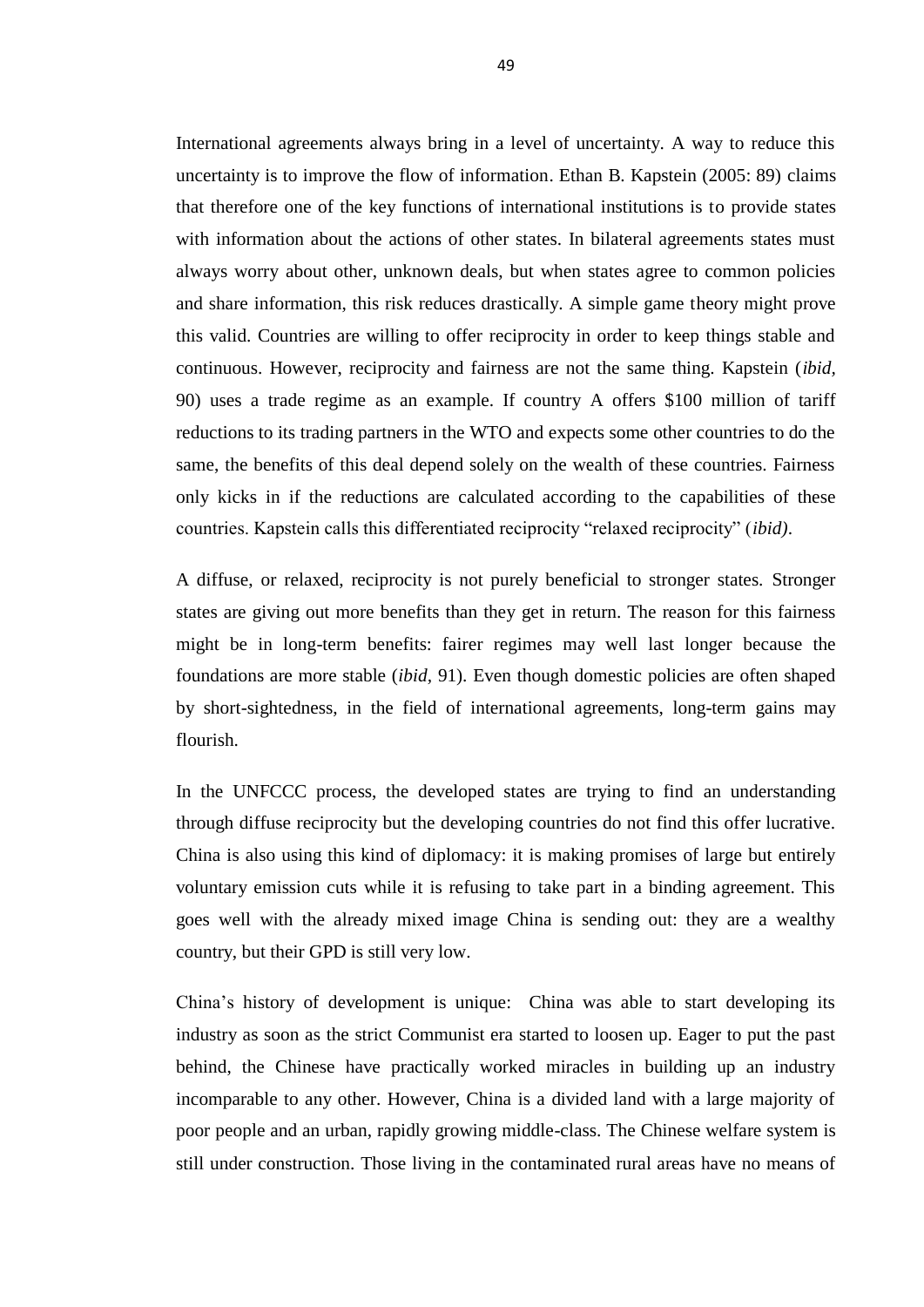International agreements always bring in a level of uncertainty. A way to reduce this uncertainty is to improve the flow of information. Ethan B. Kapstein (2005: 89) claims that therefore one of the key functions of international institutions is to provide states with information about the actions of other states. In bilateral agreements states must always worry about other, unknown deals, but when states agree to common policies and share information, this risk reduces drastically. A simple game theory might prove this valid. Countries are willing to offer reciprocity in order to keep things stable and continuous. However, reciprocity and fairness are not the same thing. Kapstein (*ibid*, 90) uses a trade regime as an example. If country A offers $100 million of tariff reductions to its trading partners in the WTO and expects some other countries to do the same, the benefits of this deal depend solely on the wealth of these countries. Fairness only kicks in if the reductions are calculated according to the capabilities of these countries. Kapstein calls this differentiated reciprocity "relaxed reciprocity" (*ibid)*.

A diffuse, or relaxed, reciprocity is not purely beneficial to stronger states. Stronger states are giving out more benefits than they get in return. The reason for this fairness might be in long-term benefits: fairer regimes may well last longer because the foundations are more stable (*ibid*, 91). Even though domestic policies are often shaped by short-sightedness, in the field of international agreements, long-term gains may flourish.

In the UNFCCC process, the developed states are trying to find an understanding through diffuse reciprocity but the developing countries do not find this offer lucrative. China is also using this kind of diplomacy: it is making promises of large but entirely voluntary emission cuts while it is refusing to take part in a binding agreement. This goes well with the already mixed image China is sending out: they are a wealthy country, but their GPD is still very low.

China's history of development is unique: China was able to start developing its industry as soon as the strict Communist era started to loosen up. Eager to put the past behind, the Chinese have practically worked miracles in building up an industry incomparable to any other. However, China is a divided land with a large majority of poor people and an urban, rapidly growing middle-class. The Chinese welfare system is still under construction. Those living in the contaminated rural areas have no means of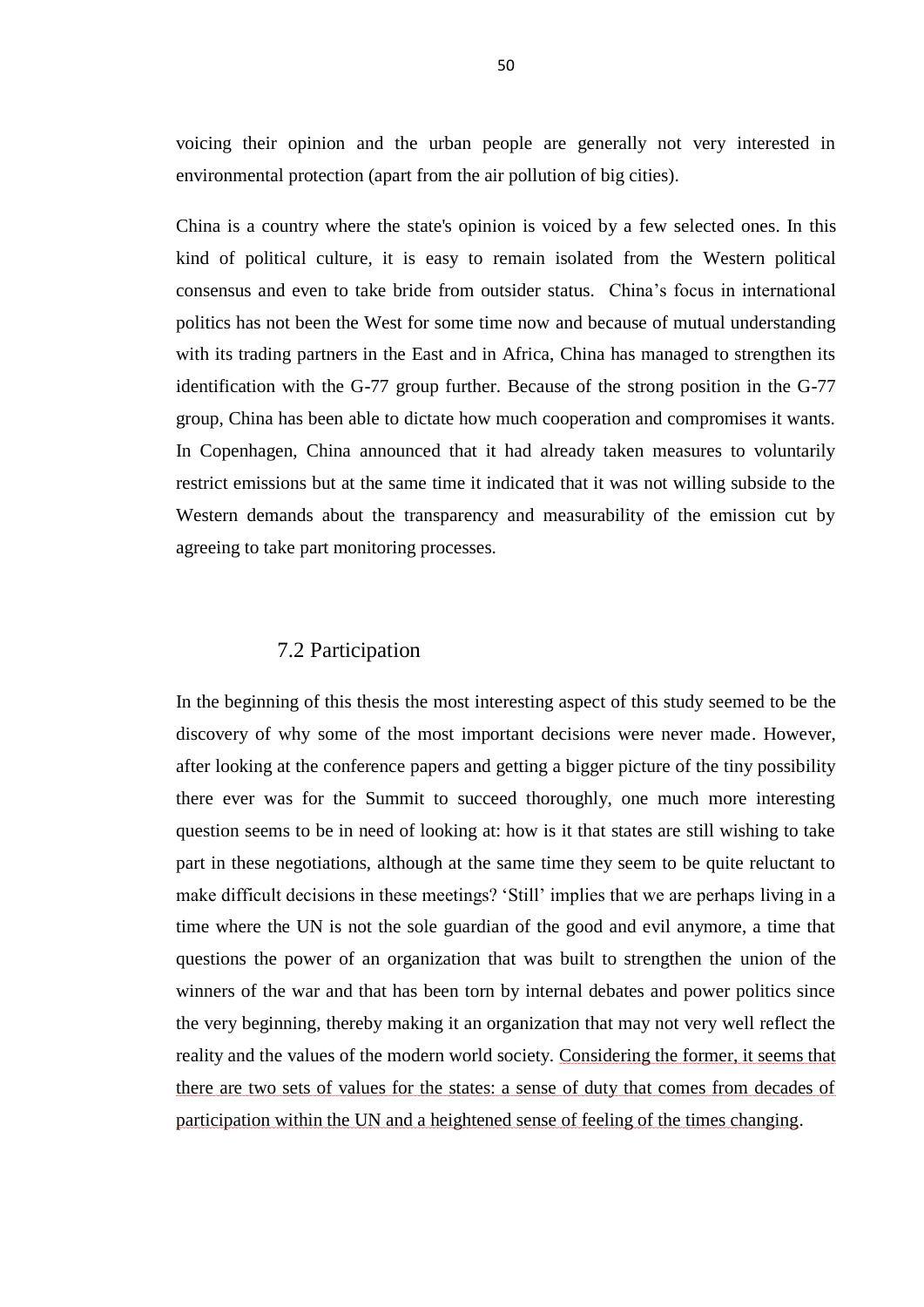voicing their opinion and the urban people are generally not very interested in environmental protection (apart from the air pollution of big cities).

China is a country where the state's opinion is voiced by a few selected ones. In this kind of political culture, it is easy to remain isolated from the Western political consensus and even to take bride from outsider status. China’s focus in international politics has not been the West for some time now and because of mutual understanding with its trading partners in the East and in Africa, China has managed to strengthen its identification with the G-77 group further. Because of the strong position in the G-77 group, China has been able to dictate how much cooperation and compromises it wants. In Copenhagen, China announced that it had already taken measures to voluntarily restrict emissions but at the same time it indicated that it was not willing subside to the Western demands about the transparency and measurability of the emission cut by agreeing to take part monitoring processes.

## 7.2 Participation

In the beginning of this thesis the most interesting aspect of this study seemed to be the discovery of why some of the most important decisions were never made. However, after looking at the conference papers and getting a bigger picture of the tiny possibility there ever was for the Summit to succeed thoroughly, one much more interesting question seems to be in need of looking at: how is it that states are still wishing to take part in these negotiations, although at the same time they seem to be quite reluctant to make difficult decisions in these meetings? ‘Still’ implies that we are perhaps living in a time where the UN is not the sole guardian of the good and evil anymore, a time that questions the power of an organization that was built to strengthen the union of the winners of the war and that has been torn by internal debates and power politics since the very beginning, thereby making it an organization that may not very well reflect the reality and the values of the modern world society. Considering the former, it seems that there are two sets of values for the states: a sense of duty that comes from decades of participation within the UN and a heightened sense of feeling of the times changing.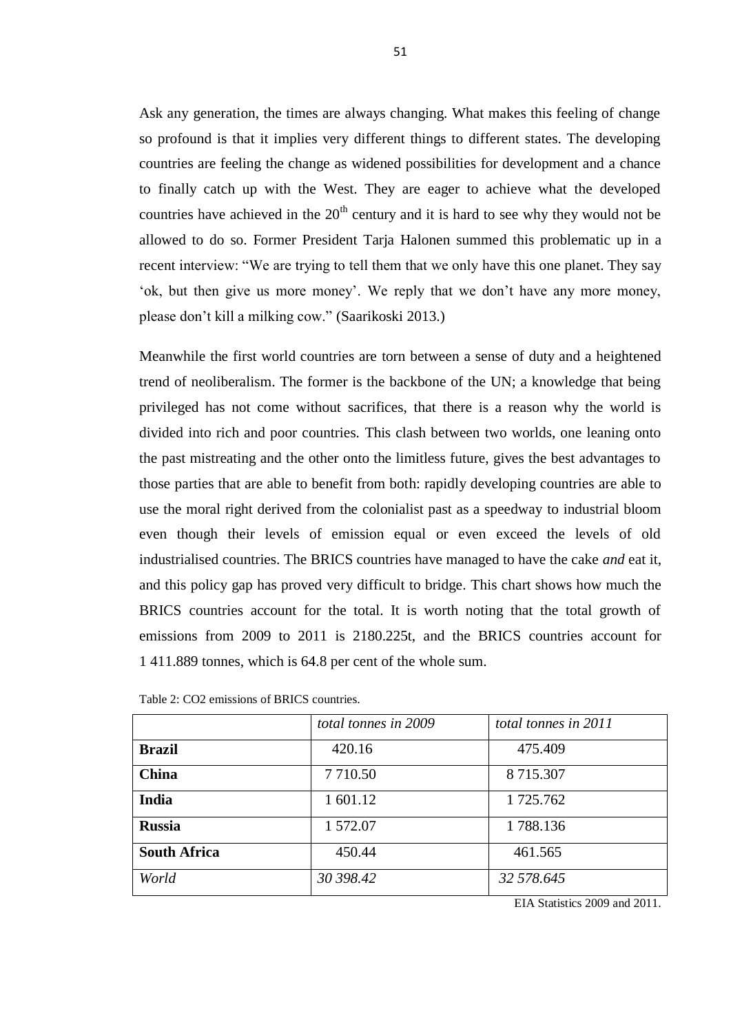Ask any generation, the times are always changing. What makes this feeling of change so profound is that it implies very different things to different states. The developing countries are feeling the change as widened possibilities for development and a chance to finally catch up with the West. They are eager to achieve what the developed countries have achieved in the 20th century and it is hard to see why they would not be allowed to do so. Former President Tarja Halonen summed this problematic up in a recent interview: "We are trying to tell them that we only have this one planet. They say 'ok, but then give us more money'. We reply that we don't have any more money, please don't kill a milking cow." (Saarikoski 2013.)

Meanwhile the first world countries are torn between a sense of duty and a heightened trend of neoliberalism. The former is the backbone of the UN; a knowledge that being privileged has not come without sacrifices, that there is a reason why the world is divided into rich and poor countries. This clash between two worlds, one leaning onto the past mistreating and the other onto the limitless future, gives the best advantages to those parties that are able to benefit from both: rapidly developing countries are able to use the moral right derived from the colonialist past as a speedway to industrial bloom even though their levels of emission equal or even exceed the levels of old industrialised countries. The BRICS countries have managed to have the cake *and* eat it, and this policy gap has proved very difficult to bridge. This chart shows how much the BRICS countries account for the total. It is worth noting that the total growth of emissions from 2009 to 2011 is 2180.225t, and the BRICS countries account for 1 411.889 tonnes, which is 64.8 per cent of the whole sum.

Table 2: $CO_2$ emissions of BRICS countries.

| | *total tonnes in 2009* | *total tonnes in 2011* |
|---|---|---|
| **Brazil** | 420.16 | 475.409 |
| **China** | 7 710.50 | 8 715.307 |
| **India** | 1 601.12 | 1 725.762 |
| **Russia** | 1 572.07 | 1 788.136 |
| **South Africa** | 450.44 | 461.565 |
| *World* | *30 398.42* | *32 578.645* |

EIA Statistics 2009 and 2011.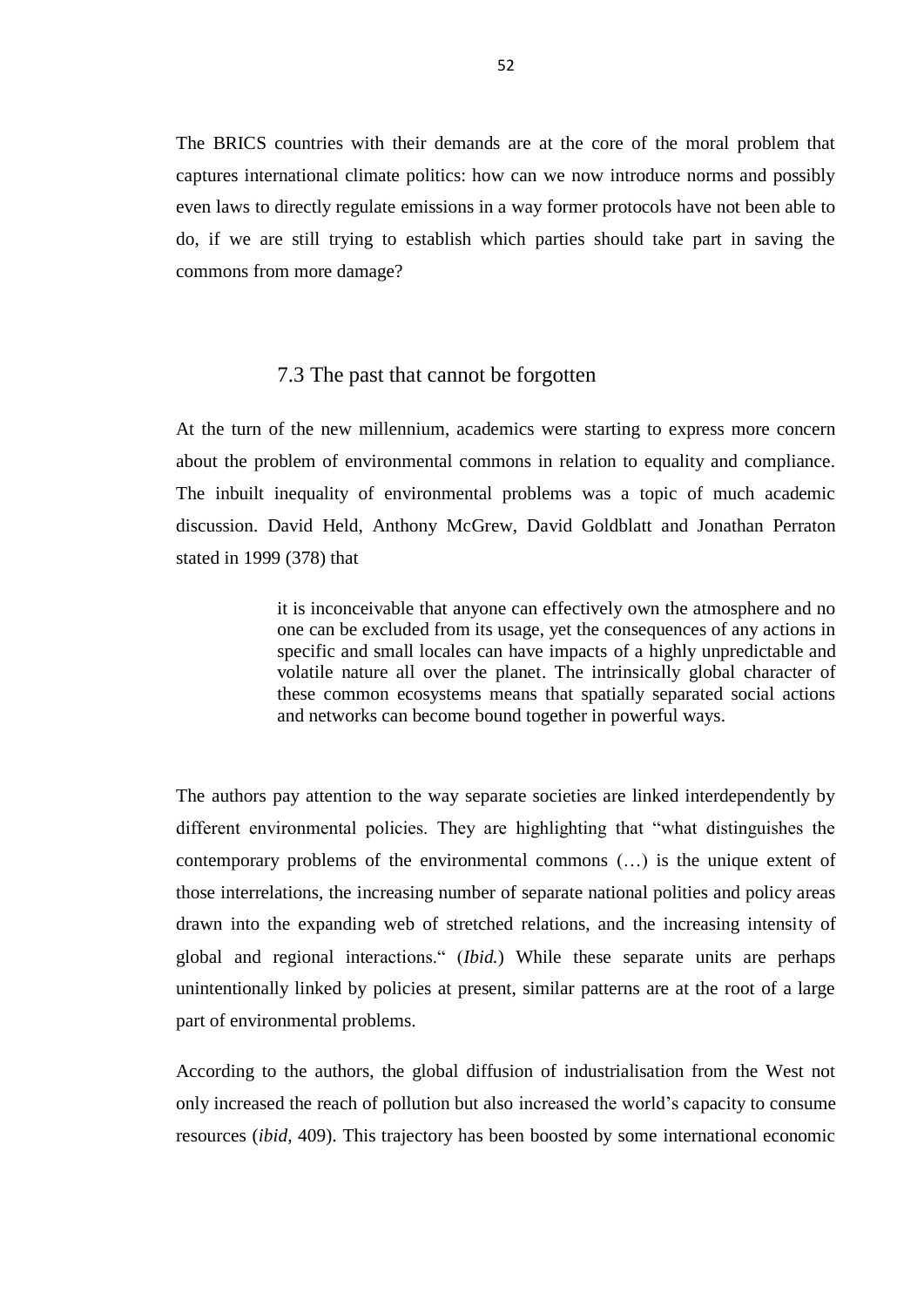The BRICS countries with their demands are at the core of the moral problem that captures international climate politics: how can we now introduce norms and possibly even laws to directly regulate emissions in a way former protocols have not been able to do, if we are still trying to establish which parties should take part in saving the commons from more damage?

## 7.3 The past that cannot be forgotten

At the turn of the new millennium, academics were starting to express more concern about the problem of environmental commons in relation to equality and compliance. The inbuilt inequality of environmental problems was a topic of much academic discussion. David Held, Anthony McGrew, David Goldblatt and Jonathan Perraton stated in 1999 (378) that

> it is inconceivable that anyone can effectively own the atmosphere and no one can be excluded from its usage, yet the consequences of any actions in specific and small locales can have impacts of a highly unpredictable and volatile nature all over the planet. The intrinsically global character of these common ecosystems means that spatially separated social actions and networks can become bound together in powerful ways.

The authors pay attention to the way separate societies are linked interdependently by different environmental policies. They are highlighting that "what distinguishes the contemporary problems of the environmental commons (…) is the unique extent of those interrelations, the increasing number of separate national polities and policy areas drawn into the expanding web of stretched relations, and the increasing intensity of global and regional interactions." (*Ibid.*) While these separate units are perhaps unintentionally linked by policies at present, similar patterns are at the root of a large part of environmental problems.

According to the authors, the global diffusion of industrialisation from the West not only increased the reach of pollution but also increased the world's capacity to consume resources (*ibid*, 409). This trajectory has been boosted by some international economic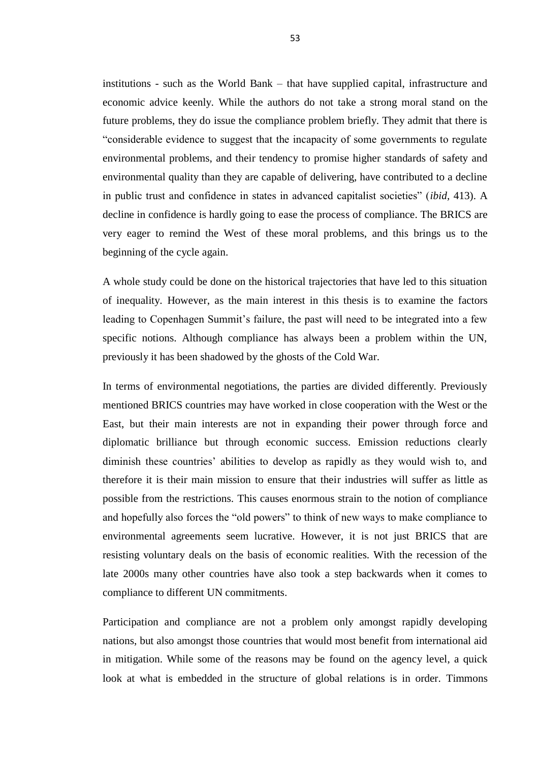institutions - such as the World Bank – that have supplied capital, infrastructure and economic advice keenly. While the authors do not take a strong moral stand on the future problems, they do issue the compliance problem briefly. They admit that there is "considerable evidence to suggest that the incapacity of some governments to regulate environmental problems, and their tendency to promise higher standards of safety and environmental quality than they are capable of delivering, have contributed to a decline in public trust and confidence in states in advanced capitalist societies" (*ibid*, 413). A decline in confidence is hardly going to ease the process of compliance. The BRICS are very eager to remind the West of these moral problems, and this brings us to the beginning of the cycle again.

A whole study could be done on the historical trajectories that have led to this situation of inequality. However, as the main interest in this thesis is to examine the factors leading to Copenhagen Summit's failure, the past will need to be integrated into a few specific notions. Although compliance has always been a problem within the UN, previously it has been shadowed by the ghosts of the Cold War.

In terms of environmental negotiations, the parties are divided differently. Previously mentioned BRICS countries may have worked in close cooperation with the West or the East, but their main interests are not in expanding their power through force and diplomatic brilliance but through economic success. Emission reductions clearly diminish these countries' abilities to develop as rapidly as they would wish to, and therefore it is their main mission to ensure that their industries will suffer as little as possible from the restrictions. This causes enormous strain to the notion of compliance and hopefully also forces the "old powers" to think of new ways to make compliance to environmental agreements seem lucrative. However, it is not just BRICS that are resisting voluntary deals on the basis of economic realities. With the recession of the late 2000s many other countries have also took a step backwards when it comes to compliance to different UN commitments.

Participation and compliance are not a problem only amongst rapidly developing nations, but also amongst those countries that would most benefit from international aid in mitigation. While some of the reasons may be found on the agency level, a quick look at what is embedded in the structure of global relations is in order. Timmons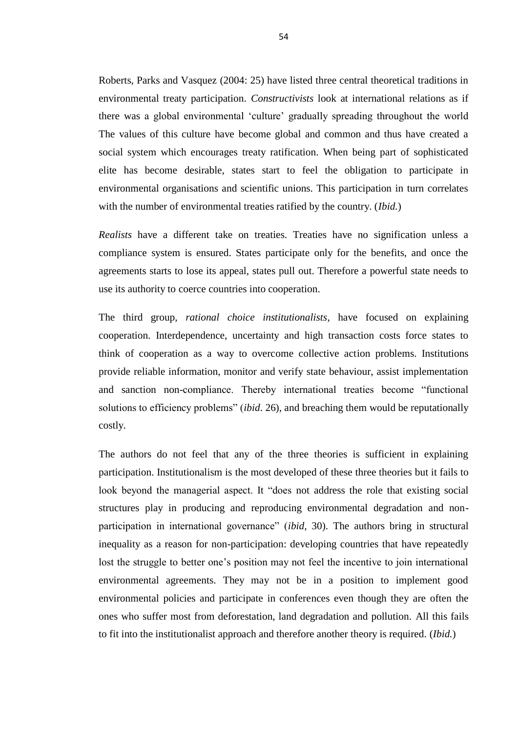Roberts, Parks and Vasquez (2004: 25) have listed three central theoretical traditions in environmental treaty participation. *Constructivists* look at international relations as if there was a global environmental 'culture' gradually spreading throughout the world The values of this culture have become global and common and thus have created a social system which encourages treaty ratification. When being part of sophisticated elite has become desirable, states start to feel the obligation to participate in environmental organisations and scientific unions. This participation in turn correlates with the number of environmental treaties ratified by the country. (*Ibid.*)

*Realists* have a different take on treaties. Treaties have no signification unless a compliance system is ensured. States participate only for the benefits, and once the agreements starts to lose its appeal, states pull out. Therefore a powerful state needs to use its authority to coerce countries into cooperation.

The third group, *rational choice institutionalists*, have focused on explaining cooperation. Interdependence, uncertainty and high transaction costs force states to think of cooperation as a way to overcome collective action problems. Institutions provide reliable information, monitor and verify state behaviour, assist implementation and sanction non-compliance. Thereby international treaties become "functional solutions to efficiency problems" (*ibid*. 26), and breaching them would be reputationally costly.

The authors do not feel that any of the three theories is sufficient in explaining participation. Institutionalism is the most developed of these three theories but it fails to look beyond the managerial aspect. It "does not address the role that existing social structures play in producing and reproducing environmental degradation and non-participation in international governance" (*ibid,* 30). The authors bring in structural inequality as a reason for non-participation: developing countries that have repeatedly lost the struggle to better one's position may not feel the incentive to join international environmental agreements. They may not be in a position to implement good environmental policies and participate in conferences even though they are often the ones who suffer most from deforestation, land degradation and pollution. All this fails to fit into the institutionalist approach and therefore another theory is required. (*Ibid.*)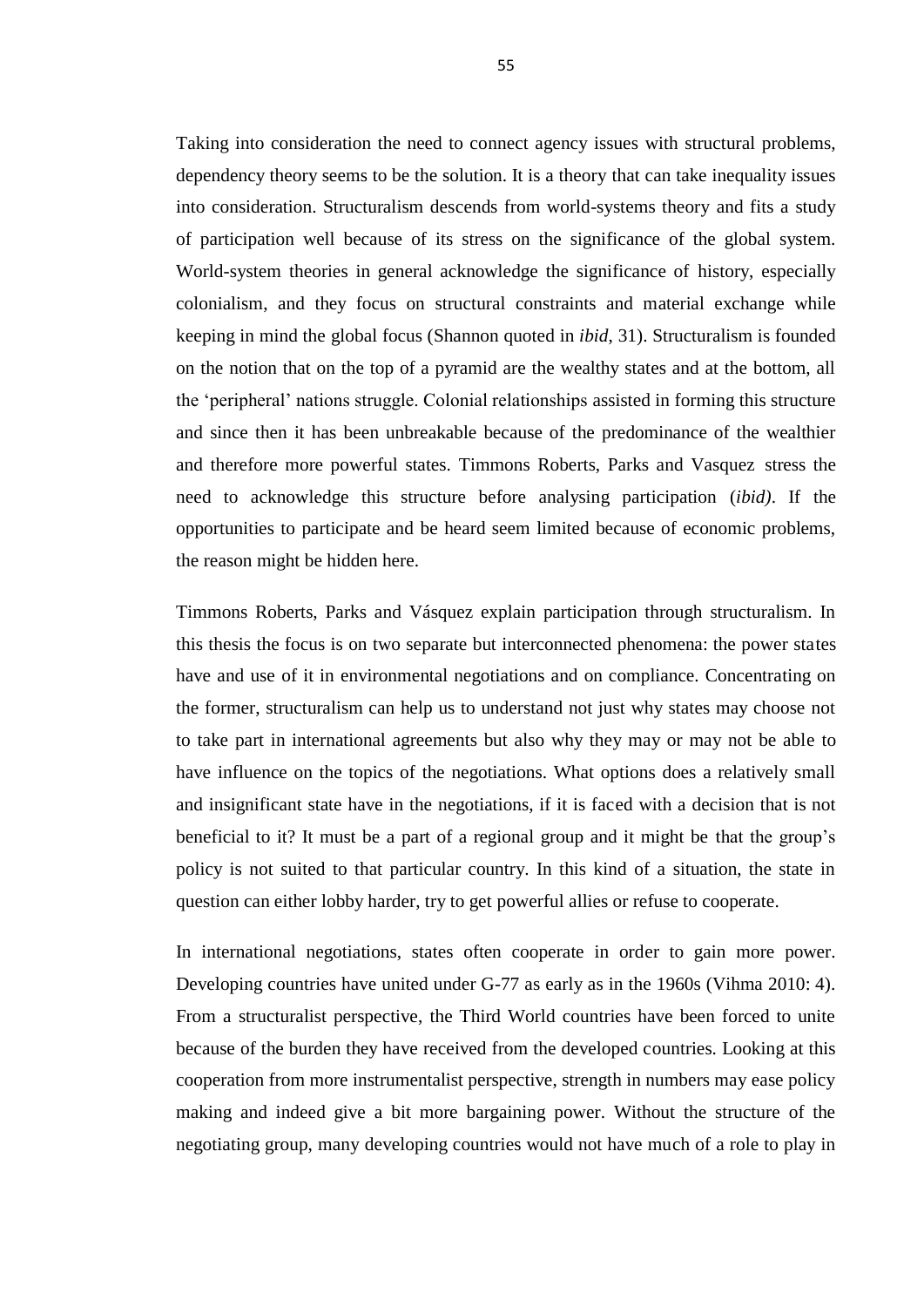Taking into consideration the need to connect agency issues with structural problems, dependency theory seems to be the solution. It is a theory that can take inequality issues into consideration. Structuralism descends from world-systems theory and fits a study of participation well because of its stress on the significance of the global system. World-system theories in general acknowledge the significance of history, especially colonialism, and they focus on structural constraints and material exchange while keeping in mind the global focus (Shannon quoted in *ibid*, 31). Structuralism is founded on the notion that on the top of a pyramid are the wealthy states and at the bottom, all the 'peripheral' nations struggle. Colonial relationships assisted in forming this structure and since then it has been unbreakable because of the predominance of the wealthier and therefore more powerful states. Timmons Roberts, Parks and Vasquez stress the need to acknowledge this structure before analysing participation (*ibid)*. If the opportunities to participate and be heard seem limited because of economic problems, the reason might be hidden here.

Timmons Roberts, Parks and Vásquez explain participation through structuralism. In this thesis the focus is on two separate but interconnected phenomena: the power states have and use of it in environmental negotiations and on compliance. Concentrating on the former, structuralism can help us to understand not just why states may choose not to take part in international agreements but also why they may or may not be able to have influence on the topics of the negotiations. What options does a relatively small and insignificant state have in the negotiations, if it is faced with a decision that is not beneficial to it? It must be a part of a regional group and it might be that the group's policy is not suited to that particular country. In this kind of a situation, the state in question can either lobby harder, try to get powerful allies or refuse to cooperate.

In international negotiations, states often cooperate in order to gain more power. Developing countries have united under G-77 as early as in the 1960s (Vihma 2010: 4). From a structuralist perspective, the Third World countries have been forced to unite because of the burden they have received from the developed countries. Looking at this cooperation from more instrumentalist perspective, strength in numbers may ease policy making and indeed give a bit more bargaining power. Without the structure of the negotiating group, many developing countries would not have much of a role to play in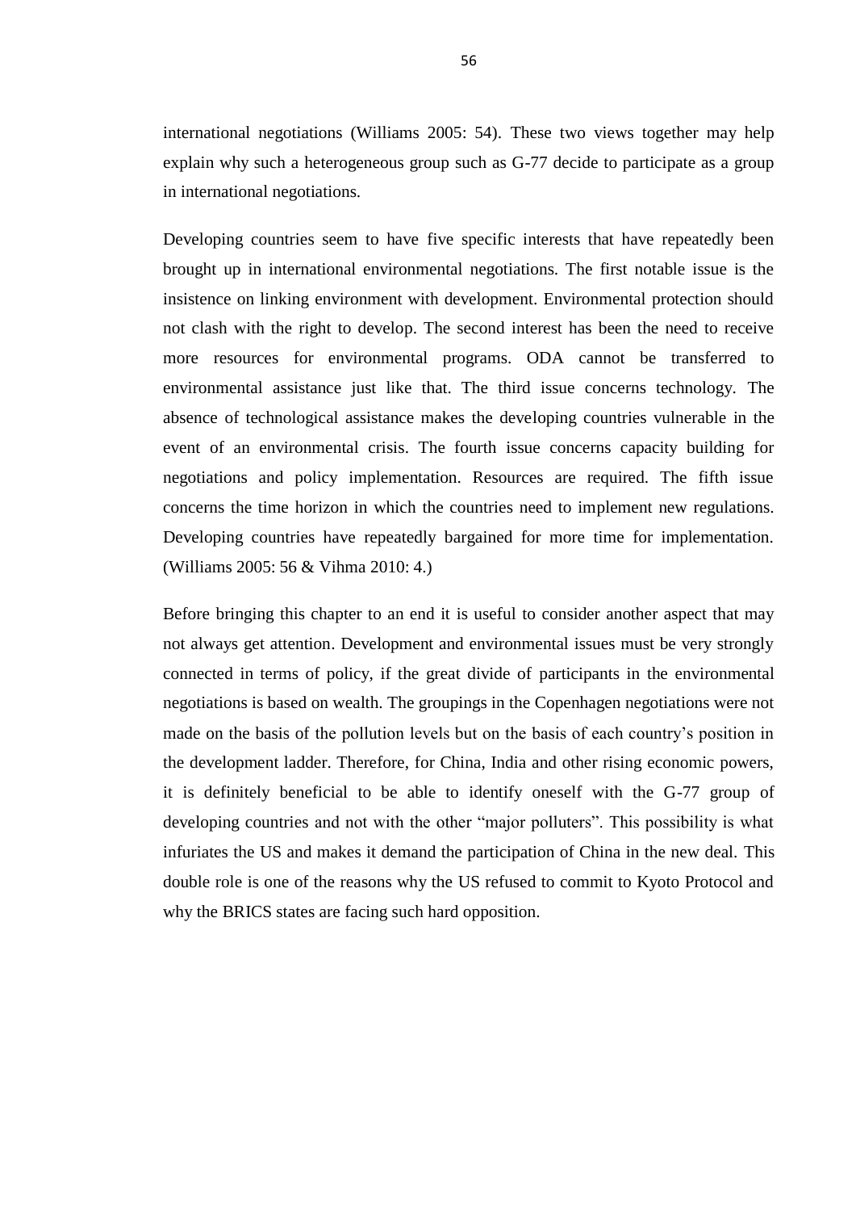international negotiations (Williams 2005: 54). These two views together may help explain why such a heterogeneous group such as G-77 decide to participate as a group in international negotiations.

Developing countries seem to have five specific interests that have repeatedly been brought up in international environmental negotiations. The first notable issue is the insistence on linking environment with development. Environmental protection should not clash with the right to develop. The second interest has been the need to receive more resources for environmental programs. ODA cannot be transferred to environmental assistance just like that. The third issue concerns technology. The absence of technological assistance makes the developing countries vulnerable in the event of an environmental crisis. The fourth issue concerns capacity building for negotiations and policy implementation. Resources are required. The fifth issue concerns the time horizon in which the countries need to implement new regulations. Developing countries have repeatedly bargained for more time for implementation. (Williams 2005: 56 & Vihma 2010: 4.)

Before bringing this chapter to an end it is useful to consider another aspect that may not always get attention. Development and environmental issues must be very strongly connected in terms of policy, if the great divide of participants in the environmental negotiations is based on wealth. The groupings in the Copenhagen negotiations were not made on the basis of the pollution levels but on the basis of each country's position in the development ladder. Therefore, for China, India and other rising economic powers, it is definitely beneficial to be able to identify oneself with the G-77 group of developing countries and not with the other "major polluters". This possibility is what infuriates the US and makes it demand the participation of China in the new deal. This double role is one of the reasons why the US refused to commit to Kyoto Protocol and why the BRICS states are facing such hard opposition.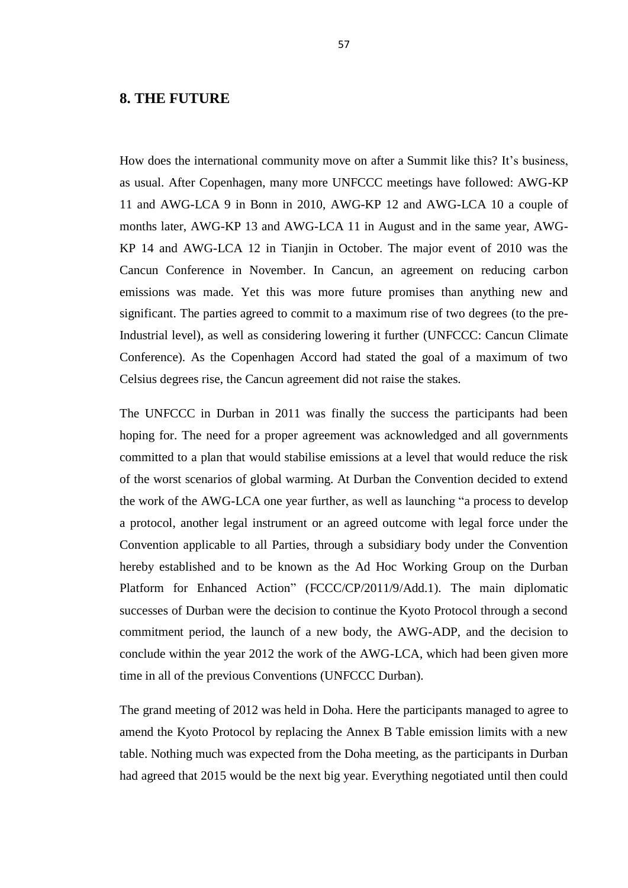## 8. THE FUTURE

How does the international community move on after a Summit like this? It's business, as usual. After Copenhagen, many more UNFCCC meetings have followed: AWG-KP 11 and AWG-LCA 9 in Bonn in 2010, AWG-KP 12 and AWG-LCA 10 a couple of months later, AWG-KP 13 and AWG-LCA 11 in August and in the same year, AWG-KP 14 and AWG-LCA 12 in Tianjin in October. The major event of 2010 was the Cancun Conference in November. In Cancun, an agreement on reducing carbon emissions was made. Yet this was more future promises than anything new and significant. The parties agreed to commit to a maximum rise of two degrees (to the pre-Industrial level), as well as considering lowering it further (UNFCCC: Cancun Climate Conference). As the Copenhagen Accord had stated the goal of a maximum of two Celsius degrees rise, the Cancun agreement did not raise the stakes.

The UNFCCC in Durban in 2011 was finally the success the participants had been hoping for. The need for a proper agreement was acknowledged and all governments committed to a plan that would stabilise emissions at a level that would reduce the risk of the worst scenarios of global warming. At Durban the Convention decided to extend the work of the AWG-LCA one year further, as well as launching "a process to develop a protocol, another legal instrument or an agreed outcome with legal force under the Convention applicable to all Parties, through a subsidiary body under the Convention hereby established and to be known as the Ad Hoc Working Group on the Durban Platform for Enhanced Action" (FCCC/CP/2011/9/Add.1). The main diplomatic successes of Durban were the decision to continue the Kyoto Protocol through a second commitment period, the launch of a new body, the AWG-ADP, and the decision to conclude within the year 2012 the work of the AWG-LCA, which had been given more time in all of the previous Conventions (UNFCCC Durban).

The grand meeting of 2012 was held in Doha. Here the participants managed to agree to amend the Kyoto Protocol by replacing the Annex B Table emission limits with a new table. Nothing much was expected from the Doha meeting, as the participants in Durban had agreed that 2015 would be the next big year. Everything negotiated until then could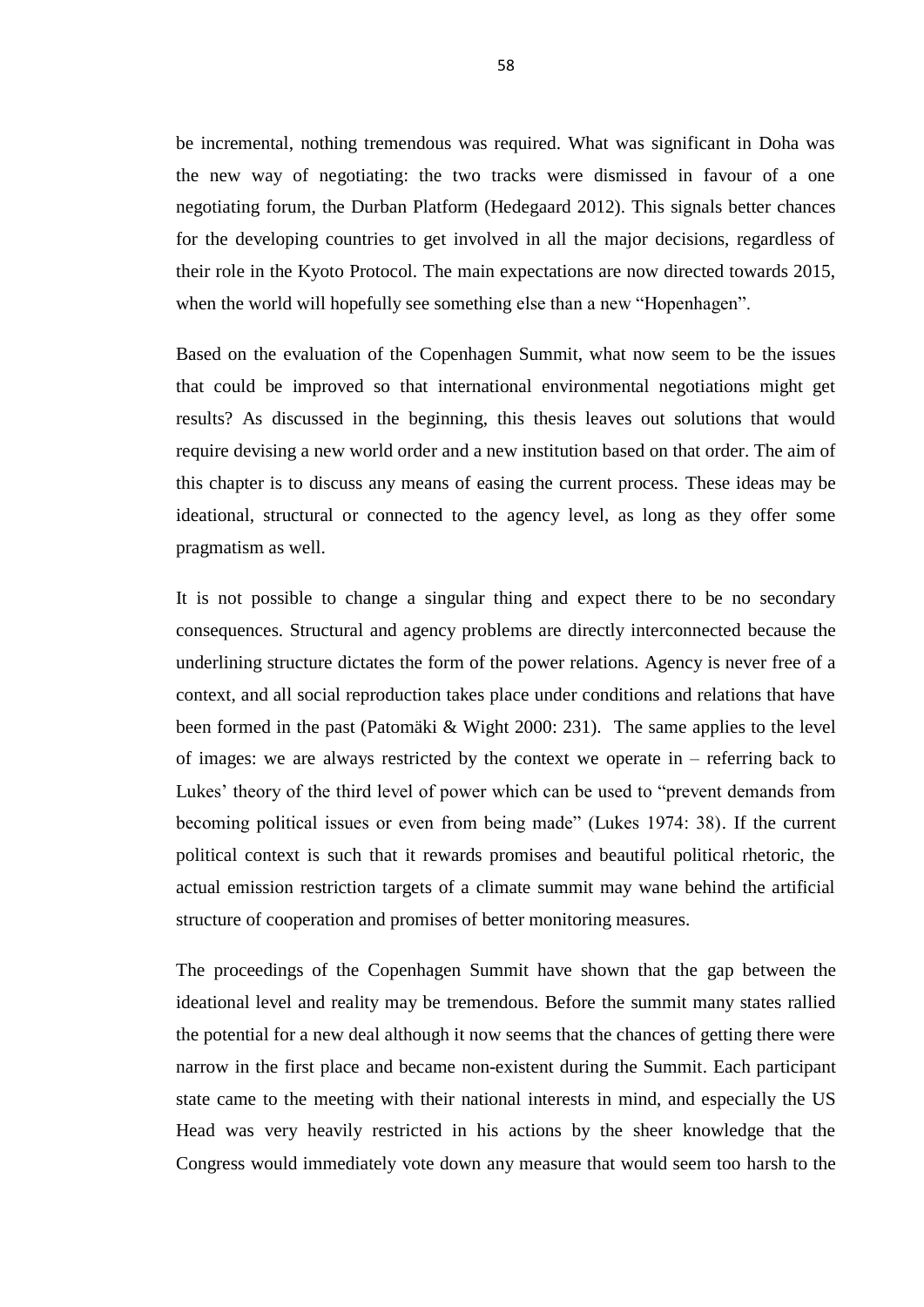be incremental, nothing tremendous was required. What was significant in Doha was the new way of negotiating: the two tracks were dismissed in favour of a one negotiating forum, the Durban Platform (Hedegaard 2012). This signals better chances for the developing countries to get involved in all the major decisions, regardless of their role in the Kyoto Protocol. The main expectations are now directed towards 2015, when the world will hopefully see something else than a new "Hopenhagen".

Based on the evaluation of the Copenhagen Summit, what now seem to be the issues that could be improved so that international environmental negotiations might get results? As discussed in the beginning, this thesis leaves out solutions that would require devising a new world order and a new institution based on that order. The aim of this chapter is to discuss any means of easing the current process. These ideas may be ideational, structural or connected to the agency level, as long as they offer some pragmatism as well.

It is not possible to change a singular thing and expect there to be no secondary consequences. Structural and agency problems are directly interconnected because the underlining structure dictates the form of the power relations. Agency is never free of a context, and all social reproduction takes place under conditions and relations that have been formed in the past (Patomäki & Wight 2000: 231). The same applies to the level of images: we are always restricted by the context we operate in – referring back to Lukes' theory of the third level of power which can be used to "prevent demands from becoming political issues or even from being made" (Lukes 1974: 38). If the current political context is such that it rewards promises and beautiful political rhetoric, the actual emission restriction targets of a climate summit may wane behind the artificial structure of cooperation and promises of better monitoring measures.

The proceedings of the Copenhagen Summit have shown that the gap between the ideational level and reality may be tremendous. Before the summit many states rallied the potential for a new deal although it now seems that the chances of getting there were narrow in the first place and became non-existent during the Summit. Each participant state came to the meeting with their national interests in mind, and especially the US Head was very heavily restricted in his actions by the sheer knowledge that the Congress would immediately vote down any measure that would seem too harsh to the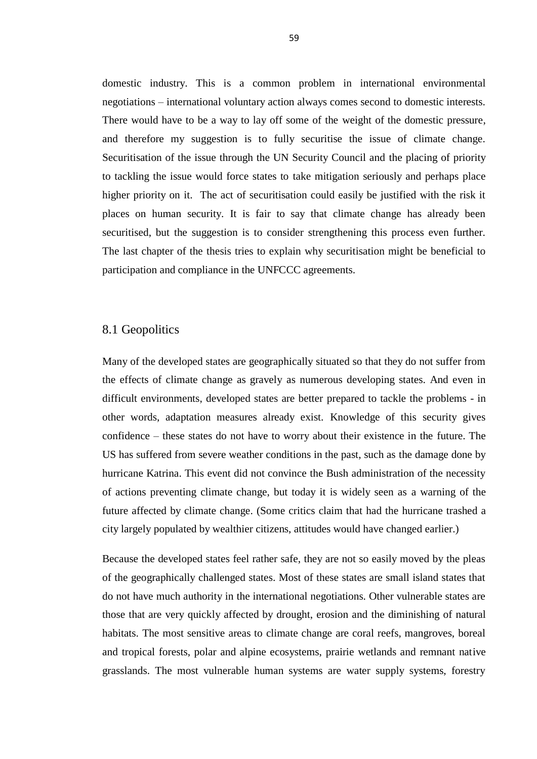domestic industry. This is a common problem in international environmental negotiations – international voluntary action always comes second to domestic interests. There would have to be a way to lay off some of the weight of the domestic pressure, and therefore my suggestion is to fully securitise the issue of climate change. Securitisation of the issue through the UN Security Council and the placing of priority to tackling the issue would force states to take mitigation seriously and perhaps place higher priority on it. The act of securitisation could easily be justified with the risk it places on human security. It is fair to say that climate change has already been securitised, but the suggestion is to consider strengthening this process even further. The last chapter of the thesis tries to explain why securitisation might be beneficial to participation and compliance in the UNFCCC agreements.

## 8.1 Geopolitics

Many of the developed states are geographically situated so that they do not suffer from the effects of climate change as gravely as numerous developing states. And even in difficult environments, developed states are better prepared to tackle the problems - in other words, adaptation measures already exist. Knowledge of this security gives confidence – these states do not have to worry about their existence in the future. The US has suffered from severe weather conditions in the past, such as the damage done by hurricane Katrina. This event did not convince the Bush administration of the necessity of actions preventing climate change, but today it is widely seen as a warning of the future affected by climate change. (Some critics claim that had the hurricane trashed a city largely populated by wealthier citizens, attitudes would have changed earlier.)

Because the developed states feel rather safe, they are not so easily moved by the pleas of the geographically challenged states. Most of these states are small island states that do not have much authority in the international negotiations. Other vulnerable states are those that are very quickly affected by drought, erosion and the diminishing of natural habitats. The most sensitive areas to climate change are coral reefs, mangroves, boreal and tropical forests, polar and alpine ecosystems, prairie wetlands and remnant native grasslands. The most vulnerable human systems are water supply systems, forestry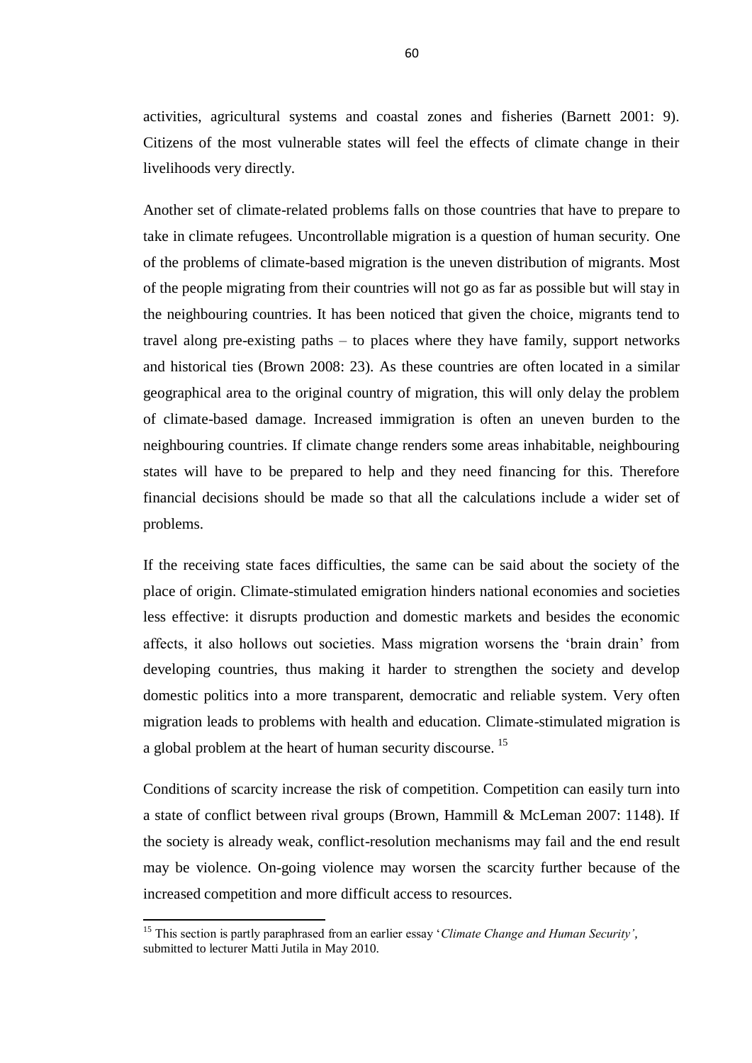activities, agricultural systems and coastal zones and fisheries (Barnett 2001: 9). Citizens of the most vulnerable states will feel the effects of climate change in their livelihoods very directly.

Another set of climate-related problems falls on those countries that have to prepare to take in climate refugees. Uncontrollable migration is a question of human security. One of the problems of climate-based migration is the uneven distribution of migrants. Most of the people migrating from their countries will not go as far as possible but will stay in the neighbouring countries. It has been noticed that given the choice, migrants tend to travel along pre-existing paths – to places where they have family, support networks and historical ties (Brown 2008: 23). As these countries are often located in a similar geographical area to the original country of migration, this will only delay the problem of climate-based damage. Increased immigration is often an uneven burden to the neighbouring countries. If climate change renders some areas inhabitable, neighbouring states will have to be prepared to help and they need financing for this. Therefore financial decisions should be made so that all the calculations include a wider set of problems.

If the receiving state faces difficulties, the same can be said about the society of the place of origin. Climate-stimulated emigration hinders national economies and societies less effective: it disrupts production and domestic markets and besides the economic affects, it also hollows out societies. Mass migration worsens the 'brain drain' from developing countries, thus making it harder to strengthen the society and develop domestic politics into a more transparent, democratic and reliable system. Very often migration leads to problems with health and education. Climate-stimulated migration is a global problem at the heart of human security discourse. [15]

Conditions of scarcity increase the risk of competition. Competition can easily turn into a state of conflict between rival groups (Brown, Hammill & McLeman 2007: 1148). If the society is already weak, conflict-resolution mechanisms may fail and the end result may be violence. On-going violence may worsen the scarcity further because of the increased competition and more difficult access to resources.

---

[15] This section is partly paraphrased from an earlier essay '*Climate Change and Human Security'*, submitted to lecturer Matti Jutila in May 2010.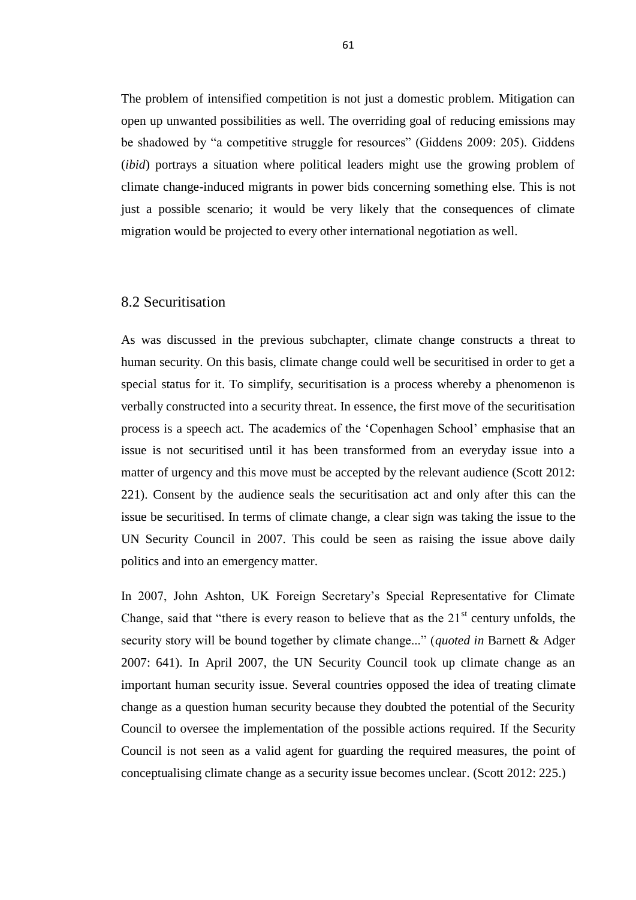The problem of intensified competition is not just a domestic problem. Mitigation can open up unwanted possibilities as well. The overriding goal of reducing emissions may be shadowed by "a competitive struggle for resources" (Giddens 2009: 205). Giddens (*ibid*) portrays a situation where political leaders might use the growing problem of climate change-induced migrants in power bids concerning something else. This is not just a possible scenario; it would be very likely that the consequences of climate migration would be projected to every other international negotiation as well.

## 8.2 Securitisation

As was discussed in the previous subchapter, climate change constructs a threat to human security. On this basis, climate change could well be securitised in order to get a special status for it. To simplify, securitisation is a process whereby a phenomenon is verbally constructed into a security threat. In essence, the first move of the securitisation process is a speech act. The academics of the 'Copenhagen School' emphasise that an issue is not securitised until it has been transformed from an everyday issue into a matter of urgency and this move must be accepted by the relevant audience (Scott 2012: 221). Consent by the audience seals the securitisation act and only after this can the issue be securitised. In terms of climate change, a clear sign was taking the issue to the UN Security Council in 2007. This could be seen as raising the issue above daily politics and into an emergency matter.

In 2007, John Ashton, UK Foreign Secretary's Special Representative for Climate Change, said that "there is every reason to believe that as the 21st century unfolds, the security story will be bound together by climate change..." (*quoted in* Barnett & Adger 2007: 641). In April 2007, the UN Security Council took up climate change as an important human security issue. Several countries opposed the idea of treating climate change as a question human security because they doubted the potential of the Security Council to oversee the implementation of the possible actions required. If the Security Council is not seen as a valid agent for guarding the required measures, the point of conceptualising climate change as a security issue becomes unclear. (Scott 2012: 225.)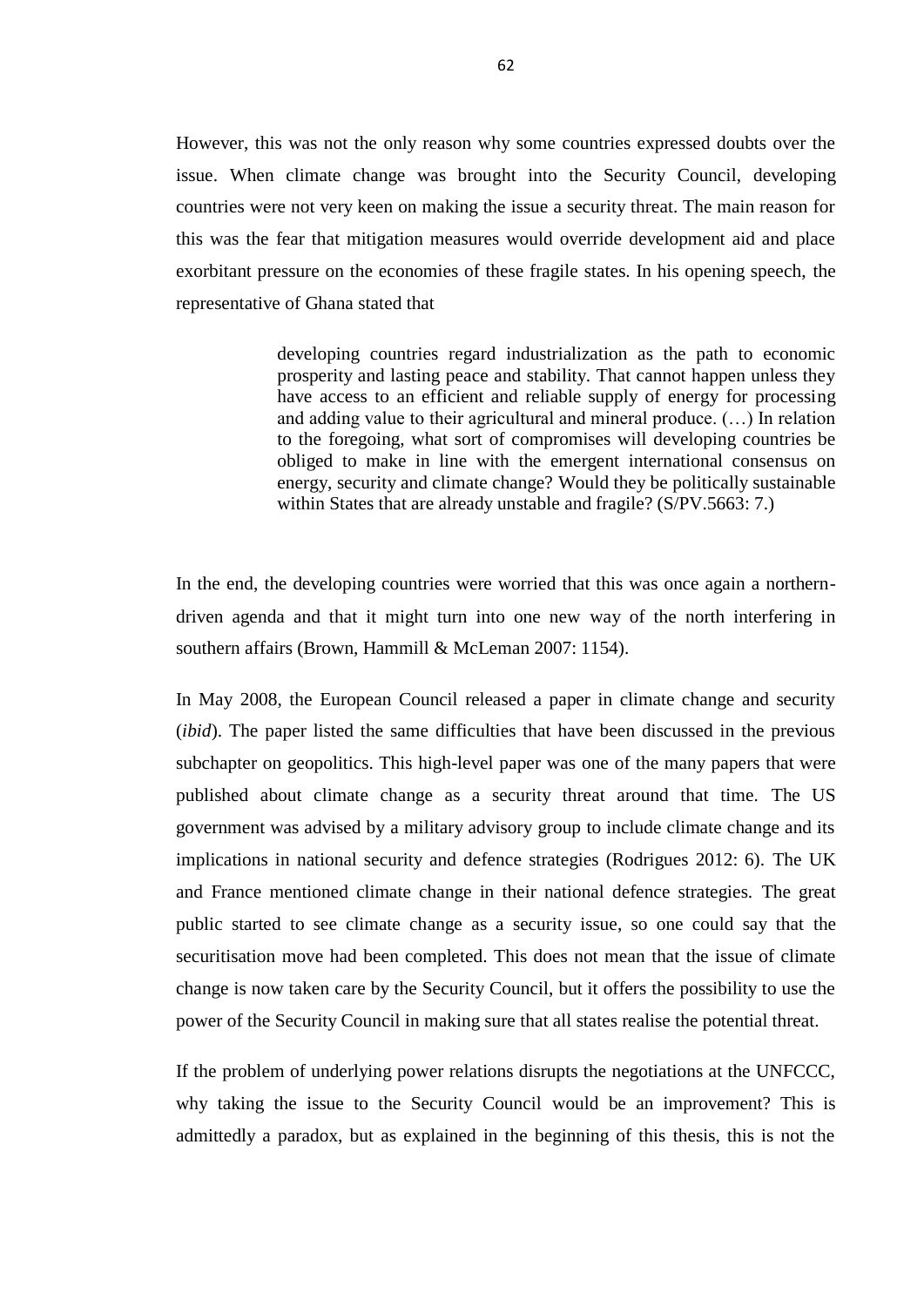However, this was not the only reason why some countries expressed doubts over the issue. When climate change was brought into the Security Council, developing countries were not very keen on making the issue a security threat. The main reason for this was the fear that mitigation measures would override development aid and place exorbitant pressure on the economies of these fragile states. In his opening speech, the representative of Ghana stated that

> developing countries regard industrialization as the path to economic prosperity and lasting peace and stability. That cannot happen unless they have access to an efficient and reliable supply of energy for processing and adding value to their agricultural and mineral produce. (…) In relation to the foregoing, what sort of compromises will developing countries be obliged to make in line with the emergent international consensus on energy, security and climate change? Would they be politically sustainable within States that are already unstable and fragile? (S/PV.5663: 7.)

In the end, the developing countries were worried that this was once again a northern-driven agenda and that it might turn into one new way of the north interfering in southern affairs (Brown, Hammill & McLeman 2007: 1154).

In May 2008, the European Council released a paper in climate change and security (*ibid*). The paper listed the same difficulties that have been discussed in the previous subchapter on geopolitics. This high-level paper was one of the many papers that were published about climate change as a security threat around that time. The US government was advised by a military advisory group to include climate change and its implications in national security and defence strategies (Rodrigues 2012: 6). The UK and France mentioned climate change in their national defence strategies. The great public started to see climate change as a security issue, so one could say that the securitisation move had been completed. This does not mean that the issue of climate change is now taken care by the Security Council, but it offers the possibility to use the power of the Security Council in making sure that all states realise the potential threat.

If the problem of underlying power relations disrupts the negotiations at the UNFCCC, why taking the issue to the Security Council would be an improvement? This is admittedly a paradox, but as explained in the beginning of this thesis, this is not the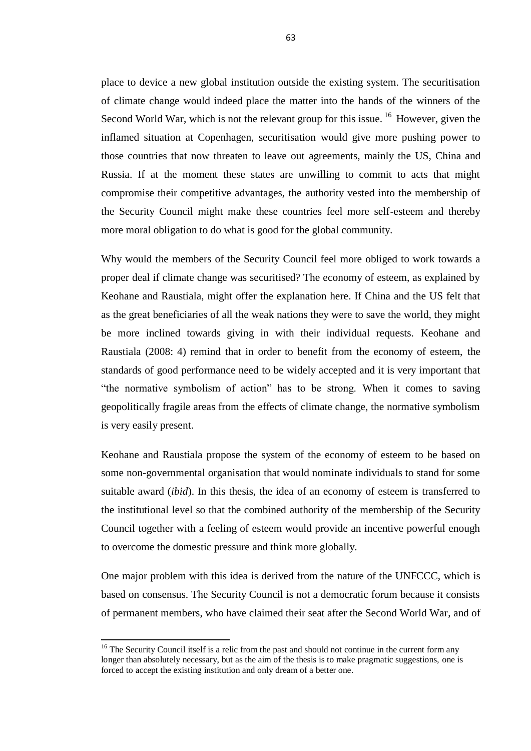place to device a new global institution outside the existing system. The securitisation of climate change would indeed place the matter into the hands of the winners of the Second World War, which is not the relevant group for this issue. [16] However, given the inflamed situation at Copenhagen, securitisation would give more pushing power to those countries that now threaten to leave out agreements, mainly the US, China and Russia. If at the moment these states are unwilling to commit to acts that might compromise their competitive advantages, the authority vested into the membership of the Security Council might make these countries feel more self-esteem and thereby more moral obligation to do what is good for the global community.

Why would the members of the Security Council feel more obliged to work towards a proper deal if climate change was securitised? The economy of esteem, as explained by Keohane and Raustiala, might offer the explanation here. If China and the US felt that as the great beneficiaries of all the weak nations they were to save the world, they might be more inclined towards giving in with their individual requests. Keohane and Raustiala (2008: 4) remind that in order to benefit from the economy of esteem, the standards of good performance need to be widely accepted and it is very important that "the normative symbolism of action" has to be strong. When it comes to saving geopolitically fragile areas from the effects of climate change, the normative symbolism is very easily present.

Keohane and Raustiala propose the system of the economy of esteem to be based on some non-governmental organisation that would nominate individuals to stand for some suitable award (*ibid*). In this thesis, the idea of an economy of esteem is transferred to the institutional level so that the combined authority of the membership of the Security Council together with a feeling of esteem would provide an incentive powerful enough to overcome the domestic pressure and think more globally.

One major problem with this idea is derived from the nature of the UNFCCC, which is based on consensus. The Security Council is not a democratic forum because it consists of permanent members, who have claimed their seat after the Second World War, and of

[16] The Security Council itself is a relic from the past and should not continue in the current form any longer than absolutely necessary, but as the aim of the thesis is to make pragmatic suggestions, one is forced to accept the existing institution and only dream of a better one.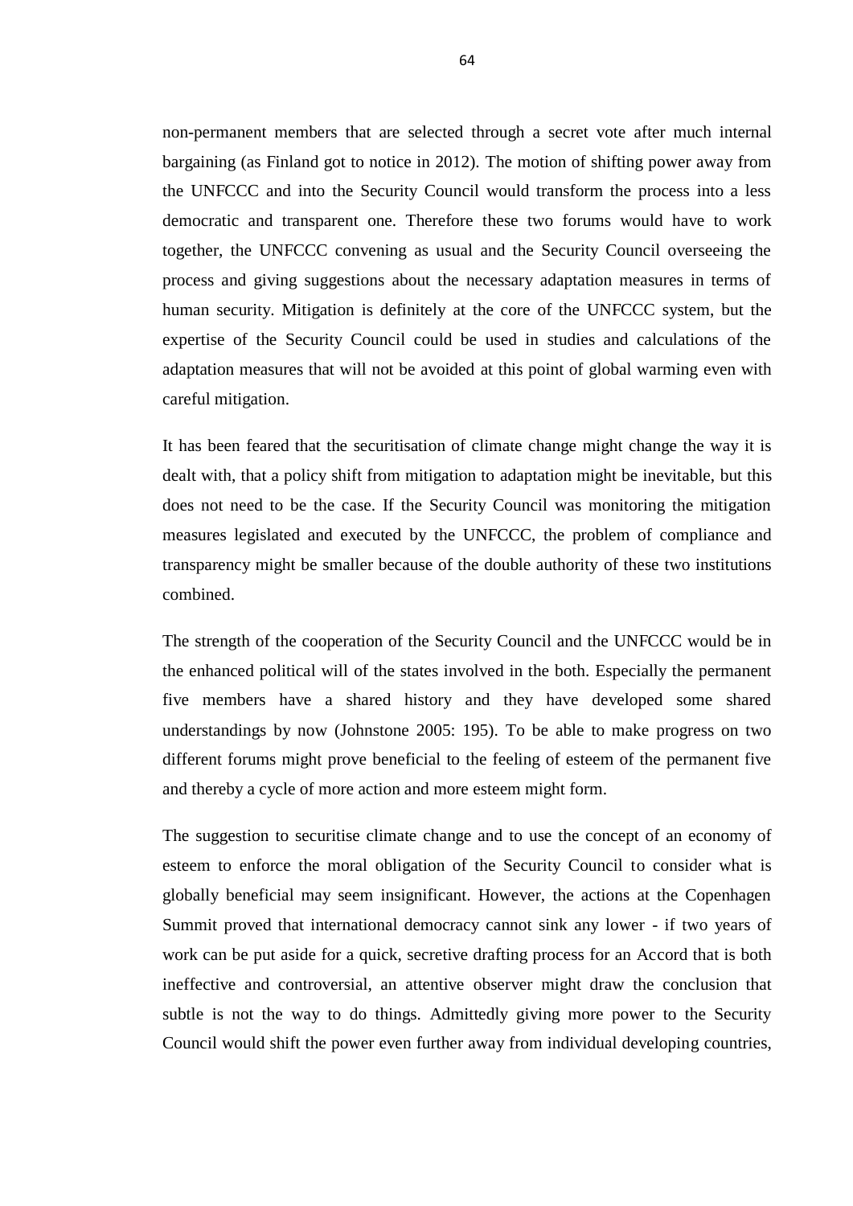non-permanent members that are selected through a secret vote after much internal bargaining (as Finland got to notice in 2012). The motion of shifting power away from the UNFCCC and into the Security Council would transform the process into a less democratic and transparent one. Therefore these two forums would have to work together, the UNFCCC convening as usual and the Security Council overseeing the process and giving suggestions about the necessary adaptation measures in terms of human security. Mitigation is definitely at the core of the UNFCCC system, but the expertise of the Security Council could be used in studies and calculations of the adaptation measures that will not be avoided at this point of global warming even with careful mitigation.

It has been feared that the securitisation of climate change might change the way it is dealt with, that a policy shift from mitigation to adaptation might be inevitable, but this does not need to be the case. If the Security Council was monitoring the mitigation measures legislated and executed by the UNFCCC, the problem of compliance and transparency might be smaller because of the double authority of these two institutions combined.

The strength of the cooperation of the Security Council and the UNFCCC would be in the enhanced political will of the states involved in the both. Especially the permanent five members have a shared history and they have developed some shared understandings by now (Johnstone 2005: 195). To be able to make progress on two different forums might prove beneficial to the feeling of esteem of the permanent five and thereby a cycle of more action and more esteem might form.

The suggestion to securitise climate change and to use the concept of an economy of esteem to enforce the moral obligation of the Security Council to consider what is globally beneficial may seem insignificant. However, the actions at the Copenhagen Summit proved that international democracy cannot sink any lower - if two years of work can be put aside for a quick, secretive drafting process for an Accord that is both ineffective and controversial, an attentive observer might draw the conclusion that subtle is not the way to do things. Admittedly giving more power to the Security Council would shift the power even further away from individual developing countries,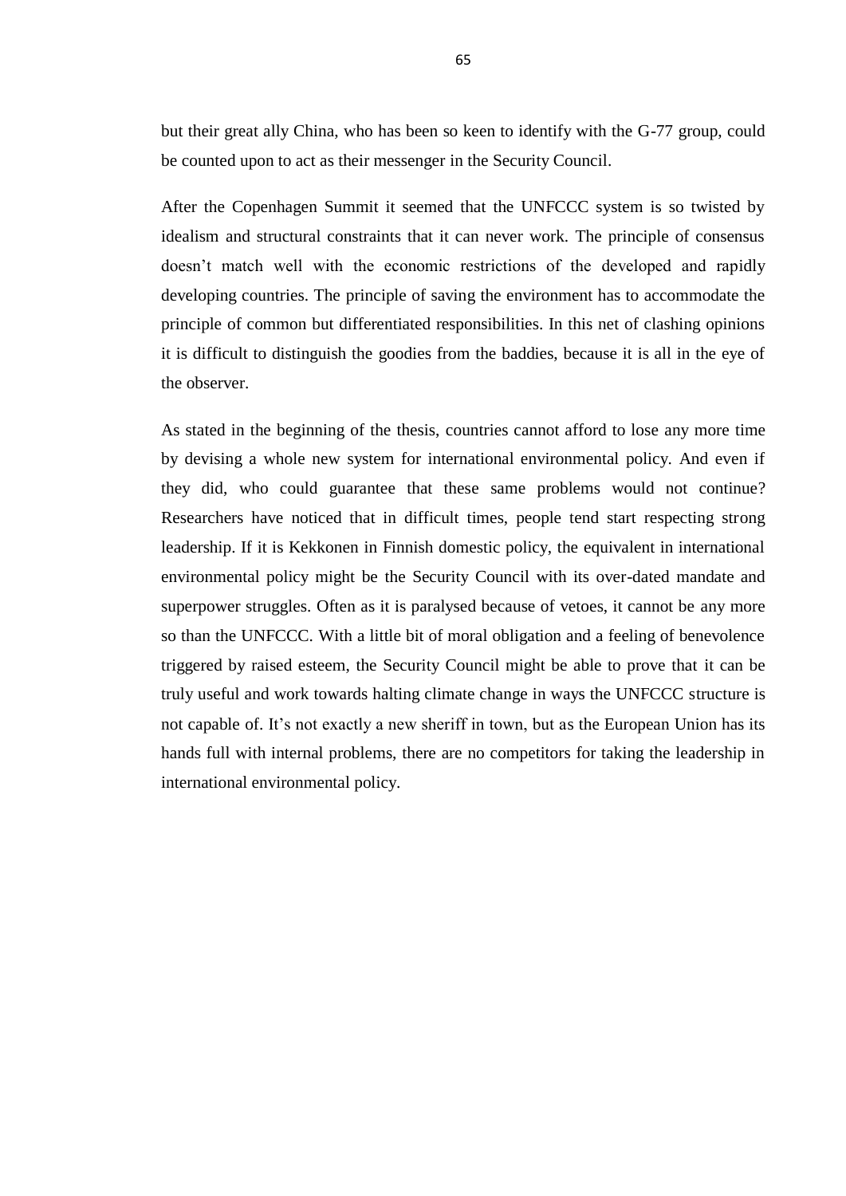but their great ally China, who has been so keen to identify with the G-77 group, could be counted upon to act as their messenger in the Security Council.

After the Copenhagen Summit it seemed that the UNFCCC system is so twisted by idealism and structural constraints that it can never work. The principle of consensus doesn't match well with the economic restrictions of the developed and rapidly developing countries. The principle of saving the environment has to accommodate the principle of common but differentiated responsibilities. In this net of clashing opinions it is difficult to distinguish the goodies from the baddies, because it is all in the eye of the observer.

As stated in the beginning of the thesis, countries cannot afford to lose any more time by devising a whole new system for international environmental policy. And even if they did, who could guarantee that these same problems would not continue? Researchers have noticed that in difficult times, people tend start respecting strong leadership. If it is Kekkonen in Finnish domestic policy, the equivalent in international environmental policy might be the Security Council with its over-dated mandate and superpower struggles. Often as it is paralysed because of vetoes, it cannot be any more so than the UNFCCC. With a little bit of moral obligation and a feeling of benevolence triggered by raised esteem, the Security Council might be able to prove that it can be truly useful and work towards halting climate change in ways the UNFCCC structure is not capable of. It's not exactly a new sheriff in town, but as the European Union has its hands full with internal problems, there are no competitors for taking the leadership in international environmental policy.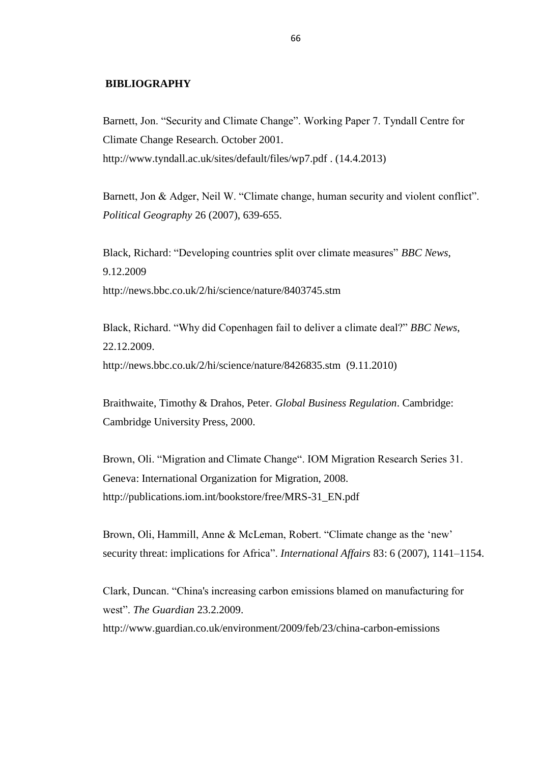## BIBLIOGRAPHY

Barnett, Jon. "Security and Climate Change". Working Paper 7. Tyndall Centre for Climate Change Research. October 2001. http://www.tyndall.ac.uk/sites/default/files/wp7.pdf . (14.4.2013)

Barnett, Jon & Adger, Neil W. "Climate change, human security and violent conflict". *Political Geography* 26 (2007), 639-655.

Black, Richard: "Developing countries split over climate measures" *BBC News*, 9.12.2009 http://news.bbc.co.uk/2/hi/science/nature/8403745.stm

Black, Richard. "Why did Copenhagen fail to deliver a climate deal?" *BBC News*, 22.12.2009. http://news.bbc.co.uk/2/hi/science/nature/8426835.stm (9.11.2010)

Braithwaite, Timothy & Drahos, Peter. *Global Business Regulation*. Cambridge: Cambridge University Press, 2000.

Brown, Oli. "Migration and Climate Change". IOM Migration Research Series 31. Geneva: International Organization for Migration, 2008. http://publications.iom.int/bookstore/free/MRS-31_EN.pdf

Brown, Oli, Hammill, Anne & McLeman, Robert. "Climate change as the 'new' security threat: implications for Africa". *International Affairs* 83: 6 (2007), 1141–1154.

Clark, Duncan. "China's increasing carbon emissions blamed on manufacturing for west". *The Guardian* 23.2.2009. http://www.guardian.co.uk/environment/2009/feb/23/china-carbon-emissions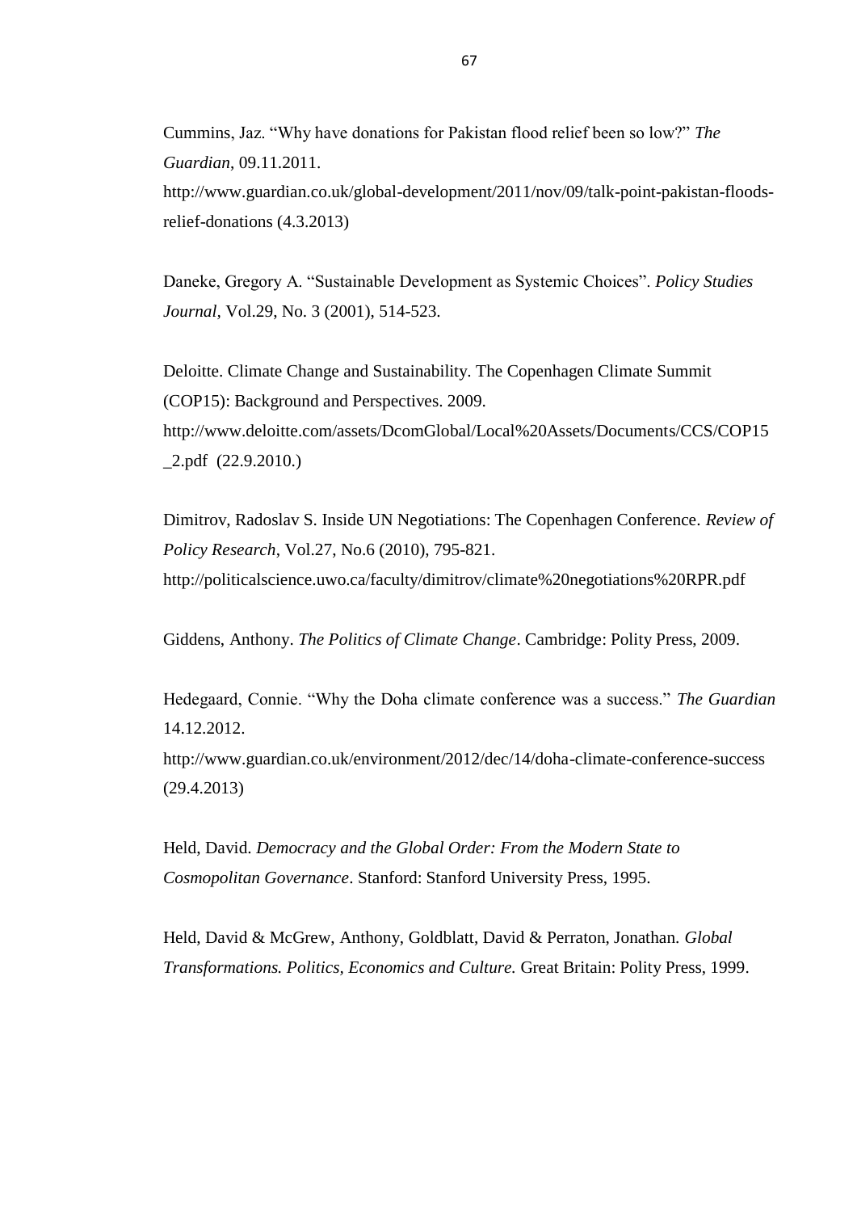Cummins, Jaz. “Why have donations for Pakistan flood relief been so low?” *The Guardian*, 09.11.2011.
http://www.guardian.co.uk/global-development/2011/nov/09/talk-point-pakistan-floods-relief-donations (4.3.2013)

Daneke, Gregory A. “Sustainable Development as Systemic Choices”. *Policy Studies Journal*, Vol.29, No. 3 (2001), 514-523.

Deloitte. Climate Change and Sustainability. The Copenhagen Climate Summit (COP15): Background and Perspectives. 2009.
http://www.deloitte.com/assets/DcomGlobal/Local%20Assets/Documents/CCS/COP15_2.pdf (22.9.2010.)

Dimitrov, Radoslav S. Inside UN Negotiations: The Copenhagen Conference. *Review of Policy Research*, Vol.27, No.6 (2010), 795-821.
http://politicalscience.uwo.ca/faculty/dimitrov/climate%20negotiations%20RPR.pdf

Giddens, Anthony. *The Politics of Climate Change*. Cambridge: Polity Press, 2009.

Hedegaard, Connie. “Why the Doha climate conference was a success.” *The Guardian* 14.12.2012.
http://www.guardian.co.uk/environment/2012/dec/14/doha-climate-conference-success (29.4.2013)

Held, David. *Democracy and the Global Order: From the Modern State to Cosmopolitan Governance*. Stanford: Stanford University Press, 1995.

Held, David & McGrew, Anthony, Goldblatt, David & Perraton, Jonathan. *Global Transformations. Politics, Economics and Culture.* Great Britain: Polity Press, 1999.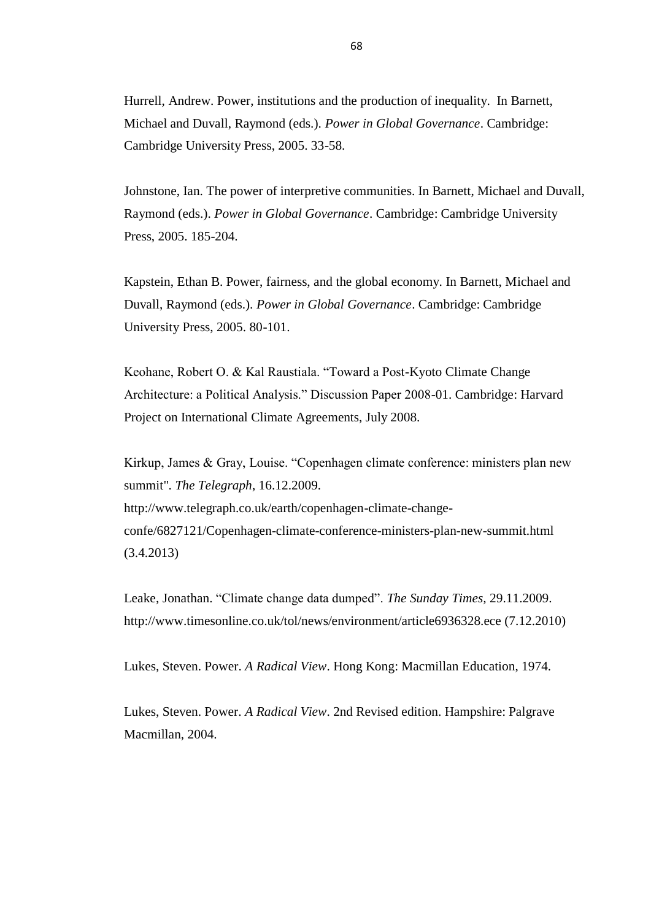Hurrell, Andrew. Power, institutions and the production of inequality. In Barnett, Michael and Duvall, Raymond (eds.). *Power in Global Governance*. Cambridge: Cambridge University Press, 2005. 33-58.

Johnstone, Ian. The power of interpretive communities. In Barnett, Michael and Duvall, Raymond (eds.). *Power in Global Governance*. Cambridge: Cambridge University Press, 2005. 185-204.

Kapstein, Ethan B. Power, fairness, and the global economy. In Barnett, Michael and Duvall, Raymond (eds.). *Power in Global Governance*. Cambridge: Cambridge University Press, 2005. 80-101.

Keohane, Robert O. & Kal Raustiala. "Toward a Post-Kyoto Climate Change Architecture: a Political Analysis." Discussion Paper 2008-01. Cambridge: Harvard Project on International Climate Agreements, July 2008.

Kirkup, James & Gray, Louise. "Copenhagen climate conference: ministers plan new summit". *The Telegraph*, 16.12.2009.
http://www.telegraph.co.uk/earth/copenhagen-climate-change-confe/6827121/Copenhagen-climate-conference-ministers-plan-new-summit.html (3.4.2013)

Leake, Jonathan. "Climate change data dumped". *The Sunday Times,* 29.11.2009. http://www.timesonline.co.uk/tol/news/environment/article6936328.ece (7.12.2010)

Lukes, Steven. Power. *A Radical View*. Hong Kong: Macmillan Education, 1974.

Lukes, Steven. Power. *A Radical View*. 2nd Revised edition. Hampshire: Palgrave Macmillan, 2004.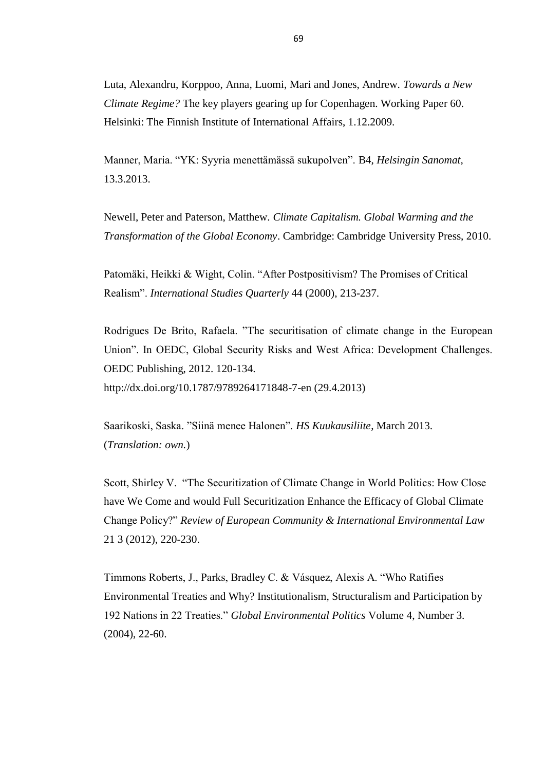Luta, Alexandru, Korppoo, Anna, Luomi, Mari and Jones, Andrew. *Towards a New Climate Regime?* The key players gearing up for Copenhagen. Working Paper 60. Helsinki: The Finnish Institute of International Affairs, 1.12.2009.

Manner, Maria. "YK: Syyria menettämässä sukupolven". B4, *Helsingin Sanomat*, 13.3.2013.

Newell, Peter and Paterson, Matthew. *Climate Capitalism. Global Warming and the Transformation of the Global Economy*. Cambridge: Cambridge University Press, 2010.

Patomäki, Heikki & Wight, Colin. "After Postpositivism? The Promises of Critical Realism". *International Studies Quarterly* 44 (2000), 213-237.

Rodrigues De Brito, Rafaela. "The securitisation of climate change in the European Union". In OEDC, Global Security Risks and West Africa: Development Challenges. OEDC Publishing, 2012. 120-134.
http://dx.doi.org/10.1787/9789264171848-7-en (29.4.2013)

Saarikoski, Saska. "Siinä menee Halonen". *HS Kuukausiliite*, March 2013. (*Translation: own.*)

Scott, Shirley V. "The Securitization of Climate Change in World Politics: How Close have We Come and would Full Securitization Enhance the Efficacy of Global Climate Change Policy?" *Review of European Community & International Environmental Law* 21 3 (2012), 220-230.

Timmons Roberts, J., Parks, Bradley C. & Vásquez, Alexis A. "Who Ratifies Environmental Treaties and Why? Institutionalism, Structuralism and Participation by 192 Nations in 22 Treaties." *Global Environmental Politics* Volume 4, Number 3. (2004), 22-60.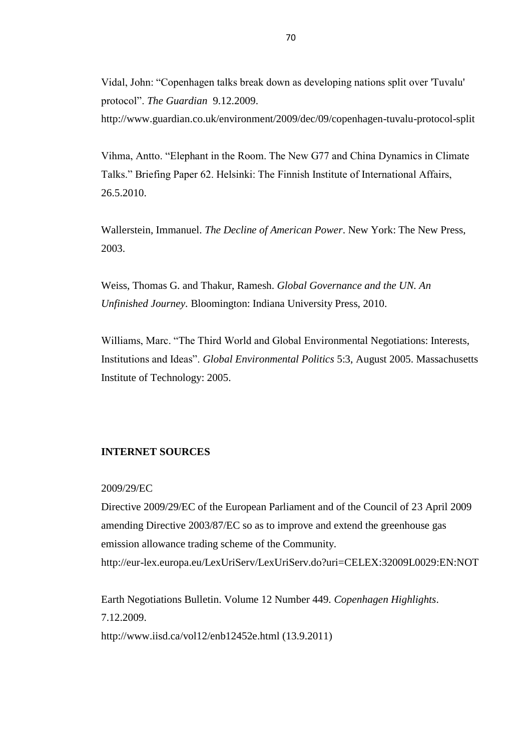Vidal, John: "Copenhagen talks break down as developing nations split over 'Tuvalu' protocol". *The Guardian* 9.12.2009.
http://www.guardian.co.uk/environment/2009/dec/09/copenhagen-tuvalu-protocol-split

Vihma, Antto. "Elephant in the Room. The New G77 and China Dynamics in Climate Talks." Briefing Paper 62. Helsinki: The Finnish Institute of International Affairs, 26.5.2010.

Wallerstein, Immanuel. *The Decline of American Power*. New York: The New Press, 2003.

Weiss, Thomas G. and Thakur, Ramesh. *Global Governance and the UN. An Unfinished Journey*. Bloomington: Indiana University Press, 2010.

Williams, Marc. "The Third World and Global Environmental Negotiations: Interests, Institutions and Ideas". *Global Environmental Politics* 5:3, August 2005. Massachusetts Institute of Technology: 2005.

**INTERNET SOURCES**

2009/29/EC
Directive 2009/29/EC of the European Parliament and of the Council of 23 April 2009 amending Directive 2003/87/EC so as to improve and extend the greenhouse gas emission allowance trading scheme of the Community.
http://eur-lex.europa.eu/LexUriServ/LexUriServ.do?uri=CELEX:32009L0029:EN:NOT

Earth Negotiations Bulletin. Volume 12 Number 449. *Copenhagen Highlights*. 7.12.2009.
http://www.iisd.ca/vol12/enb12452e.html (13.9.2011)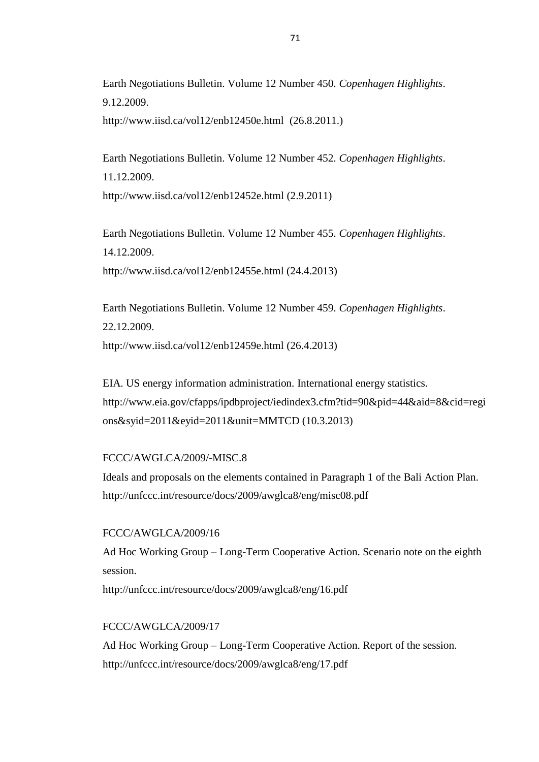Earth Negotiations Bulletin. Volume 12 Number 450. *Copenhagen Highlights*. 9.12.2009.
http://www.iisd.ca/vol12/enb12450e.html (26.8.2011.)

Earth Negotiations Bulletin. Volume 12 Number 452. *Copenhagen Highlights*. 11.12.2009.
http://www.iisd.ca/vol12/enb12452e.html (2.9.2011)

Earth Negotiations Bulletin. Volume 12 Number 455. *Copenhagen Highlights*. 14.12.2009.
http://www.iisd.ca/vol12/enb12455e.html (24.4.2013)

Earth Negotiations Bulletin. Volume 12 Number 459. *Copenhagen Highlights*. 22.12.2009.
http://www.iisd.ca/vol12/enb12459e.html (26.4.2013)

EIA. US energy information administration. International energy statistics.
http://www.eia.gov/cfapps/ipdbproject/iedindex3.cfm?tid=90&pid=44&aid=8&cid=regions&syid=2011&eyid=2011&unit=MMTCD (10.3.2013)

FCCC/AWGLCA/2009/-MISC.8
Ideals and proposals on the elements contained in Paragraph 1 of the Bali Action Plan.
http://unfccc.int/resource/docs/2009/awglca8/eng/misc08.pdf

FCCC/AWGLCA/2009/16
Ad Hoc Working Group – Long-Term Cooperative Action. Scenario note on the eighth session.
http://unfccc.int/resource/docs/2009/awglca8/eng/16.pdf

FCCC/AWGLCA/2009/17
Ad Hoc Working Group – Long-Term Cooperative Action. Report of the session.
http://unfccc.int/resource/docs/2009/awglca8/eng/17.pdf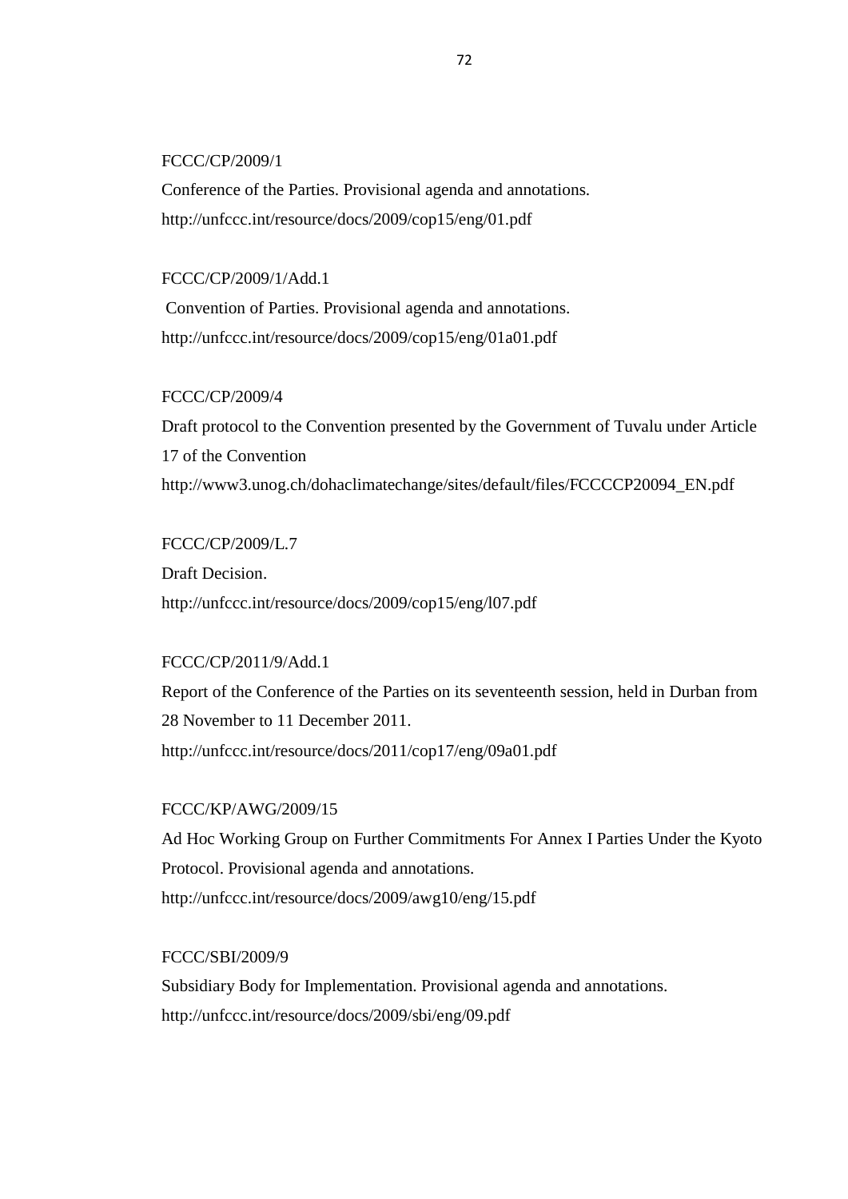FCCC/CP/2009/1

Conference of the Parties. Provisional agenda and annotations.

http://unfccc.int/resource/docs/2009/cop15/eng/01.pdf

FCCC/CP/2009/1/Add.1

Convention of Parties. Provisional agenda and annotations.

http://unfccc.int/resource/docs/2009/cop15/eng/01a01.pdf

FCCC/CP/2009/4

Draft protocol to the Convention presented by the Government of Tuvalu under Article 17 of the Convention

http://www3.unog.ch/dohaclimatechange/sites/default/files/FCCCCP20094_EN.pdf

FCCC/CP/2009/L.7

Draft Decision.

http://unfccc.int/resource/docs/2009/cop15/eng/l07.pdf

FCCC/CP/2011/9/Add.1

Report of the Conference of the Parties on its seventeenth session, held in Durban from 28 November to 11 December 2011.

http://unfccc.int/resource/docs/2011/cop17/eng/09a01.pdf

FCCC/KP/AWG/2009/15

Ad Hoc Working Group on Further Commitments For Annex I Parties Under the Kyoto Protocol. Provisional agenda and annotations.

http://unfccc.int/resource/docs/2009/awg10/eng/15.pdf

FCCC/SBI/2009/9

Subsidiary Body for Implementation. Provisional agenda and annotations.

http://unfccc.int/resource/docs/2009/sbi/eng/09.pdf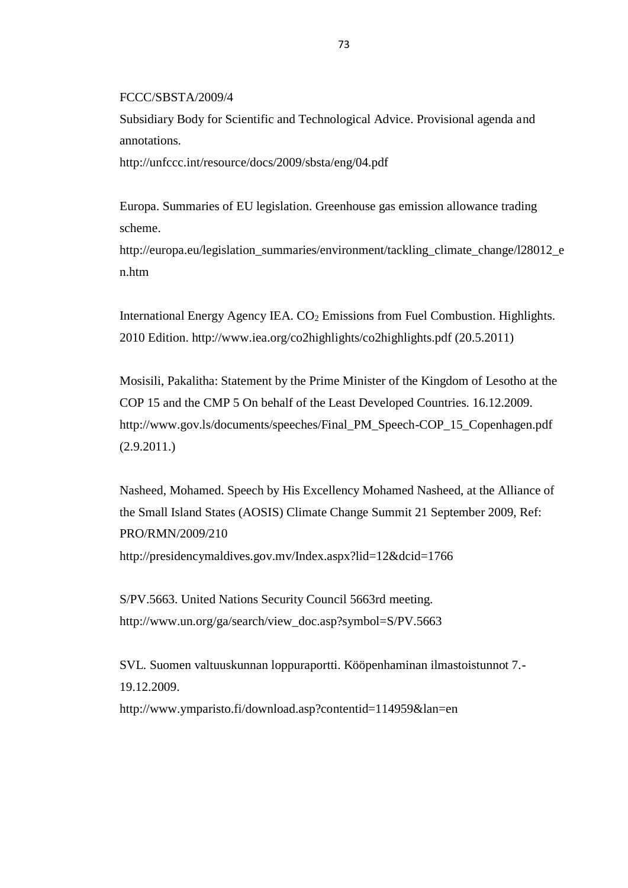FCCC/SBSTA/2009/4

Subsidiary Body for Scientific and Technological Advice. Provisional agenda and annotations.

http://unfccc.int/resource/docs/2009/sbsta/eng/04.pdf

Europa. Summaries of EU legislation. Greenhouse gas emission allowance trading scheme.

http://europa.eu/legislation_summaries/environment/tackling_climate_change/l28012_en.htm

International Energy Agency IEA. $CO_2$ Emissions from Fuel Combustion. Highlights. 2010 Edition. http://www.iea.org/co2highlights/co2highlights.pdf (20.5.2011)

Mosisili, Pakalitha: Statement by the Prime Minister of the Kingdom of Lesotho at the COP 15 and the CMP 5 On behalf of the Least Developed Countries. 16.12.2009. http://www.gov.ls/documents/speeches/Final_PM_Speech-COP_15_Copenhagen.pdf (2.9.2011.)

Nasheed, Mohamed. Speech by His Excellency Mohamed Nasheed, at the Alliance of the Small Island States (AOSIS) Climate Change Summit 21 September 2009, Ref: PRO/RMN/2009/210

http://presidencymaldives.gov.mv/Index.aspx?lid=12&dcid=1766

S/PV.5663. United Nations Security Council 5663rd meeting.

http://www.un.org/ga/search/view_doc.asp?symbol=S/PV.5663

SVL. Suomen valtuuskunnan loppuraportti. Kööpenhaminan ilmastoistunnot 7.-19.12.2009.

http://www.ymparisto.fi/download.asp?contentid=114959&lan=en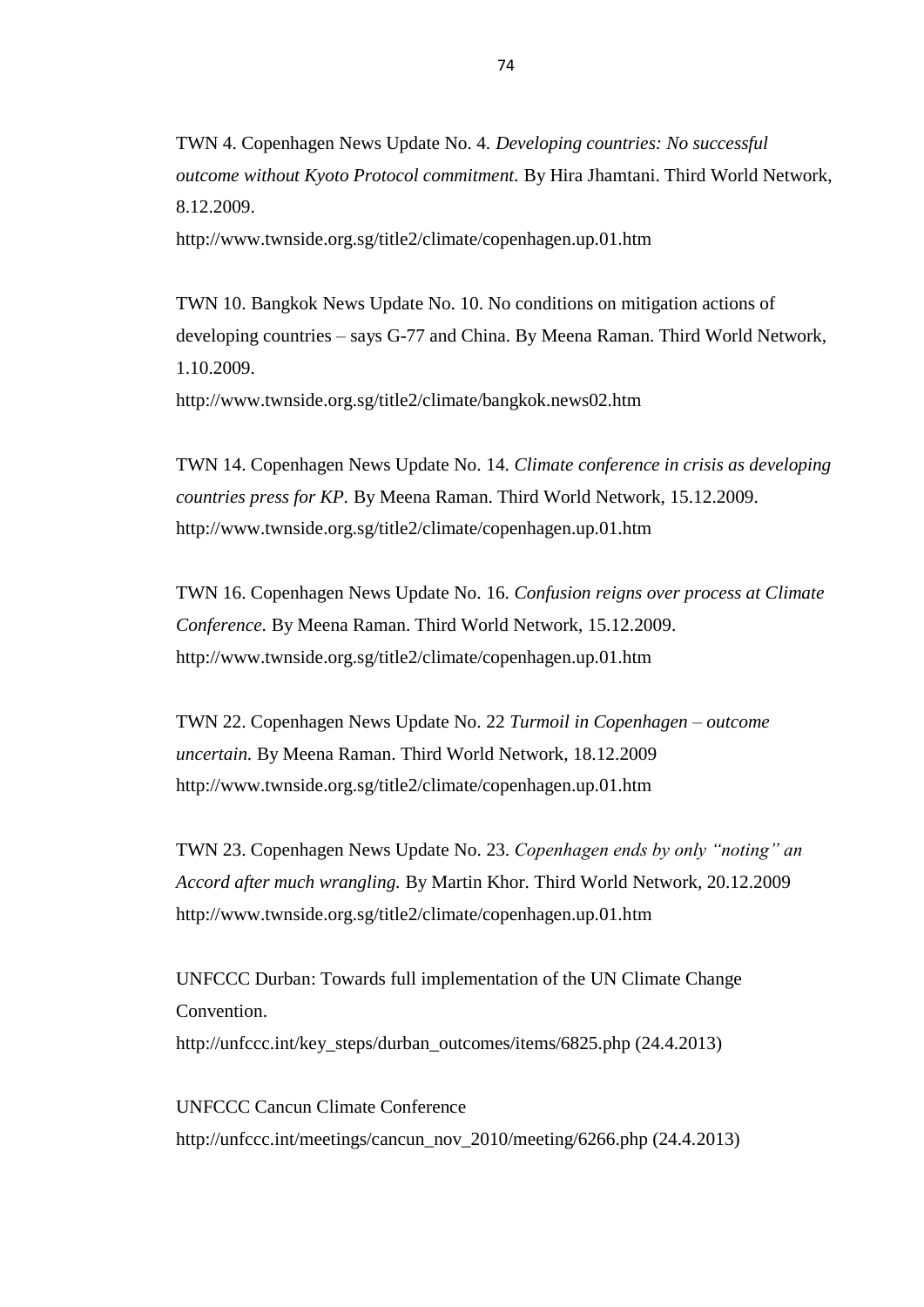TWN 4. Copenhagen News Update No. 4. *Developing countries: No successful outcome without Kyoto Protocol commitment.* By Hira Jhamtani. Third World Network, 8.12.2009.
http://www.twnside.org.sg/title2/climate/copenhagen.up.01.htm

TWN 10. Bangkok News Update No. 10. No conditions on mitigation actions of developing countries – says G-77 and China. By Meena Raman. Third World Network, 1.10.2009.
http://www.twnside.org.sg/title2/climate/bangkok.news02.htm

TWN 14. Copenhagen News Update No. 14. *Climate conference in crisis as developing countries press for KP.* By Meena Raman. Third World Network, 15.12.2009.
http://www.twnside.org.sg/title2/climate/copenhagen.up.01.htm

TWN 16. Copenhagen News Update No. 16. *Confusion reigns over process at Climate Conference.* By Meena Raman. Third World Network, 15.12.2009.
http://www.twnside.org.sg/title2/climate/copenhagen.up.01.htm

TWN 22. Copenhagen News Update No. 22 *Turmoil in Copenhagen – outcome uncertain.* By Meena Raman. Third World Network, 18.12.2009
http://www.twnside.org.sg/title2/climate/copenhagen.up.01.htm

TWN 23. Copenhagen News Update No. 23. *Copenhagen ends by only "noting" an Accord after much wrangling.* By Martin Khor. Third World Network, 20.12.2009
http://www.twnside.org.sg/title2/climate/copenhagen.up.01.htm

UNFCCC Durban: Towards full implementation of the UN Climate Change Convention.
http://unfccc.int/key_steps/durban_outcomes/items/6825.php (24.4.2013)

UNFCCC Cancun Climate Conference
http://unfccc.int/meetings/cancun_nov_2010/meeting/6266.php (24.4.2013)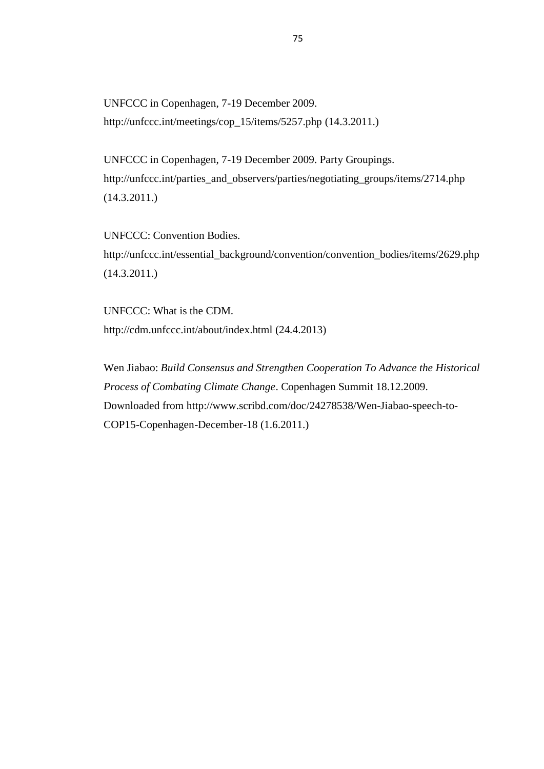UNFCCC in Copenhagen, 7-19 December 2009.
http://unfccc.int/meetings/cop_15/items/5257.php (14.3.2011.)

UNFCCC in Copenhagen, 7-19 December 2009. Party Groupings.
http://unfccc.int/parties_and_observers/parties/negotiating_groups/items/2714.php (14.3.2011.)

UNFCCC: Convention Bodies.
http://unfccc.int/essential_background/convention/convention_bodies/items/2629.php (14.3.2011.)

UNFCCC: What is the CDM.
http://cdm.unfccc.int/about/index.html (24.4.2013)

Wen Jiabao: *Build Consensus and Strengthen Cooperation To Advance the Historical Process of Combating Climate Change*. Copenhagen Summit 18.12.2009. Downloaded from http://www.scribd.com/doc/24278538/Wen-Jiabao-speech-to-COP15-Copenhagen-December-18 (1.6.2011.)